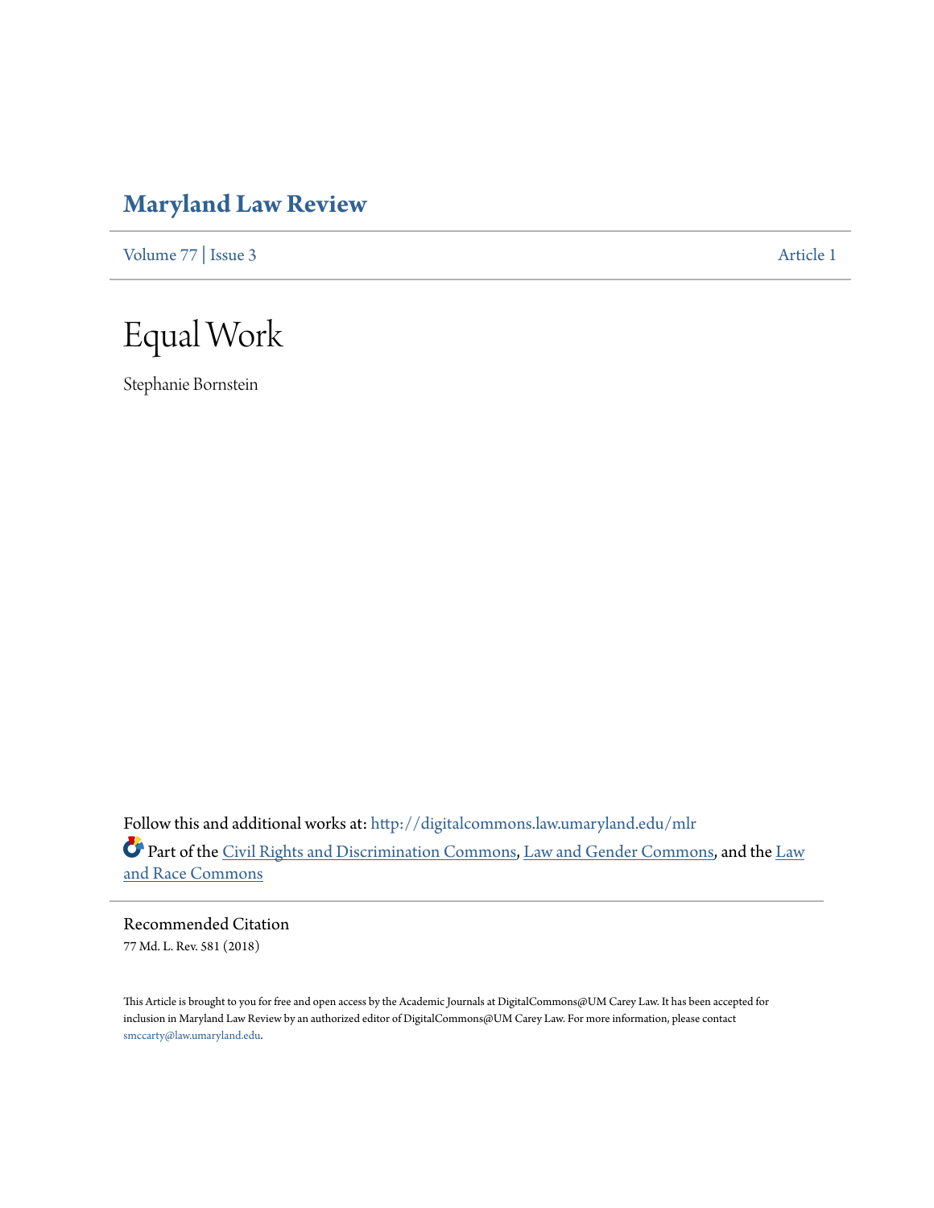# Maryland Law Review

Volume 77 | Issue 3 Article 1

# Equal Work

Stephanie Bornstein

Follow this and additional works at: http://digitalcommons.law.umaryland.edu/mlr

Part of the Civil Rights and Discrimination Commons, Law and Gender Commons, and the Law and Race Commons

## Recommended Citation

77 Md. L. Rev. 581 (2018)

This Article is brought to you for free and open access by the Academic Journals at DigitalCommons@UM Carey Law. It has been accepted for inclusion in Maryland Law Review by an authorized editor of DigitalCommons@UM Carey Law. For more information, please contact smccarty@law.umaryland.edu.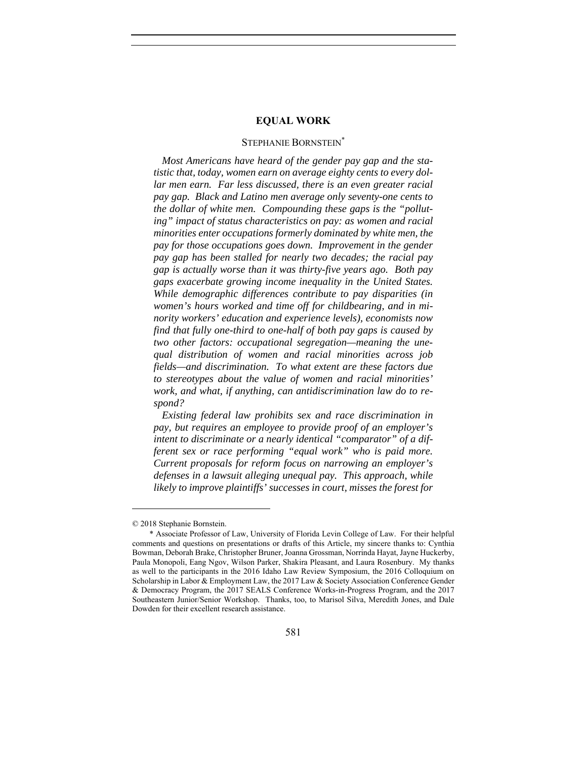# EQUAL WORK

STEPHANIE BORNSTEIN*

*Most Americans have heard of the gender pay gap and the statistic that, today, women earn on average eighty cents to every dollar men earn. Far less discussed, there is an even greater racial pay gap. Black and Latino men average only seventy-one cents to the dollar of white men. Compounding these gaps is the "polluting" impact of status characteristics on pay: as women and racial minorities enter occupations formerly dominated by white men, the pay for those occupations goes down. Improvement in the gender pay gap has been stalled for nearly two decades; the racial pay gap is actually worse than it was thirty-five years ago. Both pay gaps exacerbate growing income inequality in the United States. While demographic differences contribute to pay disparities (in women's hours worked and time off for childbearing, and in minority workers' education and experience levels), economists now find that fully one-third to one-half of both pay gaps is caused by two other factors: occupational segregation—meaning the unequal distribution of women and racial minorities across job fields—and discrimination. To what extent are these factors due to stereotypes about the value of women and racial minorities' work, and what, if anything, can antidiscrimination law do to respond?*

*Existing federal law prohibits sex and race discrimination in pay, but requires an employee to provide proof of an employer's intent to discriminate or a nearly identical "comparator" of a different sex or race performing "equal work" who is paid more. Current proposals for reform focus on narrowing an employer's defenses in a lawsuit alleging unequal pay. This approach, while likely to improve plaintiffs' successes in court, misses the forest for*

---

© 2018 Stephanie Bornstein.

\* Associate Professor of Law, University of Florida Levin College of Law. For their helpful comments and questions on presentations or drafts of this Article, my sincere thanks to: Cynthia Bowman, Deborah Brake, Christopher Bruner, Joanna Grossman, Norrinda Hayat, Jayne Huckerby, Paula Monopoli, Eang Ngov, Wilson Parker, Shakira Pleasant, and Laura Rosenbury. My thanks as well to the participants in the 2016 Idaho Law Review Symposium, the 2016 Colloquium on Scholarship in Labor & Employment Law, the 2017 Law & Society Association Conference Gender & Democracy Program, the 2017 SEALS Conference Works-in-Progress Program, and the 2017 Southeastern Junior/Senior Workshop. Thanks, too, to Marisol Silva, Meredith Jones, and Dale Dowden for their excellent research assistance.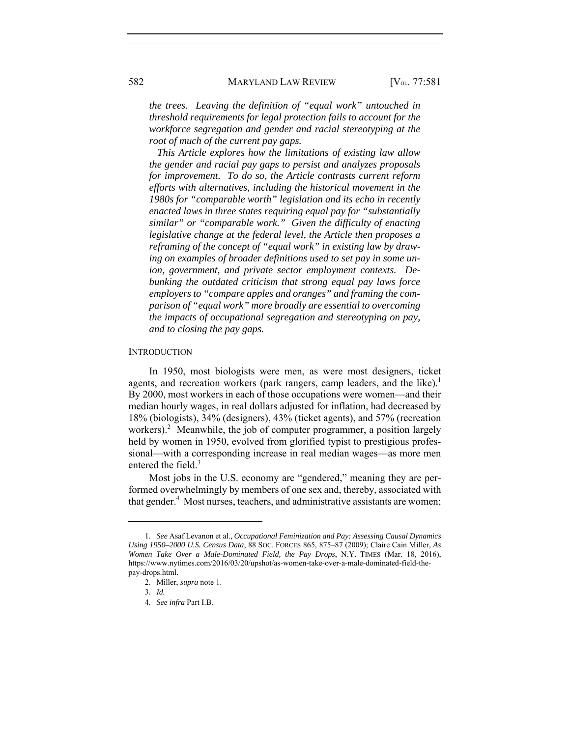*the trees. Leaving the definition of "equal work" untouched in threshold requirements for legal protection fails to account for the workforce segregation and gender and racial stereotyping at the root of much of the current pay gaps.*

*This Article explores how the limitations of existing law allow the gender and racial pay gaps to persist and analyzes proposals for improvement. To do so, the Article contrasts current reform efforts with alternatives, including the historical movement in the 1980s for "comparable worth" legislation and its echo in recently enacted laws in three states requiring equal pay for "substantially similar" or "comparable work." Given the difficulty of enacting legislative change at the federal level, the Article then proposes a reframing of the concept of "equal work" in existing law by drawing on examples of broader definitions used to set pay in some union, government, and private sector employment contexts. Debunking the outdated criticism that strong equal pay laws force employers to "compare apples and oranges" and framing the comparison of "equal work" more broadly are essential to overcoming the impacts of occupational segregation and stereotyping on pay, and to closing the pay gaps.*

## INTRODUCTION

In 1950, most biologists were men, as were most designers, ticket agents, and recreation workers (park rangers, camp leaders, and the like).[1] By 2000, most workers in each of those occupations were women—and their median hourly wages, in real dollars adjusted for inflation, had decreased by 18% (biologists), 34% (designers), 43% (ticket agents), and 57% (recreation workers).[2] Meanwhile, the job of computer programmer, a position largely held by women in 1950, evolved from glorified typist to prestigious professional—with a corresponding increase in real median wages—as more men entered the field.[3]

Most jobs in the U.S. economy are "gendered," meaning they are performed overwhelmingly by members of one sex and, thereby, associated with that gender.[4] Most nurses, teachers, and administrative assistants are women;

---

1. *See* Asaf Levanon et al., *Occupational Feminization and Pay: Assessing Causal Dynamics Using 1950–2000 U.S. Census Data*, 88 SOC. FORCES 865, 875–87 (2009); Claire Cain Miller, *As Women Take Over a Male-Dominated Field, the Pay Drops*, N.Y. TIMES (Mar. 18, 2016), https://www.nytimes.com/2016/03/20/upshot/as-women-take-over-a-male-dominated-field-the-pay-drops.html.

2. Miller, *supra* note 1.

3. *Id.*

4. *See infra* Part I.B.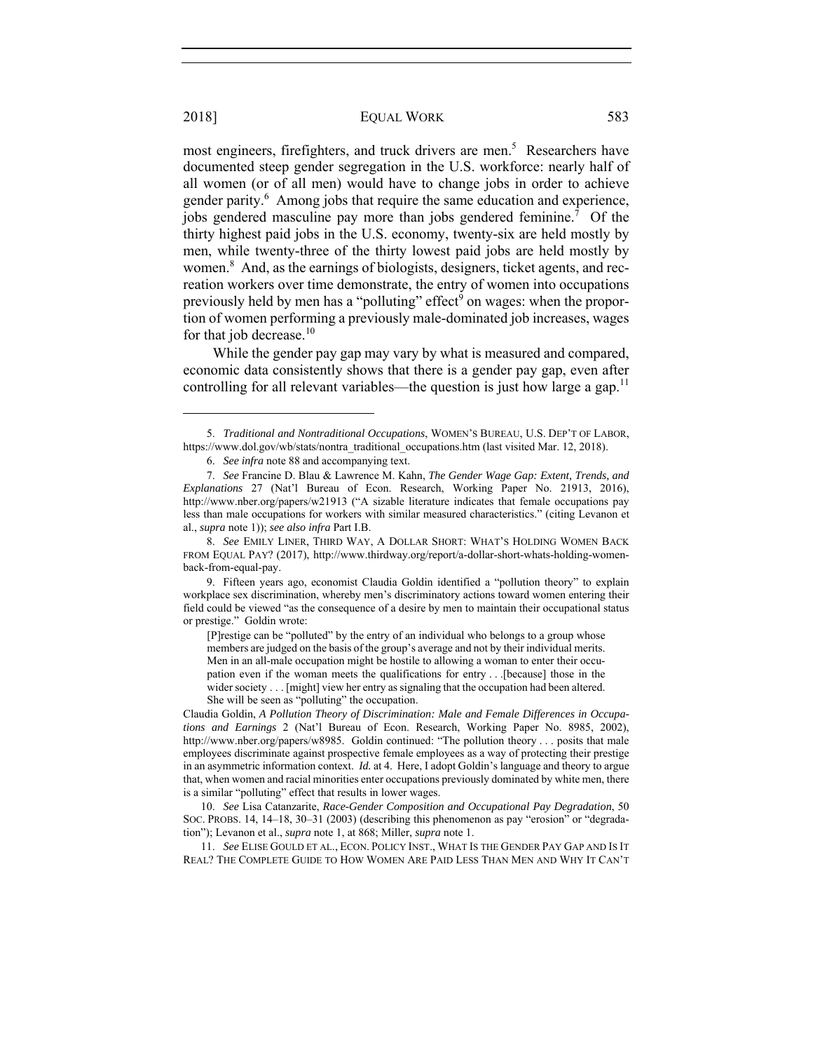most engineers, firefighters, and truck drivers are men.[5] Researchers have documented steep gender segregation in the U.S. workforce: nearly half of all women (or of all men) would have to change jobs in order to achieve gender parity.[6] Among jobs that require the same education and experience, jobs gendered masculine pay more than jobs gendered feminine.[7] Of the thirty highest paid jobs in the U.S. economy, twenty-six are held mostly by men, while twenty-three of the thirty lowest paid jobs are held mostly by women.[8] And, as the earnings of biologists, designers, ticket agents, and recreation workers over time demonstrate, the entry of women into occupations previously held by men has a "polluting" effect[9] on wages: when the proportion of women performing a previously male-dominated job increases, wages for that job decrease.[10]

While the gender pay gap may vary by what is measured and compared, economic data consistently shows that there is a gender pay gap, even after controlling for all relevant variables—the question is just how large a gap.[11]

---

5. *Traditional and Nontraditional Occupations*, WOMEN'S BUREAU, U.S. DEP'T OF LABOR, https://www.dol.gov/wb/stats/nontra_traditional_occupations.htm (last visited Mar. 12, 2018).

6. *See infra* note 88 and accompanying text.

7. *See* Francine D. Blau & Lawrence M. Kahn, *The Gender Wage Gap: Extent, Trends, and Explanations* 27 (Nat'l Bureau of Econ. Research, Working Paper No. 21913, 2016), http://www.nber.org/papers/w21913 ("A sizable literature indicates that female occupations pay less than male occupations for workers with similar measured characteristics." (citing Levanon et al., *supra* note 1)); *see also infra* Part I.B.

8. *See* EMILY LINER, THIRD WAY, A DOLLAR SHORT: WHAT'S HOLDING WOMEN BACK FROM EQUAL PAY? (2017), http://www.thirdway.org/report/a-dollar-short-whats-holding-women-back-from-equal-pay.

9. Fifteen years ago, economist Claudia Goldin identified a "pollution theory" to explain workplace sex discrimination, whereby men's discriminatory actions toward women entering their field could be viewed "as the consequence of a desire by men to maintain their occupational status or prestige." Goldin wrote:

> [P]restige can be "polluted" by the entry of an individual who belongs to a group whose members are judged on the basis of the group's average and not by their individual merits. Men in an all-male occupation might be hostile to allowing a woman to enter their occupation even if the woman meets the qualifications for entry . . .[because] those in the wider society . . . [might] view her entry as signaling that the occupation had been altered. She will be seen as "polluting" the occupation.

Claudia Goldin, *A Pollution Theory of Discrimination: Male and Female Differences in Occupations and Earnings* 2 (Nat'l Bureau of Econ. Research, Working Paper No. 8985, 2002), http://www.nber.org/papers/w8985. Goldin continued: "The pollution theory . . . posits that male employees discriminate against prospective female employees as a way of protecting their prestige in an asymmetric information context. *Id.* at 4. Here, I adopt Goldin's language and theory to argue that, when women and racial minorities enter occupations previously dominated by white men, there is a similar "polluting" effect that results in lower wages.

10. *See* Lisa Catanzarite, *Race-Gender Composition and Occupational Pay Degradation*, 50 SOC. PROBS. 14, 14–18, 30–31 (2003) (describing this phenomenon as pay "erosion" or "degradation"); Levanon et al., *supra* note 1, at 868; Miller, *supra* note 1.

11. *See* ELISE GOULD ET AL., ECON. POLICY INST., WHAT IS THE GENDER PAY GAP AND IS IT REAL? THE COMPLETE GUIDE TO HOW WOMEN ARE PAID LESS THAN MEN AND WHY IT CAN'T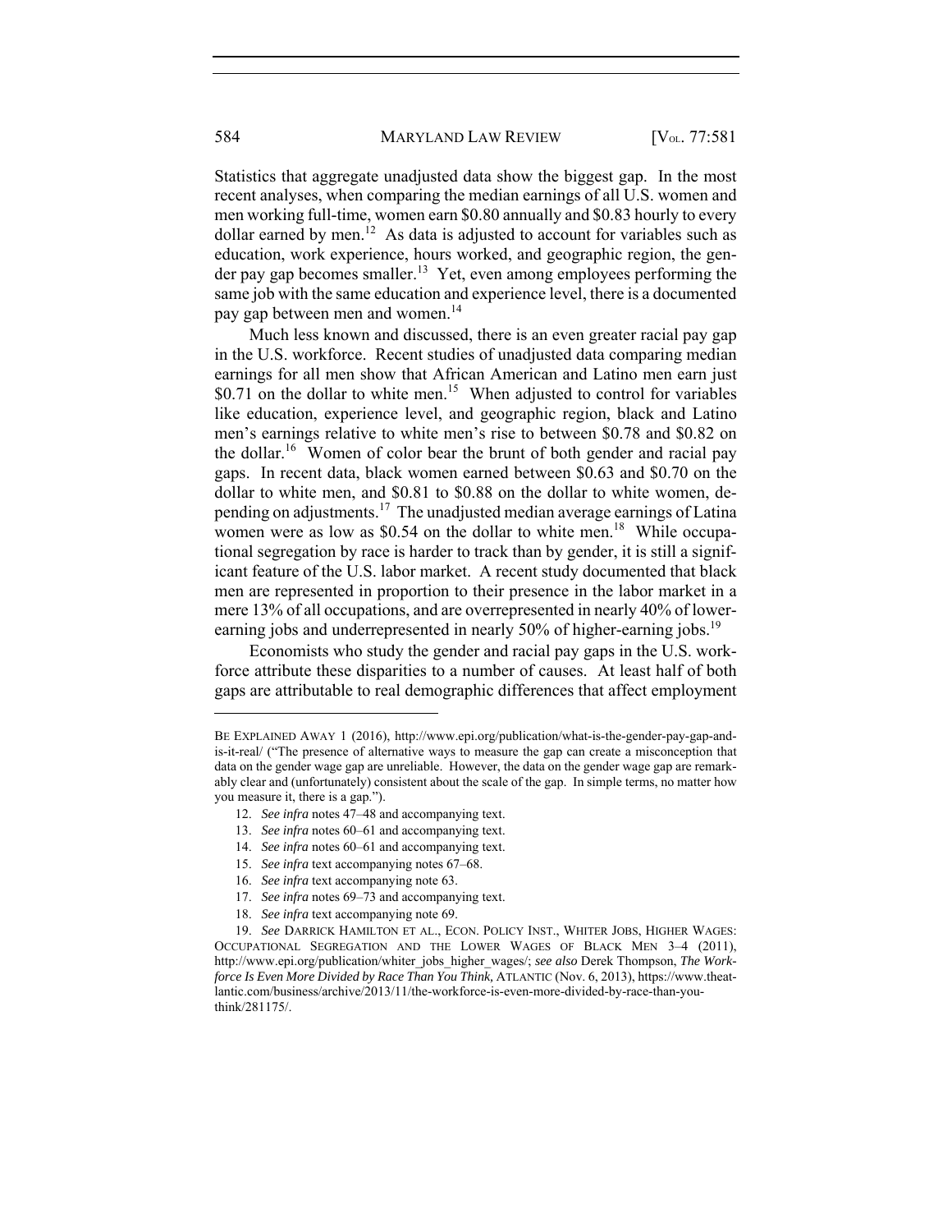Statistics that aggregate unadjusted data show the biggest gap. In the most recent analyses, when comparing the median earnings of all U.S. women and men working full-time, women earn \$0.80 annually and \$0.83 hourly to every dollar earned by men.[12] As data is adjusted to account for variables such as education, work experience, hours worked, and geographic region, the gender pay gap becomes smaller.[13] Yet, even among employees performing the same job with the same education and experience level, there is a documented pay gap between men and women.[14]

Much less known and discussed, there is an even greater racial pay gap in the U.S. workforce. Recent studies of unadjusted data comparing median earnings for all men show that African American and Latino men earn just \$0.71 on the dollar to white men.[15] When adjusted to control for variables like education, experience level, and geographic region, black and Latino men's earnings relative to white men's rise to between \$0.78 and \$0.82 on the dollar.[16] Women of color bear the brunt of both gender and racial pay gaps. In recent data, black women earned between \$0.63 and \$0.70 on the dollar to white men, and \$0.81 to \$0.88 on the dollar to white women, depending on adjustments.[17] The unadjusted median average earnings of Latina women were as low as \$0.54 on the dollar to white men.[18] While occupational segregation by race is harder to track than by gender, it is still a significant feature of the U.S. labor market. A recent study documented that black men are represented in proportion to their presence in the labor market in a mere 13% of all occupations, and are overrepresented in nearly 40% of lower-earning jobs and underrepresented in nearly 50% of higher-earning jobs.[19]

Economists who study the gender and racial pay gaps in the U.S. workforce attribute these disparities to a number of causes. At least half of both gaps are attributable to real demographic differences that affect employment

---

BE EXPLAINED AWAY 1 (2016), http://www.epi.org/publication/what-is-the-gender-pay-gap-and-is-it-real/ ("The presence of alternative ways to measure the gap can create a misconception that data on the gender wage gap are unreliable. However, the data on the gender wage gap are remarkably clear and (unfortunately) consistent about the scale of the gap. In simple terms, no matter how you measure it, there is a gap.").

12. *See infra* notes 47–48 and accompanying text.

13. *See infra* notes 60–61 and accompanying text.

14. *See infra* notes 60–61 and accompanying text.

15. *See infra* text accompanying notes 67–68.

16. *See infra* text accompanying note 63.

17. *See infra* notes 69–73 and accompanying text.

18. *See infra* text accompanying note 69.

19. *See* DARRICK HAMILTON ET AL., ECON. POLICY INST., WHITER JOBS, HIGHER WAGES: OCCUPATIONAL SEGREGATION AND THE LOWER WAGES OF BLACK MEN 3–4 (2011), http://www.epi.org/publication/whiter_jobs_higher_wages/; *see also* Derek Thompson, *The Workforce Is Even More Divided by Race Than You Think*, ATLANTIC (Nov. 6, 2013), https://www.theatlantic.com/business/archive/2013/11/the-workforce-is-even-more-divided-by-race-than-you-think/281175/.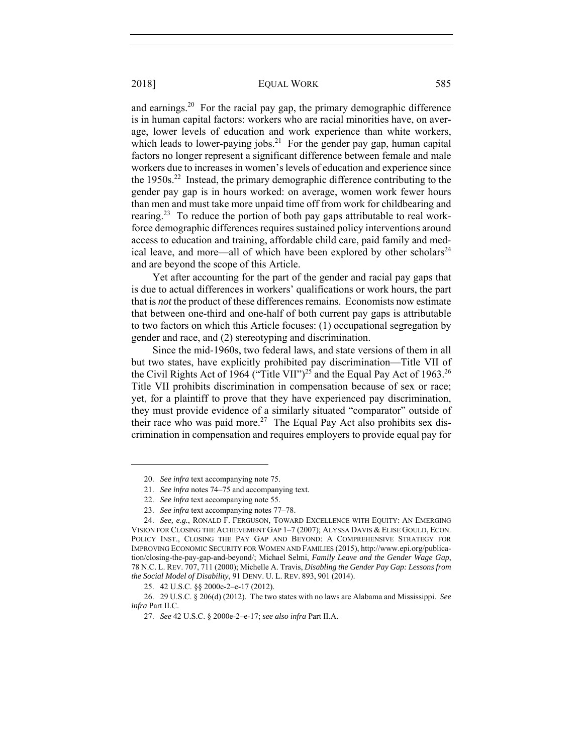and earnings.[20] For the racial pay gap, the primary demographic difference is in human capital factors: workers who are racial minorities have, on average, lower levels of education and work experience than white workers, which leads to lower-paying jobs.[21] For the gender pay gap, human capital factors no longer represent a significant difference between female and male workers due to increases in women's levels of education and experience since the 1950s.[22] Instead, the primary demographic difference contributing to the gender pay gap is in hours worked: on average, women work fewer hours than men and must take more unpaid time off from work for childbearing and rearing.[23] To reduce the portion of both pay gaps attributable to real workforce demographic differences requires sustained policy interventions around access to education and training, affordable child care, paid family and medical leave, and more—all of which have been explored by other scholars[24] and are beyond the scope of this Article.

Yet after accounting for the part of the gender and racial pay gaps that is due to actual differences in workers' qualifications or work hours, the part that is *not* the product of these differences remains. Economists now estimate that between one-third and one-half of both current pay gaps is attributable to two factors on which this Article focuses: (1) occupational segregation by gender and race, and (2) stereotyping and discrimination.

Since the mid-1960s, two federal laws, and state versions of them in all but two states, have explicitly prohibited pay discrimination—Title VII of the Civil Rights Act of 1964 ("Title VII")[25] and the Equal Pay Act of 1963.[26] Title VII prohibits discrimination in compensation because of sex or race; yet, for a plaintiff to prove that they have experienced pay discrimination, they must provide evidence of a similarly situated "comparator" outside of their race who was paid more.[27] The Equal Pay Act also prohibits sex discrimination in compensation and requires employers to provide equal pay for

---

20. *See infra* text accompanying note 75.

21. *See infra* notes 74–75 and accompanying text.

22. *See infra* text accompanying note 55.

23. *See infra* text accompanying notes 77–78.

24. *See, e.g.*, RONALD F. FERGUSON, TOWARD EXCELLENCE WITH EQUITY: AN EMERGING VISION FOR CLOSING THE ACHIEVEMENT GAP 1–7 (2007); ALYSSA DAVIS & ELISE GOULD, ECON. POLICY INST., CLOSING THE PAY GAP AND BEYOND: A COMPREHENSIVE STRATEGY FOR IMPROVING ECONOMIC SECURITY FOR WOMEN AND FAMILIES (2015), http://www.epi.org/publication/closing-the-pay-gap-and-beyond/; Michael Selmi, *Family Leave and the Gender Wage Gap*, 78 N.C. L. REV. 707, 711 (2000); Michelle A. Travis, *Disabling the Gender Pay Gap: Lessons from the Social Model of Disability*, 91 DENV. U. L. REV. 893, 901 (2014).

25. 42 U.S.C. §§ 2000e-2–e-17 (2012).

26. 29 U.S.C. § 206(d) (2012). The two states with no laws are Alabama and Mississippi. *See infra* Part II.C.

27. *See* 42 U.S.C. § 2000e-2–e-17; *see also infra* Part II.A.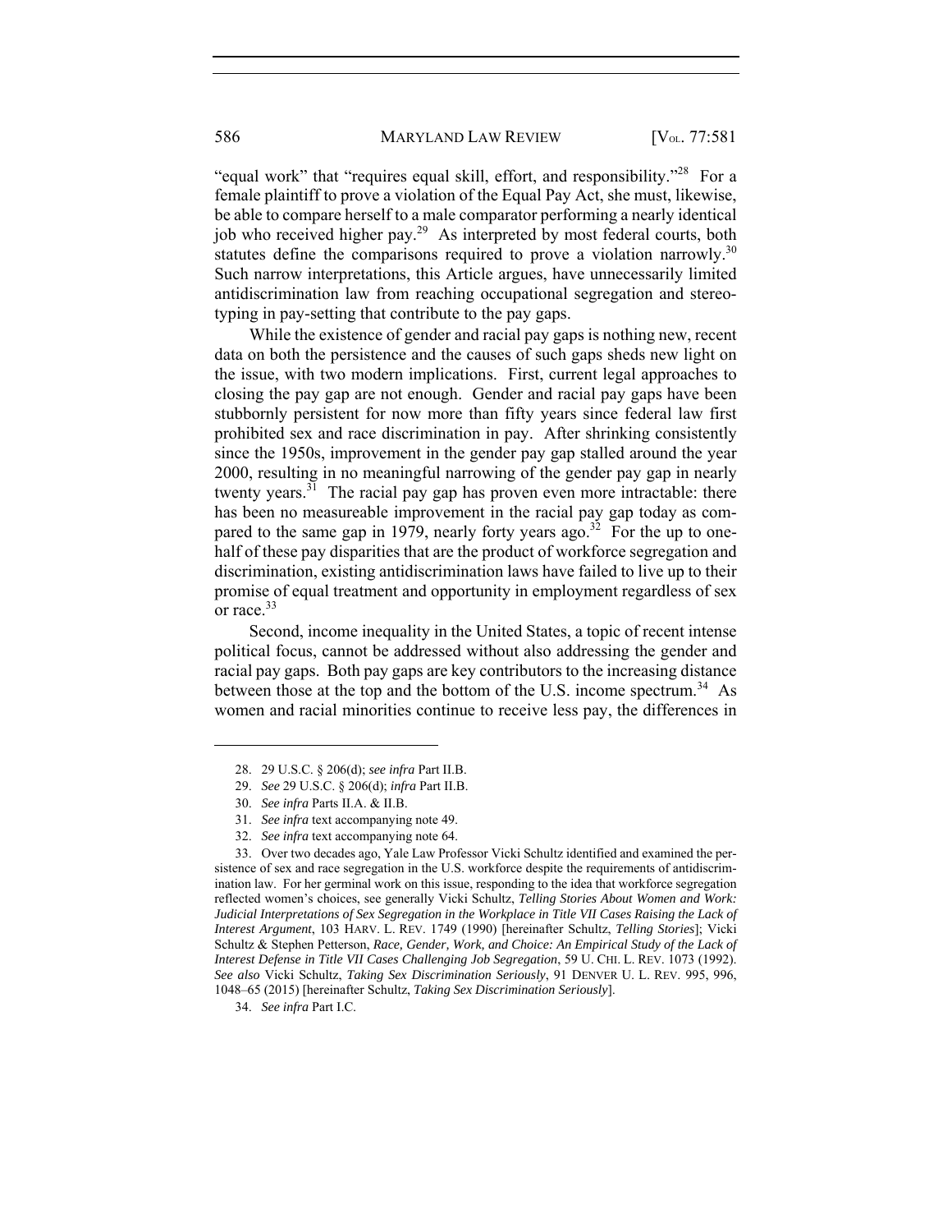"equal work" that "requires equal skill, effort, and responsibility."[28] For a female plaintiff to prove a violation of the Equal Pay Act, she must, likewise, be able to compare herself to a male comparator performing a nearly identical job who received higher pay.[29] As interpreted by most federal courts, both statutes define the comparisons required to prove a violation narrowly.[30] Such narrow interpretations, this Article argues, have unnecessarily limited antidiscrimination law from reaching occupational segregation and stereotyping in pay-setting that contribute to the pay gaps.

While the existence of gender and racial pay gaps is nothing new, recent data on both the persistence and the causes of such gaps sheds new light on the issue, with two modern implications. First, current legal approaches to closing the pay gap are not enough. Gender and racial pay gaps have been stubbornly persistent for now more than fifty years since federal law first prohibited sex and race discrimination in pay. After shrinking consistently since the 1950s, improvement in the gender pay gap stalled around the year 2000, resulting in no meaningful narrowing of the gender pay gap in nearly twenty years.[31] The racial pay gap has proven even more intractable: there has been no measureable improvement in the racial pay gap today as compared to the same gap in 1979, nearly forty years ago.[32] For the up to one-half of these pay disparities that are the product of workforce segregation and discrimination, existing antidiscrimination laws have failed to live up to their promise of equal treatment and opportunity in employment regardless of sex or race.[33]

Second, income inequality in the United States, a topic of recent intense political focus, cannot be addressed without also addressing the gender and racial pay gaps. Both pay gaps are key contributors to the increasing distance between those at the top and the bottom of the U.S. income spectrum.[34] As women and racial minorities continue to receive less pay, the differences in

---

28. 29 U.S.C. § 206(d); *see infra* Part II.B.

29. *See* 29 U.S.C. § 206(d); *infra* Part II.B.

30. *See infra* Parts II.A. & II.B.

31. *See infra* text accompanying note 49.

32. *See infra* text accompanying note 64.

33. Over two decades ago, Yale Law Professor Vicki Schultz identified and examined the persistence of sex and race segregation in the U.S. workforce despite the requirements of antidiscrimination law. For her germinal work on this issue, responding to the idea that workforce segregation reflected women's choices, see generally Vicki Schultz, *Telling Stories About Women and Work: Judicial Interpretations of Sex Segregation in the Workplace in Title VII Cases Raising the Lack of Interest Argument*, 103 HARV. L. REV. 1749 (1990) [hereinafter Schultz, *Telling Stories*]; Vicki Schultz & Stephen Petterson, *Race, Gender, Work, and Choice: An Empirical Study of the Lack of Interest Defense in Title VII Cases Challenging Job Segregation*, 59 U. CHI. L. REV. 1073 (1992). *See also* Vicki Schultz, *Taking Sex Discrimination Seriously*, 91 DENVER U. L. REV. 995, 996, 1048–65 (2015) [hereinafter Schultz, *Taking Sex Discrimination Seriously*].

34. *See infra* Part I.C.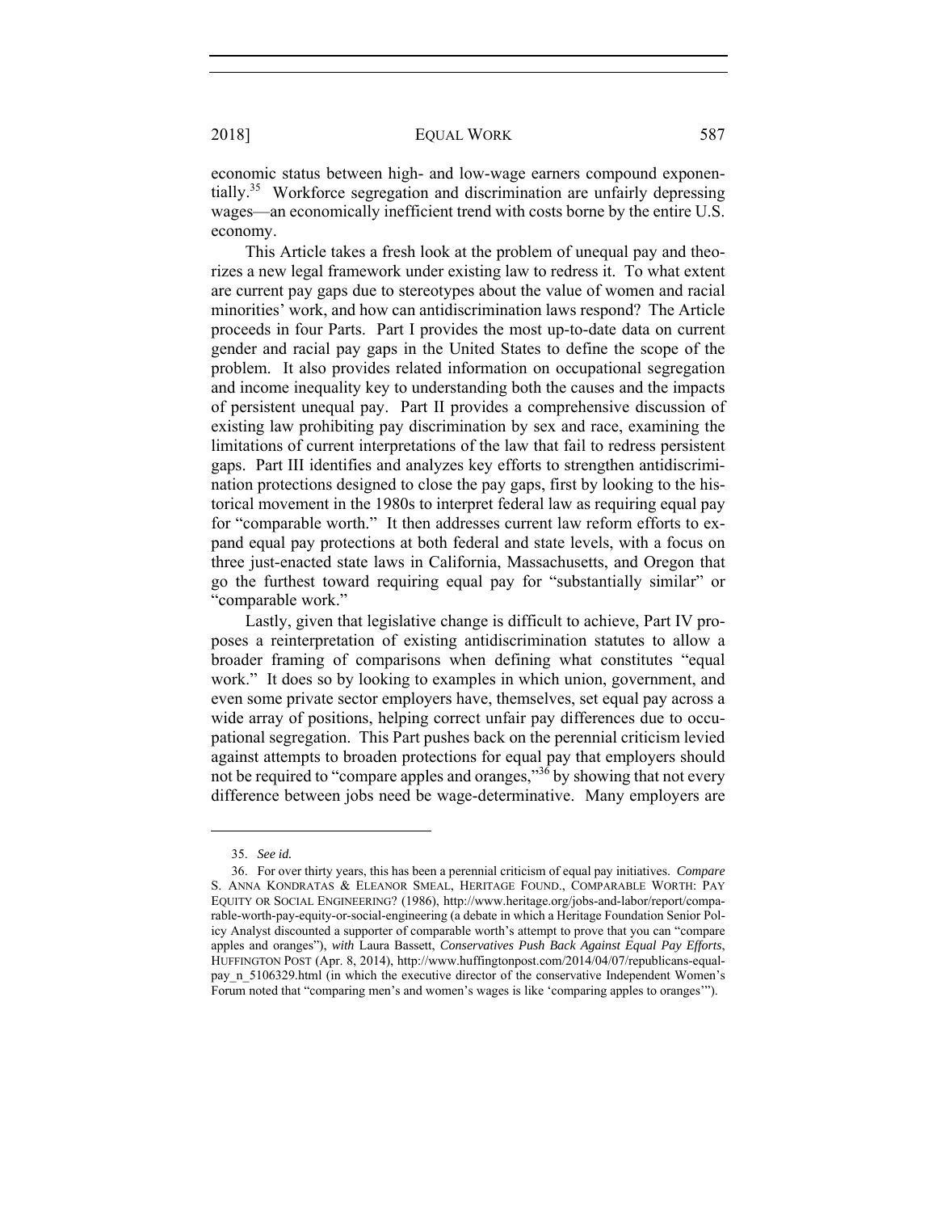economic status between high- and low-wage earners compound exponentially.[35] Workforce segregation and discrimination are unfairly depressing wages—an economically inefficient trend with costs borne by the entire U.S. economy.

This Article takes a fresh look at the problem of unequal pay and theorizes a new legal framework under existing law to redress it. To what extent are current pay gaps due to stereotypes about the value of women and racial minorities' work, and how can antidiscrimination laws respond? The Article proceeds in four Parts. Part I provides the most up-to-date data on current gender and racial pay gaps in the United States to define the scope of the problem. It also provides related information on occupational segregation and income inequality key to understanding both the causes and the impacts of persistent unequal pay. Part II provides a comprehensive discussion of existing law prohibiting pay discrimination by sex and race, examining the limitations of current interpretations of the law that fail to redress persistent gaps. Part III identifies and analyzes key efforts to strengthen antidiscrimination protections designed to close the pay gaps, first by looking to the historical movement in the 1980s to interpret federal law as requiring equal pay for "comparable worth." It then addresses current law reform efforts to expand equal pay protections at both federal and state levels, with a focus on three just-enacted state laws in California, Massachusetts, and Oregon that go the furthest toward requiring equal pay for "substantially similar" or "comparable work."

Lastly, given that legislative change is difficult to achieve, Part IV proposes a reinterpretation of existing antidiscrimination statutes to allow a broader framing of comparisons when defining what constitutes "equal work." It does so by looking to examples in which union, government, and even some private sector employers have, themselves, set equal pay across a wide array of positions, helping correct unfair pay differences due to occupational segregation. This Part pushes back on the perennial criticism levied against attempts to broaden protections for equal pay that employers should not be required to "compare apples and oranges,"[36] by showing that not every difference between jobs need be wage-determinative. Many employers are

---

35. *See id.*

36. For over thirty years, this has been a perennial criticism of equal pay initiatives. *Compare* S. ANNA KONDRATAS & ELEANOR SMEAL, HERITAGE FOUND., COMPARABLE WORTH: PAY EQUITY OR SOCIAL ENGINEERING? (1986), http://www.heritage.org/jobs-and-labor/report/comparable-worth-pay-equity-or-social-engineering (a debate in which a Heritage Foundation Senior Policy Analyst discounted a supporter of comparable worth's attempt to prove that you can "compare apples and oranges"), *with* Laura Bassett, *Conservatives Push Back Against Equal Pay Efforts*, HUFFINGTON POST (Apr. 8, 2014), http://www.huffingtonpost.com/2014/04/07/republicans-equal-pay_n_5106329.html (in which the executive director of the conservative Independent Women's Forum noted that "comparing men's and women's wages is like 'comparing apples to oranges'").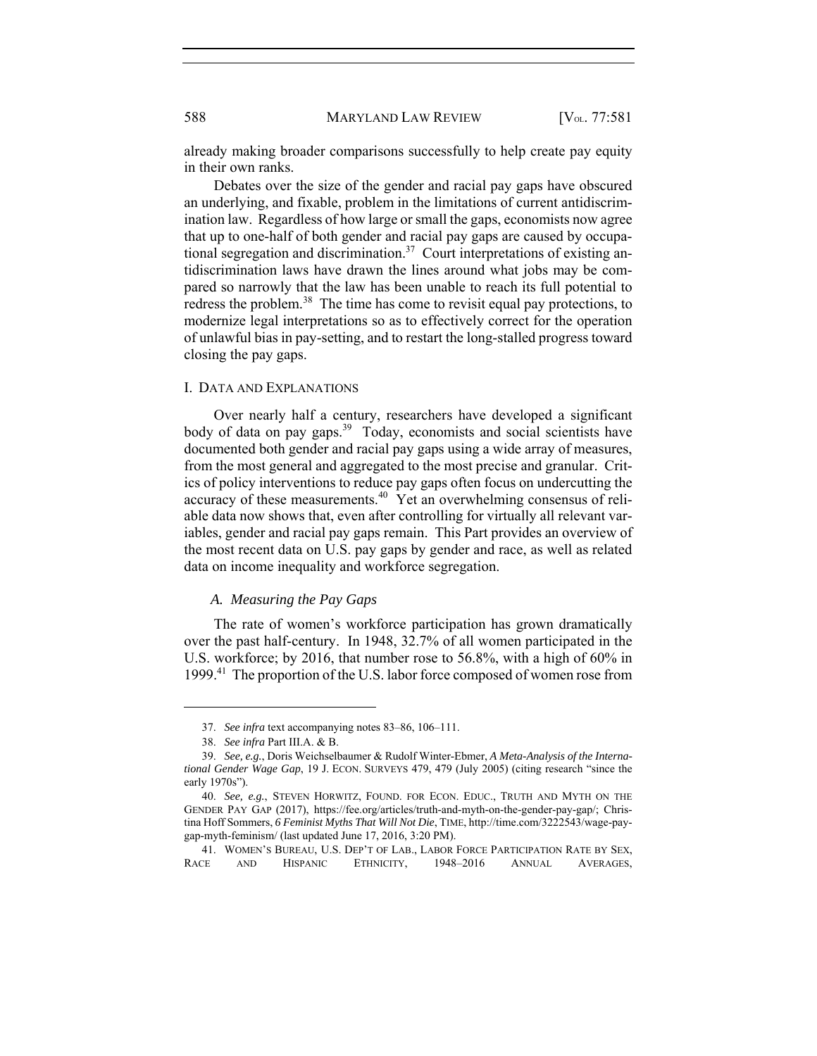already making broader comparisons successfully to help create pay equity in their own ranks.

Debates over the size of the gender and racial pay gaps have obscured an underlying, and fixable, problem in the limitations of current antidiscrimination law. Regardless of how large or small the gaps, economists now agree that up to one-half of both gender and racial pay gaps are caused by occupational segregation and discrimination.[37] Court interpretations of existing antidiscrimination laws have drawn the lines around what jobs may be compared so narrowly that the law has been unable to reach its full potential to redress the problem.[38] The time has come to revisit equal pay protections, to modernize legal interpretations so as to effectively correct for the operation of unlawful bias in pay-setting, and to restart the long-stalled progress toward closing the pay gaps.

## I. DATA AND EXPLANATIONS

Over nearly half a century, researchers have developed a significant body of data on pay gaps.[39] Today, economists and social scientists have documented both gender and racial pay gaps using a wide array of measures, from the most general and aggregated to the most precise and granular. Critics of policy interventions to reduce pay gaps often focus on undercutting the accuracy of these measurements.[40] Yet an overwhelming consensus of reliable data now shows that, even after controlling for virtually all relevant variables, gender and racial pay gaps remain. This Part provides an overview of the most recent data on U.S. pay gaps by gender and race, as well as related data on income inequality and workforce segregation.

### *A. Measuring the Pay Gaps*

The rate of women's workforce participation has grown dramatically over the past half-century. In 1948, 32.7% of all women participated in the U.S. workforce; by 2016, that number rose to 56.8%, with a high of 60% in 1999.[41] The proportion of the U.S. labor force composed of women rose from

---

37. *See infra* text accompanying notes 83–86, 106–111.

38. *See infra* Part III.A. & B.

39. *See, e.g.*, Doris Weichselbaumer & Rudolf Winter-Ebmer, *A Meta-Analysis of the International Gender Wage Gap*, 19 J. ECON. SURVEYS 479, 479 (July 2005) (citing research "since the early 1970s").

40. *See, e.g.*, STEVEN HORWITZ, FOUND. FOR ECON. EDUC., TRUTH AND MYTH ON THE GENDER PAY GAP (2017), https://fee.org/articles/truth-and-myth-on-the-gender-pay-gap/; Christina Hoff Sommers, *6 Feminist Myths That Will Not Die*, TIME, http://time.com/3222543/wage-pay-gap-myth-feminism/ (last updated June 17, 2016, 3:20 PM).

41. WOMEN'S BUREAU, U.S. DEP'T OF LAB., LABOR FORCE PARTICIPATION RATE BY SEX, RACE AND HISPANIC ETHNICITY, 1948–2016 ANNUAL AVERAGES,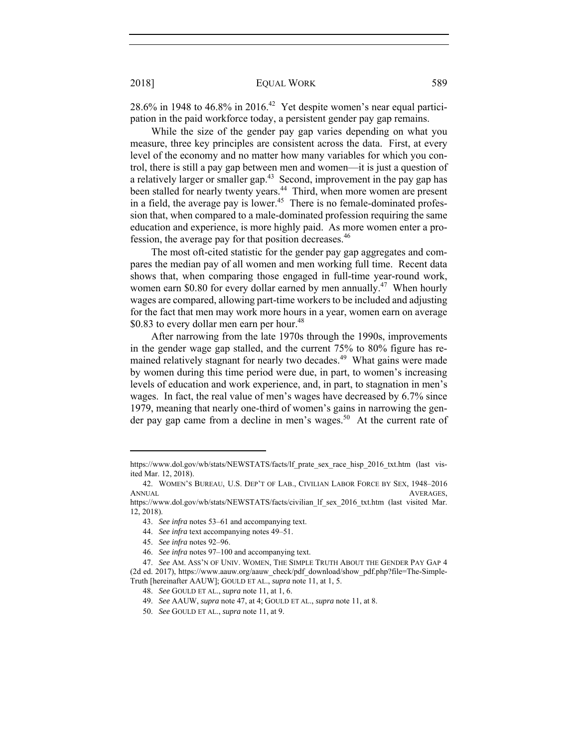28.6% in 1948 to 46.8% in 2016.[42] Yet despite women's near equal participation in the paid workforce today, a persistent gender pay gap remains.

While the size of the gender pay gap varies depending on what you measure, three key principles are consistent across the data. First, at every level of the economy and no matter how many variables for which you control, there is still a pay gap between men and women—it is just a question of a relatively larger or smaller gap.[43] Second, improvement in the pay gap has been stalled for nearly twenty years.[44] Third, when more women are present in a field, the average pay is lower.[45] There is no female-dominated profession that, when compared to a male-dominated profession requiring the same education and experience, is more highly paid. As more women enter a profession, the average pay for that position decreases.[46]

The most oft-cited statistic for the gender pay gap aggregates and compares the median pay of all women and men working full time. Recent data shows that, when comparing those engaged in full-time year-round work, women earn $0.80 for every dollar earned by men annually.[47] When hourly wages are compared, allowing part-time workers to be included and adjusting for the fact that men may work more hours in a year, women earn on average $0.83 to every dollar men earn per hour.[48]

After narrowing from the late 1970s through the 1990s, improvements in the gender wage gap stalled, and the current 75% to 80% figure has remained relatively stagnant for nearly two decades.[49] What gains were made by women during this time period were due, in part, to women's increasing levels of education and work experience, and, in part, to stagnation in men's wages. In fact, the real value of men's wages have decreased by 6.7% since 1979, meaning that nearly one-third of women's gains in narrowing the gender pay gap came from a decline in men's wages.[50] At the current rate of

---

https://www.dol.gov/wb/stats/NEWSTATS/facts/lf_prate_sex_race_hisp_2016_txt.htm (last visited Mar. 12, 2018).

42. WOMEN'S BUREAU, U.S. DEP'T OF LAB., CIVILIAN LABOR FORCE BY SEX, 1948–2016 ANNUAL AVERAGES, https://www.dol.gov/wb/stats/NEWSTATS/facts/civilian_lf_sex_2016_txt.htm (last visited Mar. 12, 2018).

43. *See infra* notes 53–61 and accompanying text.

44. *See infra* text accompanying notes 49–51.

45. *See infra* notes 92–96.

46. *See infra* notes 97–100 and accompanying text.

47. *See* AM. ASS'N OF UNIV. WOMEN, THE SIMPLE TRUTH ABOUT THE GENDER PAY GAP 4 (2d ed. 2017), https://www.aauw.org/aauw_check/pdf_download/show_pdf.php?file=The-Simple-Truth [hereinafter AAUW]; GOULD ET AL., *supra* note 11, at 1, 5.

48. *See* GOULD ET AL., *supra* note 11, at 1, 6.

49. *See* AAUW, *supra* note 47, at 4; GOULD ET AL., *supra* note 11, at 8.

50. *See* GOULD ET AL., *supra* note 11, at 9.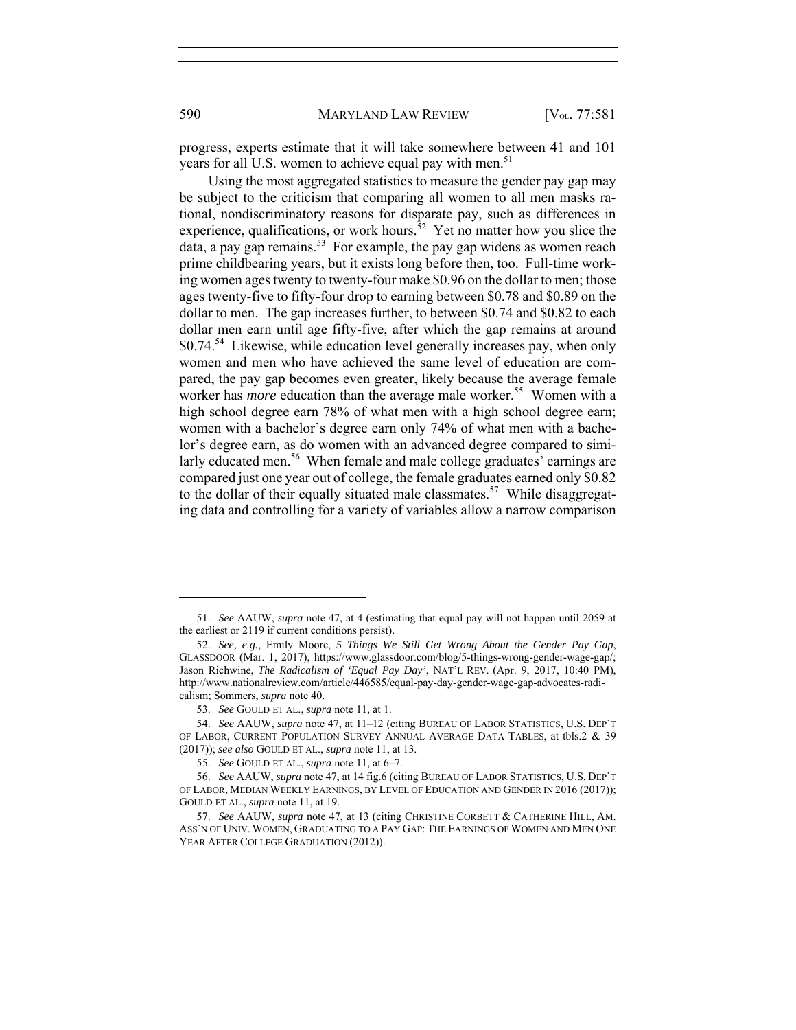progress, experts estimate that it will take somewhere between 41 and 101 years for all U.S. women to achieve equal pay with men.[51]

Using the most aggregated statistics to measure the gender pay gap may be subject to the criticism that comparing all women to all men masks rational, nondiscriminatory reasons for disparate pay, such as differences in experience, qualifications, or work hours.[52] Yet no matter how you slice the data, a pay gap remains.[53] For example, the pay gap widens as women reach prime childbearing years, but it exists long before then, too. Full-time working women ages twenty to twenty-four make $0.96 on the dollar to men; those ages twenty-five to fifty-four drop to earning between $0.78 and $0.89 on the dollar to men. The gap increases further, to between $0.74 and $0.82 to each dollar men earn until age fifty-five, after which the gap remains at around $0.74.[54] Likewise, while education level generally increases pay, when only women and men who have achieved the same level of education are compared, the pay gap becomes even greater, likely because the average female worker has *more* education than the average male worker.[55] Women with a high school degree earn 78% of what men with a high school degree earn; women with a bachelor's degree earn only 74% of what men with a bachelor's degree earn, as do women with an advanced degree compared to similarly educated men.[56] When female and male college graduates' earnings are compared just one year out of college, the female graduates earned only $0.82 to the dollar of their equally situated male classmates.[57] While disaggregating data and controlling for a variety of variables allow a narrow comparison

---

51. *See* AAUW, *supra* note 47, at 4 (estimating that equal pay will not happen until 2059 at the earliest or 2119 if current conditions persist).

52. *See, e.g.*, Emily Moore, *5 Things We Still Get Wrong About the Gender Pay Gap*, GLASSDOOR (Mar. 1, 2017), https://www.glassdoor.com/blog/5-things-wrong-gender-wage-gap/; Jason Richwine, *The Radicalism of 'Equal Pay Day'*, NAT'L REV. (Apr. 9, 2017, 10:40 PM), http://www.nationalreview.com/article/446585/equal-pay-day-gender-wage-gap-advocates-radicalism; Sommers, *supra* note 40.

53. *See* GOULD ET AL., *supra* note 11, at 1.

54. *See* AAUW, *supra* note 47, at 11–12 (citing BUREAU OF LABOR STATISTICS, U.S. DEP'T OF LABOR, CURRENT POPULATION SURVEY ANNUAL AVERAGE DATA TABLES, at tbls.2 & 39 (2017)); *see also* GOULD ET AL., *supra* note 11, at 13.

55. *See* GOULD ET AL., *supra* note 11, at 6–7.

56. *See* AAUW, *supra* note 47, at 14 fig.6 (citing BUREAU OF LABOR STATISTICS, U.S. DEP'T OF LABOR, MEDIAN WEEKLY EARNINGS, BY LEVEL OF EDUCATION AND GENDER IN 2016 (2017)); GOULD ET AL., *supra* note 11, at 19.

57. *See* AAUW, *supra* note 47, at 13 (citing CHRISTINE CORBETT & CATHERINE HILL, AM. ASS'N OF UNIV. WOMEN, GRADUATING TO A PAY GAP: THE EARNINGS OF WOMEN AND MEN ONE YEAR AFTER COLLEGE GRADUATION (2012)).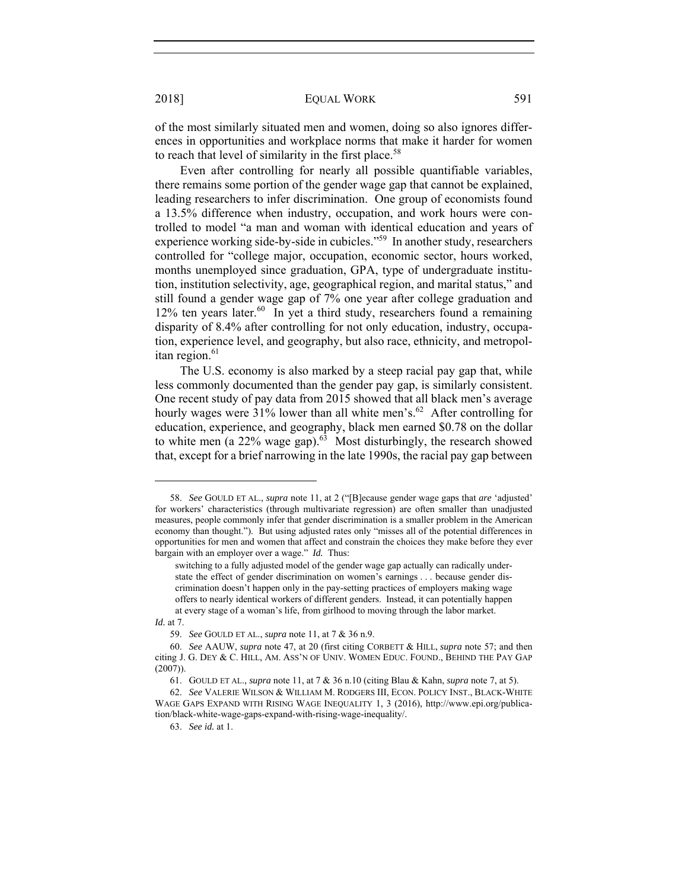of the most similarly situated men and women, doing so also ignores differences in opportunities and workplace norms that make it harder for women to reach that level of similarity in the first place.[58]

Even after controlling for nearly all possible quantifiable variables, there remains some portion of the gender wage gap that cannot be explained, leading researchers to infer discrimination. One group of economists found a 13.5% difference when industry, occupation, and work hours were controlled to model "a man and woman with identical education and years of experience working side-by-side in cubicles."[59] In another study, researchers controlled for "college major, occupation, economic sector, hours worked, months unemployed since graduation, GPA, type of undergraduate institution, institution selectivity, age, geographical region, and marital status," and still found a gender wage gap of 7% one year after college graduation and 12% ten years later.[60] In yet a third study, researchers found a remaining disparity of 8.4% after controlling for not only education, industry, occupation, experience level, and geography, but also race, ethnicity, and metropolitan region.[61]

The U.S. economy is also marked by a steep racial pay gap that, while less commonly documented than the gender pay gap, is similarly consistent. One recent study of pay data from 2015 showed that all black men's average hourly wages were 31% lower than all white men's.[62] After controlling for education, experience, and geography, black men earned $0.78 on the dollar to white men (a 22% wage gap).[63] Most disturbingly, the research showed that, except for a brief narrowing in the late 1990s, the racial pay gap between

---

58. *See* GOULD ET AL., *supra* note 11, at 2 ("[B]ecause gender wage gaps that *are* 'adjusted' for workers' characteristics (through multivariate regression) are often smaller than unadjusted measures, people commonly infer that gender discrimination is a smaller problem in the American economy than thought."). But using adjusted rates only "misses all of the potential differences in opportunities for men and women that affect and constrain the choices they make before they ever bargain with an employer over a wage." *Id.* Thus:

> switching to a fully adjusted model of the gender wage gap actually can radically understate the effect of gender discrimination on women's earnings . . . because gender discrimination doesn't happen only in the pay-setting practices of employers making wage offers to nearly identical workers of different genders. Instead, it can potentially happen at every stage of a woman's life, from girlhood to moving through the labor market.

*Id.* at 7.

59. *See* GOULD ET AL., *supra* note 11, at 7 & 36 n.9.

60. *See* AAUW, *supra* note 47, at 20 (first citing CORBETT & HILL, *supra* note 57; and then citing J. G. DEY & C. HILL, AM. ASS'N OF UNIV. WOMEN EDUC. FOUND., BEHIND THE PAY GAP (2007)).

61. GOULD ET AL., *supra* note 11, at 7 & 36 n.10 (citing Blau & Kahn, *supra* note 7, at 5).

62. *See* VALERIE WILSON & WILLIAM M. RODGERS III, ECON. POLICY INST., BLACK-WHITE WAGE GAPS EXPAND WITH RISING WAGE INEQUALITY 1, 3 (2016), http://www.epi.org/publication/black-white-wage-gaps-expand-with-rising-wage-inequality/.

63. *See id.* at 1.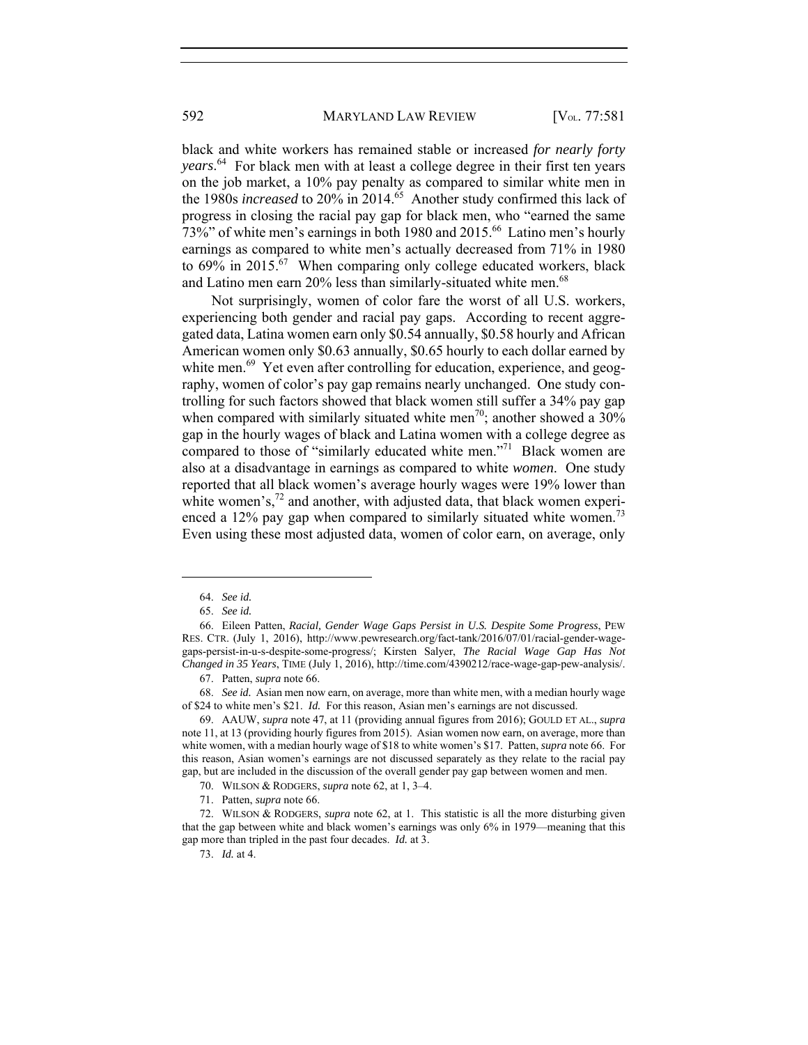black and white workers has remained stable or increased *for nearly forty years*.[64] For black men with at least a college degree in their first ten years on the job market, a 10% pay penalty as compared to similar white men in the 1980s *increased* to 20% in 2014.[65] Another study confirmed this lack of progress in closing the racial pay gap for black men, who "earned the same 73%" of white men's earnings in both 1980 and 2015.[66] Latino men's hourly earnings as compared to white men's actually decreased from 71% in 1980 to 69% in 2015.[67] When comparing only college educated workers, black and Latino men earn 20% less than similarly-situated white men.[68]

Not surprisingly, women of color fare the worst of all U.S. workers, experiencing both gender and racial pay gaps. According to recent aggregated data, Latina women earn only $0.54 annually, $0.58 hourly and African American women only $0.63 annually, $0.65 hourly to each dollar earned by white men.[69] Yet even after controlling for education, experience, and geography, women of color's pay gap remains nearly unchanged. One study controlling for such factors showed that black women still suffer a 34% pay gap when compared with similarly situated white men[70]; another showed a 30% gap in the hourly wages of black and Latina women with a college degree as compared to those of "similarly educated white men."[71] Black women are also at a disadvantage in earnings as compared to white *women*. One study reported that all black women's average hourly wages were 19% lower than white women's,[72] and another, with adjusted data, that black women experienced a 12% pay gap when compared to similarly situated white women.[73] Even using these most adjusted data, women of color earn, on average, only

---

64. *See id.*

65. *See id.*

66. Eileen Patten, *Racial, Gender Wage Gaps Persist in U.S. Despite Some Progress*, PEW RES. CTR. (July 1, 2016), http://www.pewresearch.org/fact-tank/2016/07/01/racial-gender-wage-gaps-persist-in-u-s-despite-some-progress/; Kirsten Salyer, *The Racial Wage Gap Has Not Changed in 35 Years*, TIME (July 1, 2016), http://time.com/4390212/race-wage-gap-pew-analysis/.

67. Patten, *supra* note 66.

68. *See id.* Asian men now earn, on average, more than white men, with a median hourly wage of $24 to white men's $21. *Id.* For this reason, Asian men's earnings are not discussed.

69. AAUW, *supra* note 47, at 11 (providing annual figures from 2016); GOULD ET AL., *supra* note 11, at 13 (providing hourly figures from 2015). Asian women now earn, on average, more than white women, with a median hourly wage of $18 to white women's $17. Patten, *supra* note 66. For this reason, Asian women's earnings are not discussed separately as they relate to the racial pay gap, but are included in the discussion of the overall gender pay gap between women and men.

70. WILSON & RODGERS, *supra* note 62, at 1, 3–4.

71. Patten, *supra* note 66.

72. WILSON & RODGERS, *supra* note 62, at 1. This statistic is all the more disturbing given that the gap between white and black women's earnings was only 6% in 1979—meaning that this gap more than tripled in the past four decades. *Id.* at 3.

73. *Id.* at 4.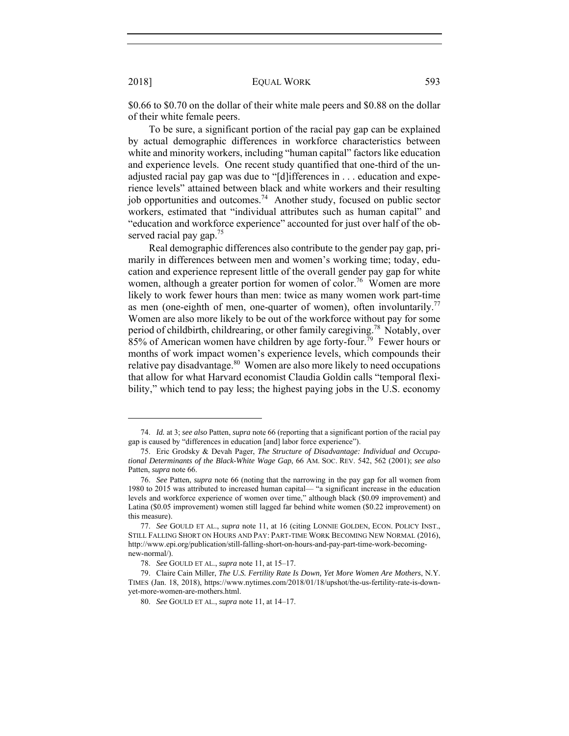$0.66 to $0.70 on the dollar of their white male peers and $0.88 on the dollar of their white female peers.

To be sure, a significant portion of the racial pay gap can be explained by actual demographic differences in workforce characteristics between white and minority workers, including "human capital" factors like education and experience levels. One recent study quantified that one-third of the unadjusted racial pay gap was due to "[d]ifferences in . . . education and experience levels" attained between black and white workers and their resulting job opportunities and outcomes.[74] Another study, focused on public sector workers, estimated that "individual attributes such as human capital" and "education and workforce experience" accounted for just over half of the observed racial pay gap.[75]

Real demographic differences also contribute to the gender pay gap, primarily in differences between men and women's working time; today, education and experience represent little of the overall gender pay gap for white women, although a greater portion for women of color.[76] Women are more likely to work fewer hours than men: twice as many women work part-time as men (one-eighth of men, one-quarter of women), often involuntarily.[77] Women are also more likely to be out of the workforce without pay for some period of childbirth, childrearing, or other family caregiving.[78] Notably, over 85% of American women have children by age forty-four.[79] Fewer hours or months of work impact women's experience levels, which compounds their relative pay disadvantage.[80] Women are also more likely to need occupations that allow for what Harvard economist Claudia Goldin calls "temporal flexibility," which tend to pay less; the highest paying jobs in the U.S. economy

---

74. *Id.* at 3; *see also* Patten, *supra* note 66 (reporting that a significant portion of the racial pay gap is caused by "differences in education [and] labor force experience").

75. Eric Grodsky & Devah Pager, *The Structure of Disadvantage: Individual and Occupational Determinants of the Black-White Wage Gap*, 66 AM. SOC. REV. 542, 562 (2001); *see also* Patten, *supra* note 66.

76. *See* Patten, *supra* note 66 (noting that the narrowing in the pay gap for all women from 1980 to 2015 was attributed to increased human capital— "a significant increase in the education levels and workforce experience of women over time," although black ($0.09 improvement) and Latina ($0.05 improvement) women still lagged far behind white women ($0.22 improvement) on this measure).

77. *See* GOULD ET AL., *supra* note 11, at 16 (citing LONNIE GOLDEN, ECON. POLICY INST., STILL FALLING SHORT ON HOURS AND PAY: PART-TIME WORK BECOMING NEW NORMAL (2016), http://www.epi.org/publication/still-falling-short-on-hours-and-pay-part-time-work-becoming-new-normal/).

78. *See* GOULD ET AL., *supra* note 11, at 15–17.

79. Claire Cain Miller, *The U.S. Fertility Rate Is Down, Yet More Women Are Mothers*, N.Y. TIMES (Jan. 18, 2018), https://www.nytimes.com/2018/01/18/upshot/the-us-fertility-rate-is-down-yet-more-women-are-mothers.html.

80. *See* GOULD ET AL., *supra* note 11, at 14–17.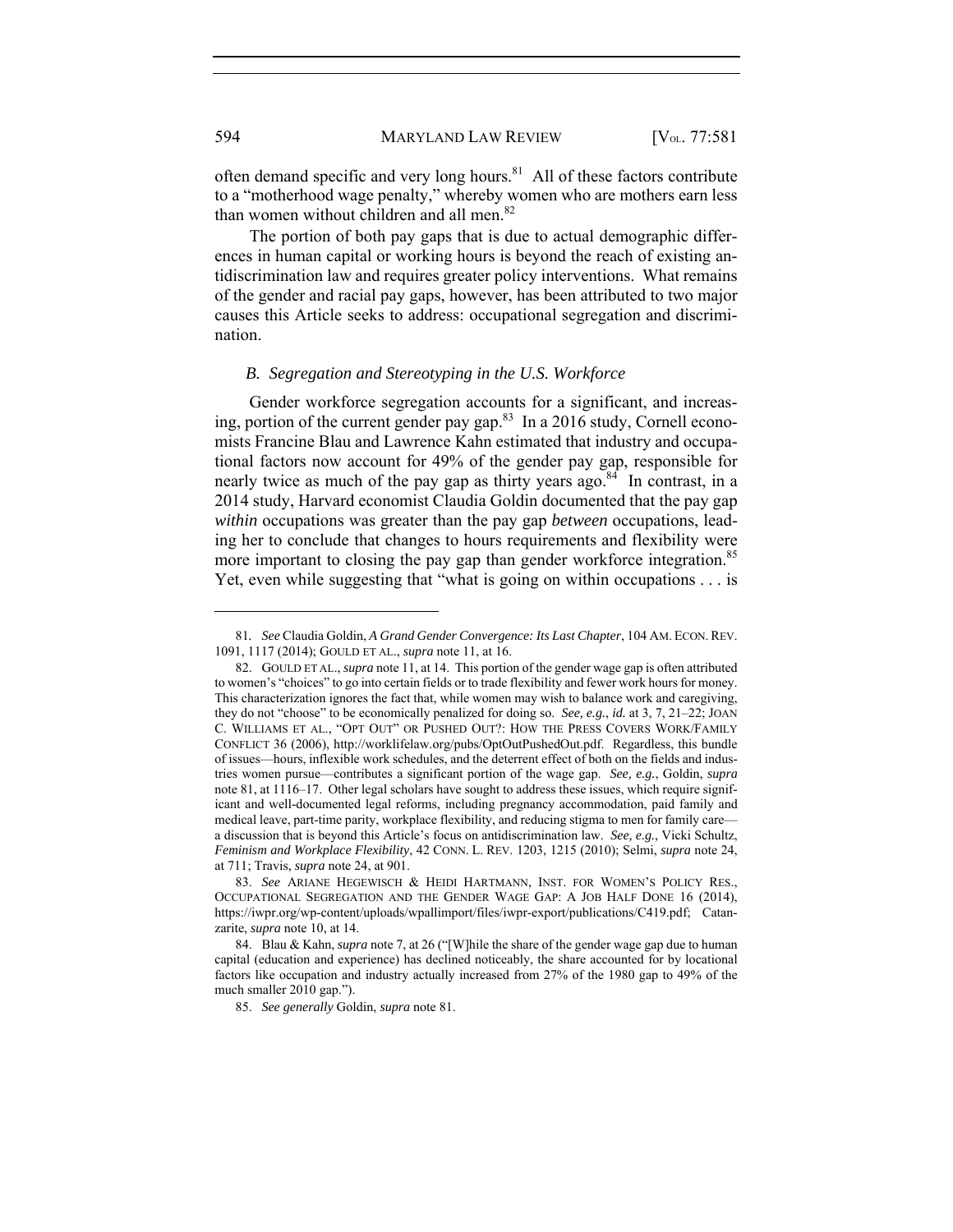often demand specific and very long hours.[81] All of these factors contribute to a "motherhood wage penalty," whereby women who are mothers earn less than women without children and all men.[82]

The portion of both pay gaps that is due to actual demographic differences in human capital or working hours is beyond the reach of existing antidiscrimination law and requires greater policy interventions. What remains of the gender and racial pay gaps, however, has been attributed to two major causes this Article seeks to address: occupational segregation and discrimination.

### *B. Segregation and Stereotyping in the U.S. Workforce*

Gender workforce segregation accounts for a significant, and increasing, portion of the current gender pay gap.[83] In a 2016 study, Cornell economists Francine Blau and Lawrence Kahn estimated that industry and occupational factors now account for 49% of the gender pay gap, responsible for nearly twice as much of the pay gap as thirty years ago.[84] In contrast, in a 2014 study, Harvard economist Claudia Goldin documented that the pay gap *within* occupations was greater than the pay gap *between* occupations, leading her to conclude that changes to hours requirements and flexibility were more important to closing the pay gap than gender workforce integration.[85] Yet, even while suggesting that "what is going on within occupations . . . is

---

81. *See* Claudia Goldin, *A Grand Gender Convergence: Its Last Chapter*, 104 AM. ECON. REV. 1091, 1117 (2014); GOULD ET AL., *supra* note 11, at 16.

82. GOULD ET AL., *supra* note 11, at 14. This portion of the gender wage gap is often attributed to women's "choices" to go into certain fields or to trade flexibility and fewer work hours for money. This characterization ignores the fact that, while women may wish to balance work and caregiving, they do not "choose" to be economically penalized for doing so. *See, e.g.*, *id.* at 3, 7, 21–22; JOAN C. WILLIAMS ET AL., "OPT OUT" OR PUSHED OUT?: HOW THE PRESS COVERS WORK/FAMILY CONFLICT 36 (2006), http://worklifelaw.org/pubs/OptOutPushedOut.pdf. Regardless, this bundle of issues—hours, inflexible work schedules, and the deterrent effect of both on the fields and industries women pursue—contributes a significant portion of the wage gap. *See, e.g.*, Goldin, *supra* note 81, at 1116–17. Other legal scholars have sought to address these issues, which require significant and well-documented legal reforms, including pregnancy accommodation, paid family and medical leave, part-time parity, workplace flexibility, and reducing stigma to men for family care—a discussion that is beyond this Article's focus on antidiscrimination law. *See, e.g.*, Vicki Schultz, *Feminism and Workplace Flexibility*, 42 CONN. L. REV. 1203, 1215 (2010); Selmi, *supra* note 24, at 711; Travis, *supra* note 24, at 901.

83. *See* ARIANE HEGEWISCH & HEIDI HARTMANN, INST. FOR WOMEN'S POLICY RES., OCCUPATIONAL SEGREGATION AND THE GENDER WAGE GAP: A JOB HALF DONE 16 (2014), https://iwpr.org/wp-content/uploads/wpallimport/files/iwpr-export/publications/C419.pdf; Catanzarite, *supra* note 10, at 14.

84. Blau & Kahn, *supra* note 7, at 26 ("[W]hile the share of the gender wage gap due to human capital (education and experience) has declined noticeably, the share accounted for by locational factors like occupation and industry actually increased from 27% of the 1980 gap to 49% of the much smaller 2010 gap.").

85. *See generally* Goldin, *supra* note 81.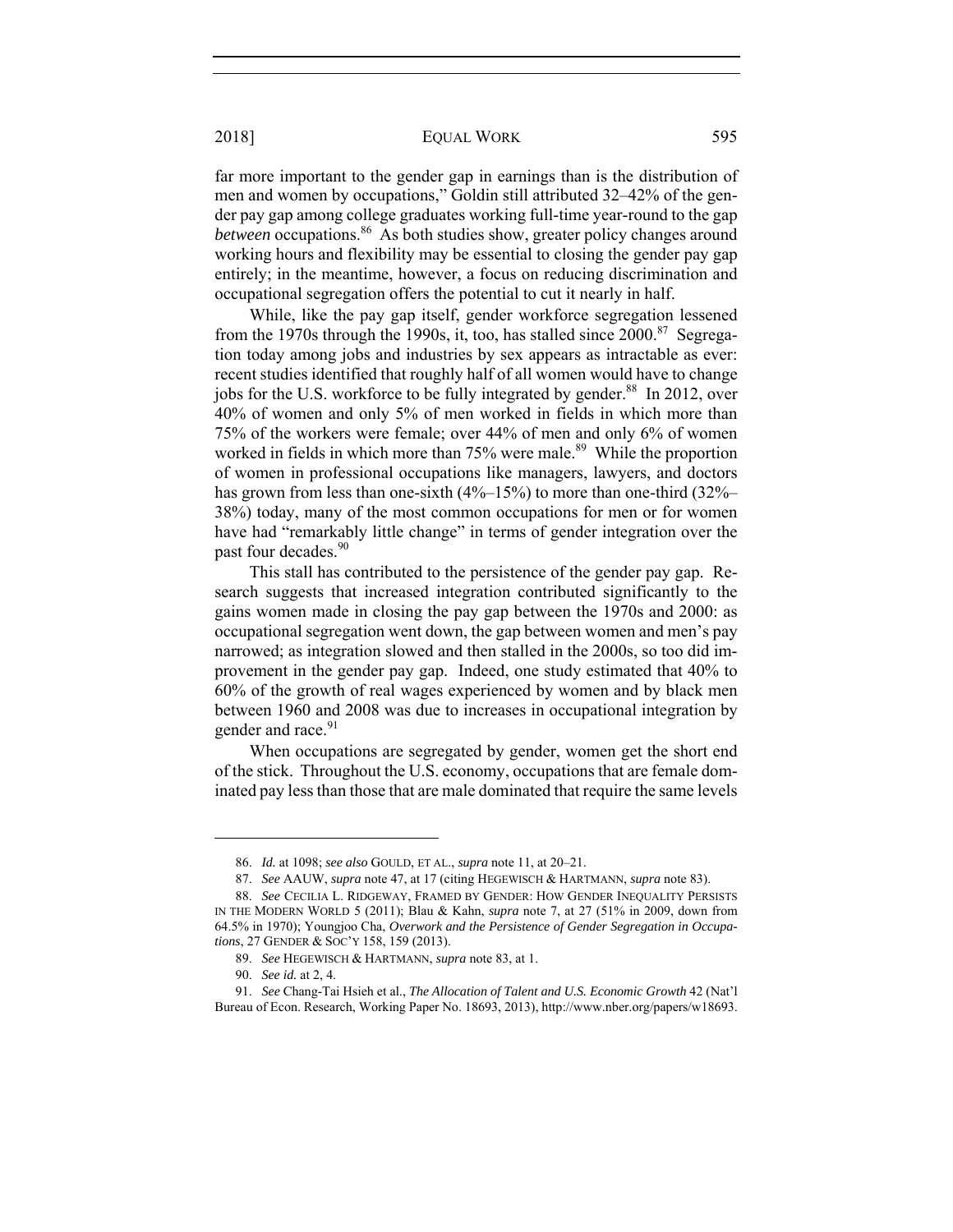far more important to the gender gap in earnings than is the distribution of men and women by occupations," Goldin still attributed 32–42% of the gender pay gap among college graduates working full-time year-round to the gap *between* occupations.[86] As both studies show, greater policy changes around working hours and flexibility may be essential to closing the gender pay gap entirely; in the meantime, however, a focus on reducing discrimination and occupational segregation offers the potential to cut it nearly in half.

While, like the pay gap itself, gender workforce segregation lessened from the 1970s through the 1990s, it, too, has stalled since 2000.[87] Segregation today among jobs and industries by sex appears as intractable as ever: recent studies identified that roughly half of all women would have to change jobs for the U.S. workforce to be fully integrated by gender.[88] In 2012, over 40% of women and only 5% of men worked in fields in which more than 75% of the workers were female; over 44% of men and only 6% of women worked in fields in which more than 75% were male.[89] While the proportion of women in professional occupations like managers, lawyers, and doctors has grown from less than one-sixth (4%–15%) to more than one-third (32%–38%) today, many of the most common occupations for men or for women have had "remarkably little change" in terms of gender integration over the past four decades.[90]

This stall has contributed to the persistence of the gender pay gap. Research suggests that increased integration contributed significantly to the gains women made in closing the pay gap between the 1970s and 2000: as occupational segregation went down, the gap between women and men's pay narrowed; as integration slowed and then stalled in the 2000s, so too did improvement in the gender pay gap. Indeed, one study estimated that 40% to 60% of the growth of real wages experienced by women and by black men between 1960 and 2008 was due to increases in occupational integration by gender and race.[91]

When occupations are segregated by gender, women get the short end of the stick. Throughout the U.S. economy, occupations that are female dominated pay less than those that are male dominated that require the same levels

---

86. *Id.* at 1098; *see also* GOULD, ET AL., *supra* note 11, at 20–21.

87. *See* AAUW, *supra* note 47, at 17 (citing HEGEWISCH & HARTMANN, *supra* note 83).

88. *See* CECILIA L. RIDGEWAY, FRAMED BY GENDER: HOW GENDER INEQUALITY PERSISTS IN THE MODERN WORLD 5 (2011); Blau & Kahn, *supra* note 7, at 27 (51% in 2009, down from 64.5% in 1970); Youngjoo Cha, *Overwork and the Persistence of Gender Segregation in Occupations*, 27 GENDER & SOC'Y 158, 159 (2013).

89. *See* HEGEWISCH & HARTMANN, *supra* note 83, at 1.

90. *See id.* at 2, 4.

91. *See* Chang-Tai Hsieh et al., *The Allocation of Talent and U.S. Economic Growth* 42 (Nat'l Bureau of Econ. Research, Working Paper No. 18693, 2013), http://www.nber.org/papers/w18693.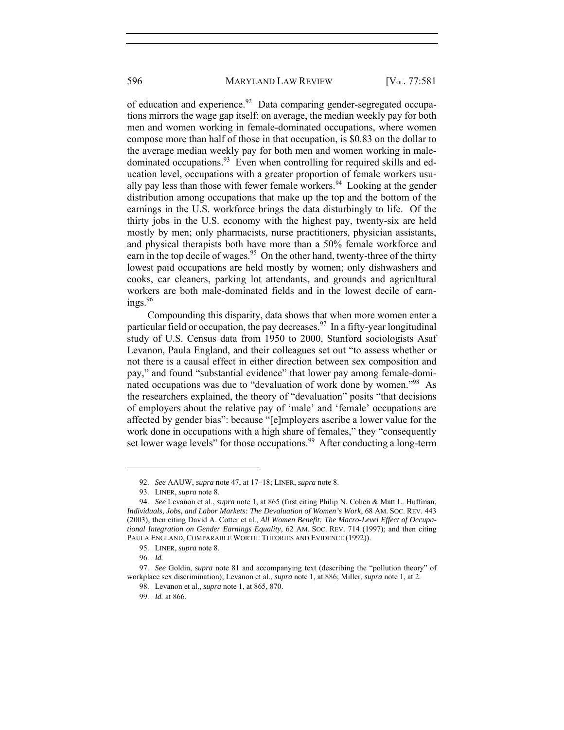of education and experience.[92] Data comparing gender-segregated occupations mirrors the wage gap itself: on average, the median weekly pay for both men and women working in female-dominated occupations, where women compose more than half of those in that occupation, is $0.83 on the dollar to the average median weekly pay for both men and women working in male-dominated occupations.[93] Even when controlling for required skills and education level, occupations with a greater proportion of female workers usually pay less than those with fewer female workers.[94] Looking at the gender distribution among occupations that make up the top and the bottom of the earnings in the U.S. workforce brings the data disturbingly to life. Of the thirty jobs in the U.S. economy with the highest pay, twenty-six are held mostly by men; only pharmacists, nurse practitioners, physician assistants, and physical therapists both have more than a 50% female workforce and earn in the top decile of wages.[95] On the other hand, twenty-three of the thirty lowest paid occupations are held mostly by women; only dishwashers and cooks, car cleaners, parking lot attendants, and grounds and agricultural workers are both male-dominated fields and in the lowest decile of earnings.[96]

Compounding this disparity, data shows that when more women enter a particular field or occupation, the pay decreases.[97] In a fifty-year longitudinal study of U.S. Census data from 1950 to 2000, Stanford sociologists Asaf Levanon, Paula England, and their colleagues set out "to assess whether or not there is a causal effect in either direction between sex composition and pay," and found "substantial evidence" that lower pay among female-dominated occupations was due to "devaluation of work done by women."[98] As the researchers explained, the theory of "devaluation" posits "that decisions of employers about the relative pay of 'male' and 'female' occupations are affected by gender bias": because "[e]mployers ascribe a lower value for the work done in occupations with a high share of females," they "consequently set lower wage levels" for those occupations.[99] After conducting a long-term

---

92. *See* AAUW, *supra* note 47, at 17–18; LINER, *supra* note 8.

93. LINER, *supra* note 8.

94. *See* Levanon et al., *supra* note 1, at 865 (first citing Philip N. Cohen & Matt L. Huffman, *Individuals, Jobs, and Labor Markets: The Devaluation of Women's Work*, 68 AM. SOC. REV. 443 (2003); then citing David A. Cotter et al., *All Women Benefit: The Macro-Level Effect of Occupational Integration on Gender Earnings Equality*, 62 AM. SOC. REV. 714 (1997); and then citing PAULA ENGLAND, COMPARABLE WORTH: THEORIES AND EVIDENCE (1992)).

95. LINER, *supra* note 8.

96. *Id.*

97. *See* Goldin, *supra* note 81 and accompanying text (describing the "pollution theory" of workplace sex discrimination); Levanon et al., *supra* note 1, at 886; Miller, *supra* note 1, at 2.

98. Levanon et al., *supra* note 1, at 865, 870.

99. *Id.* at 866.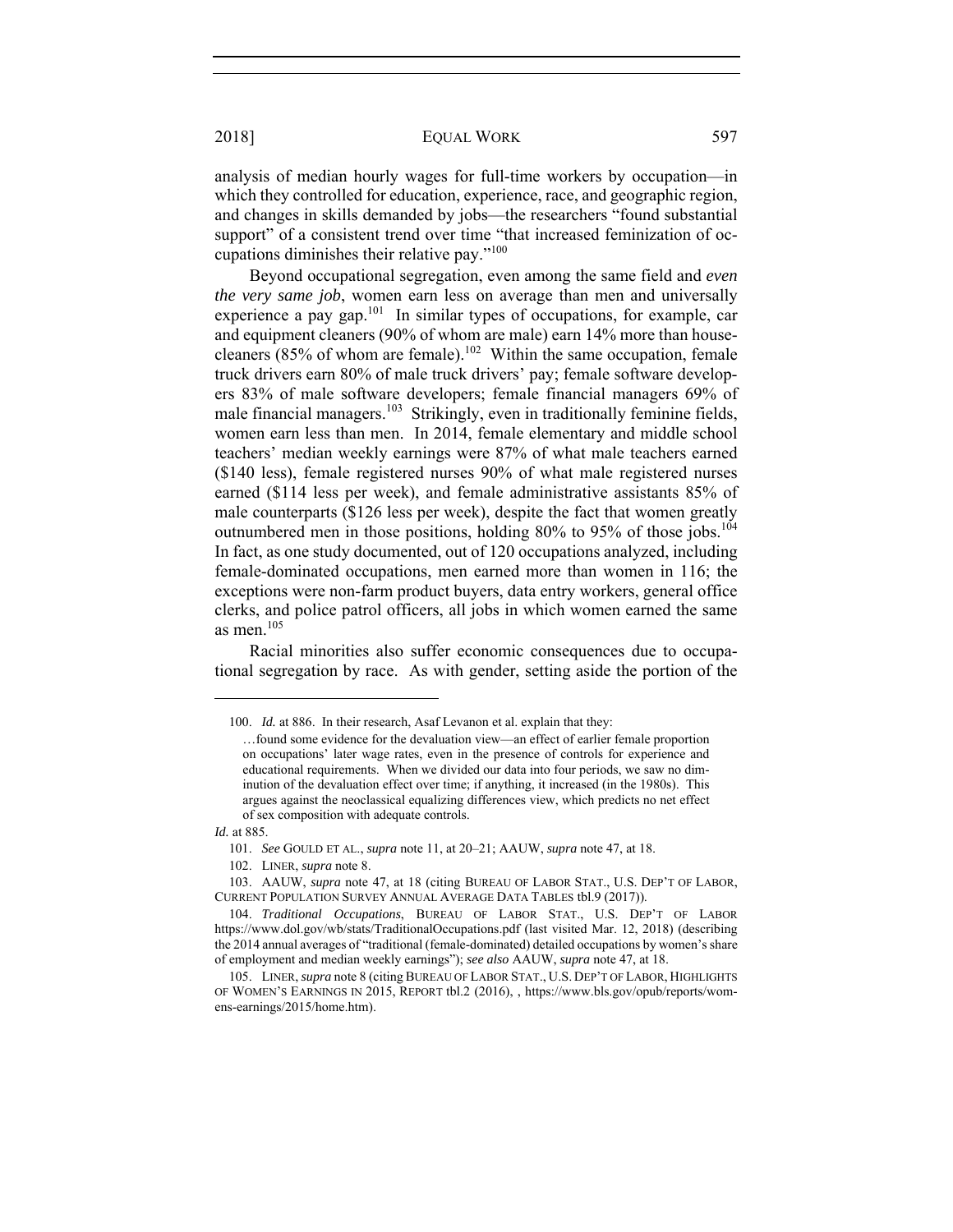analysis of median hourly wages for full-time workers by occupation—in which they controlled for education, experience, race, and geographic region, and changes in skills demanded by jobs—the researchers "found substantial support" of a consistent trend over time "that increased feminization of occupations diminishes their relative pay."[100]

Beyond occupational segregation, even among the same field and *even the very same job*, women earn less on average than men and universally experience a pay gap.[101] In similar types of occupations, for example, car and equipment cleaners (90% of whom are male) earn 14% more than house-cleaners (85% of whom are female).[102] Within the same occupation, female truck drivers earn 80% of male truck drivers' pay; female software developers 83% of male software developers; female financial managers 69% of male financial managers.[103] Strikingly, even in traditionally feminine fields, women earn less than men. In 2014, female elementary and middle school teachers' median weekly earnings were 87% of what male teachers earned ($140 less), female registered nurses 90% of what male registered nurses earned ($114 less per week), and female administrative assistants 85% of male counterparts ($126 less per week), despite the fact that women greatly outnumbered men in those positions, holding 80% to 95% of those jobs.[104] In fact, as one study documented, out of 120 occupations analyzed, including female-dominated occupations, men earned more than women in 116; the exceptions were non-farm product buyers, data entry workers, general office clerks, and police patrol officers, all jobs in which women earned the same as men.[105]

Racial minorities also suffer economic consequences due to occupational segregation by race. As with gender, setting aside the portion of the

---

100. *Id.* at 886. In their research, Asaf Levanon et al. explain that they:

> …found some evidence for the devaluation view—an effect of earlier female proportion on occupations' later wage rates, even in the presence of controls for experience and educational requirements. When we divided our data into four periods, we saw no diminution of the devaluation effect over time; if anything, it increased (in the 1980s). This argues against the neoclassical equalizing differences view, which predicts no net effect of sex composition with adequate controls.

*Id.* at 885.

101. *See* GOULD ET AL., *supra* note 11, at 20–21; AAUW, *supra* note 47, at 18.

102. LINER, *supra* note 8.

103. AAUW, *supra* note 47, at 18 (citing BUREAU OF LABOR STAT., U.S. DEP'T OF LABOR, CURRENT POPULATION SURVEY ANNUAL AVERAGE DATA TABLES tbl.9 (2017)).

104. *Traditional Occupations*, BUREAU OF LABOR STAT., U.S. DEP'T OF LABOR https://www.dol.gov/wb/stats/TraditionalOccupations.pdf (last visited Mar. 12, 2018) (describing the 2014 annual averages of "traditional (female-dominated) detailed occupations by women's share of employment and median weekly earnings"); *see also* AAUW, *supra* note 47, at 18.

105. LINER, *supra* note 8 (citing BUREAU OF LABOR STAT., U.S. DEP'T OF LABOR, HIGHLIGHTS OF WOMEN'S EARNINGS IN 2015, REPORT tbl.2 (2016), , https://www.bls.gov/opub/reports/womens-earnings/2015/home.htm).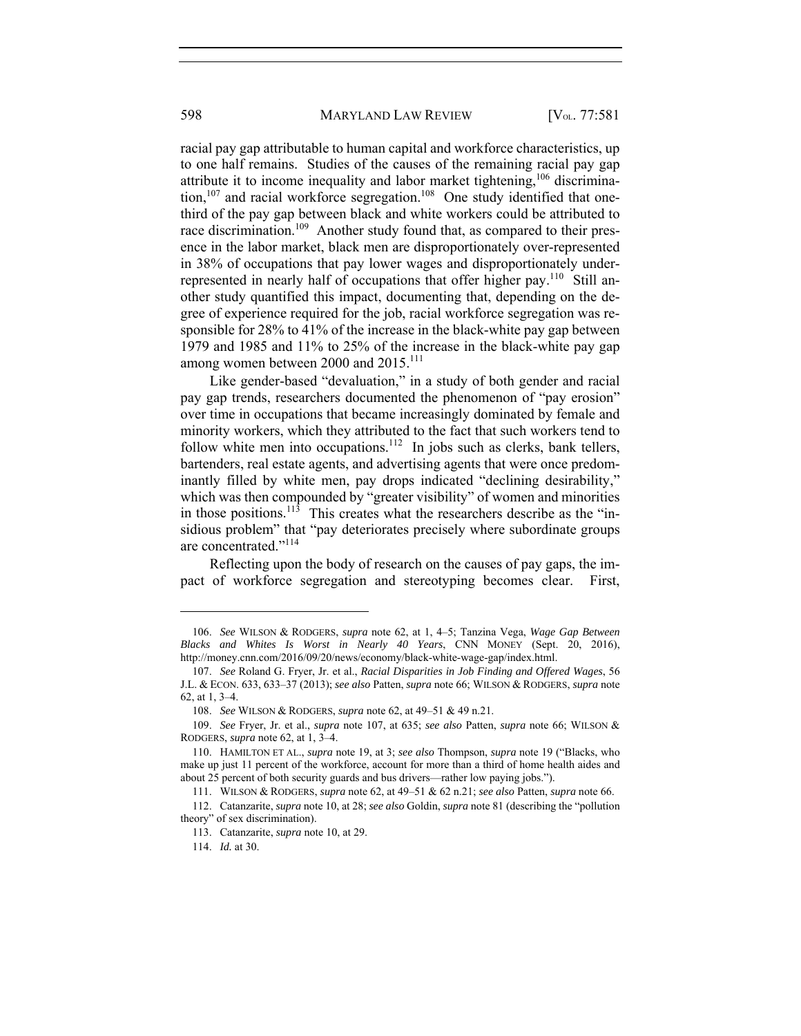racial pay gap attributable to human capital and workforce characteristics, up to one half remains. Studies of the causes of the remaining racial pay gap attribute it to income inequality and labor market tightening,[106] discrimination,[107] and racial workforce segregation.[108] One study identified that one-third of the pay gap between black and white workers could be attributed to race discrimination.[109] Another study found that, as compared to their presence in the labor market, black men are disproportionately over-represented in 38% of occupations that pay lower wages and disproportionately under-represented in nearly half of occupations that offer higher pay.[110] Still another study quantified this impact, documenting that, depending on the degree of experience required for the job, racial workforce segregation was responsible for 28% to 41% of the increase in the black-white pay gap between 1979 and 1985 and 11% to 25% of the increase in the black-white pay gap among women between 2000 and 2015.[111]

Like gender-based "devaluation," in a study of both gender and racial pay gap trends, researchers documented the phenomenon of "pay erosion" over time in occupations that became increasingly dominated by female and minority workers, which they attributed to the fact that such workers tend to follow white men into occupations.[112] In jobs such as clerks, bank tellers, bartenders, real estate agents, and advertising agents that were once predominantly filled by white men, pay drops indicated "declining desirability," which was then compounded by "greater visibility" of women and minorities in those positions.[113] This creates what the researchers describe as the "insidious problem" that "pay deteriorates precisely where subordinate groups are concentrated."[114]

Reflecting upon the body of research on the causes of pay gaps, the impact of workforce segregation and stereotyping becomes clear. First,

---

106. *See* WILSON & RODGERS, *supra* note 62, at 1, 4–5; Tanzina Vega, *Wage Gap Between Blacks and Whites Is Worst in Nearly 40 Years*, CNN MONEY (Sept. 20, 2016), http://money.cnn.com/2016/09/20/news/economy/black-white-wage-gap/index.html.

107. *See* Roland G. Fryer, Jr. et al., *Racial Disparities in Job Finding and Offered Wages*, 56 J.L. & ECON. 633, 633–37 (2013); *see also* Patten, *supra* note 66; WILSON & RODGERS, *supra* note 62, at 1, 3–4.

108. *See* WILSON & RODGERS, *supra* note 62, at 49–51 & 49 n.21.

109. *See* Fryer, Jr. et al., *supra* note 107, at 635; *see also* Patten, *supra* note 66; WILSON & RODGERS, *supra* note 62, at 1, 3–4.

110. HAMILTON ET AL., *supra* note 19, at 3; *see also* Thompson, *supra* note 19 ("Blacks, who make up just 11 percent of the workforce, account for more than a third of home health aides and about 25 percent of both security guards and bus drivers—rather low paying jobs.").

111. WILSON & RODGERS, *supra* note 62, at 49–51 & 62 n.21; *see also* Patten, *supra* note 66.

112. Catanzarite, *supra* note 10, at 28; *see also* Goldin, *supra* note 81 (describing the "pollution theory" of sex discrimination).

113. Catanzarite, *supra* note 10, at 29.

114. *Id.* at 30.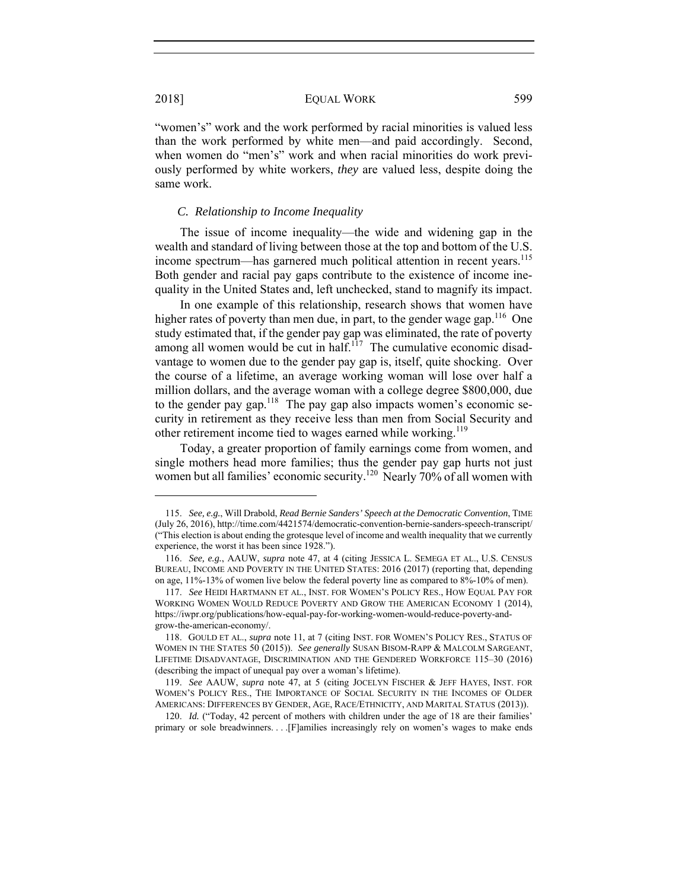"women's" work and the work performed by racial minorities is valued less than the work performed by white men—and paid accordingly. Second, when women do "men's" work and when racial minorities do work previously performed by white workers, *they* are valued less, despite doing the same work.

### *C. Relationship to Income Inequality*

The issue of income inequality—the wide and widening gap in the wealth and standard of living between those at the top and bottom of the U.S. income spectrum—has garnered much political attention in recent years.[115] Both gender and racial pay gaps contribute to the existence of income inequality in the United States and, left unchecked, stand to magnify its impact.

In one example of this relationship, research shows that women have higher rates of poverty than men due, in part, to the gender wage gap.[116] One study estimated that, if the gender pay gap was eliminated, the rate of poverty among all women would be cut in half.[117] The cumulative economic disadvantage to women due to the gender pay gap is, itself, quite shocking. Over the course of a lifetime, an average working woman will lose over half a million dollars, and the average woman with a college degree $800,000, due to the gender pay gap.[118] The pay gap also impacts women's economic security in retirement as they receive less than men from Social Security and other retirement income tied to wages earned while working.[119]

Today, a greater proportion of family earnings come from women, and single mothers head more families; thus the gender pay gap hurts not just women but all families' economic security.[120] Nearly 70% of all women with

---

115. *See, e.g.*, Will Drabold, *Read Bernie Sanders' Speech at the Democratic Convention*, TIME (July 26, 2016), http://time.com/4421574/democratic-convention-bernie-sanders-speech-transcript/ ("This election is about ending the grotesque level of income and wealth inequality that we currently experience, the worst it has been since 1928.").

116. *See, e.g.*, AAUW, *supra* note 47, at 4 (citing JESSICA L. SEMEGA ET AL., U.S. CENSUS BUREAU, INCOME AND POVERTY IN THE UNITED STATES: 2016 (2017) (reporting that, depending on age, 11%-13% of women live below the federal poverty line as compared to 8%-10% of men).

117. *See* HEIDI HARTMANN ET AL., INST. FOR WOMEN'S POLICY RES., HOW EQUAL PAY FOR WORKING WOMEN WOULD REDUCE POVERTY AND GROW THE AMERICAN ECONOMY 1 (2014), https://iwpr.org/publications/how-equal-pay-for-working-women-would-reduce-poverty-and-grow-the-american-economy/.

118. GOULD ET AL., *supra* note 11, at 7 (citing INST. FOR WOMEN'S POLICY RES., STATUS OF WOMEN IN THE STATES 50 (2015)). *See generally* SUSAN BISOM-RAPP & MALCOLM SARGEANT, LIFETIME DISADVANTAGE, DISCRIMINATION AND THE GENDERED WORKFORCE 115–30 (2016) (describing the impact of unequal pay over a woman's lifetime).

119. *See* AAUW, *supra* note 47, at 5 (citing JOCELYN FISCHER & JEFF HAYES, INST. FOR WOMEN'S POLICY RES., THE IMPORTANCE OF SOCIAL SECURITY IN THE INCOMES OF OLDER AMERICANS: DIFFERENCES BY GENDER, AGE, RACE/ETHNICITY, AND MARITAL STATUS (2013)).

120. *Id.* ("Today, 42 percent of mothers with children under the age of 18 are their families' primary or sole breadwinners. . . .[F]amilies increasingly rely on women's wages to make ends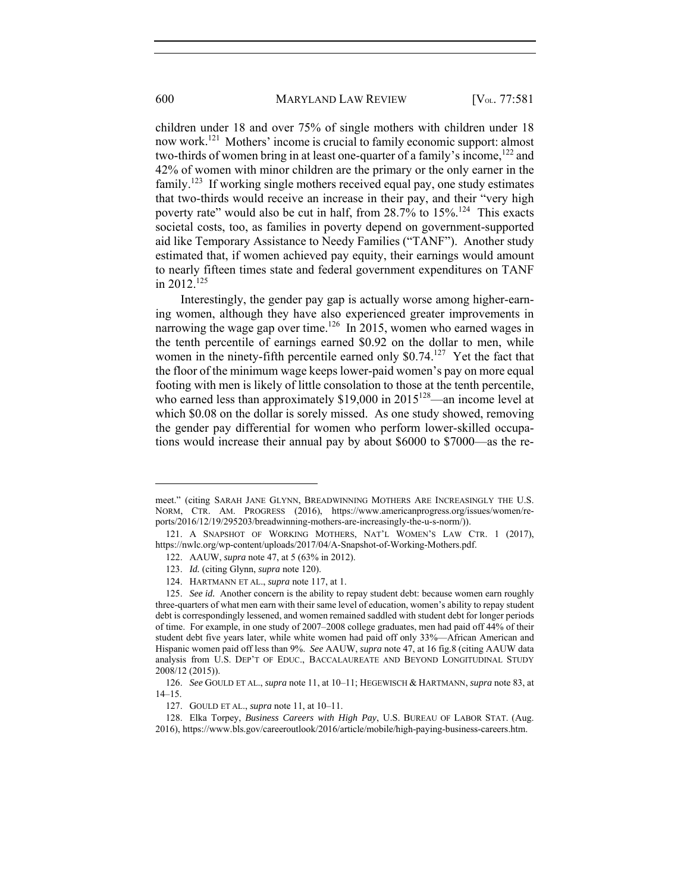children under 18 and over 75% of single mothers with children under 18 now work.[121] Mothers' income is crucial to family economic support: almost two-thirds of women bring in at least one-quarter of a family's income,[122] and 42% of women with minor children are the primary or the only earner in the family.[123] If working single mothers received equal pay, one study estimates that two-thirds would receive an increase in their pay, and their "very high poverty rate" would also be cut in half, from 28.7% to 15%.[124] This exacts societal costs, too, as families in poverty depend on government-supported aid like Temporary Assistance to Needy Families ("TANF"). Another study estimated that, if women achieved pay equity, their earnings would amount to nearly fifteen times state and federal government expenditures on TANF in 2012.[125]

Interestingly, the gender pay gap is actually worse among higher-earning women, although they have also experienced greater improvements in narrowing the wage gap over time.[126] In 2015, women who earned wages in the tenth percentile of earnings earned \$0.92 on the dollar to men, while women in the ninety-fifth percentile earned only \$0.74.[127] Yet the fact that the floor of the minimum wage keeps lower-paid women's pay on more equal footing with men is likely of little consolation to those at the tenth percentile, who earned less than approximately \$19,000 in 2015[128]—an income level at which \$0.08 on the dollar is sorely missed. As one study showed, removing the gender pay differential for women who perform lower-skilled occupations would increase their annual pay by about \$6000 to \$7000—as the re-

---

meet." (citing SARAH JANE GLYNN, BREADWINNING MOTHERS ARE INCREASINGLY THE U.S. NORM, CTR. AM. PROGRESS (2016), https://www.americanprogress.org/issues/women/reports/2016/12/19/295203/breadwinning-mothers-are-increasingly-the-u-s-norm/)).

121. A SNAPSHOT OF WORKING MOTHERS, NAT'L WOMEN'S LAW CTR. 1 (2017), https://nwlc.org/wp-content/uploads/2017/04/A-Snapshot-of-Working-Mothers.pdf.

122. AAUW, *supra* note 47, at 5 (63% in 2012).

123. *Id.* (citing Glynn, *supra* note 120).

124. HARTMANN ET AL., *supra* note 117, at 1.

125. *See id.* Another concern is the ability to repay student debt: because women earn roughly three-quarters of what men earn with their same level of education, women's ability to repay student debt is correspondingly lessened, and women remained saddled with student debt for longer periods of time. For example, in one study of 2007–2008 college graduates, men had paid off 44% of their student debt five years later, while white women had paid off only 33%—African American and Hispanic women paid off less than 9%. *See* AAUW, *supra* note 47, at 16 fig.8 (citing AAUW data analysis from U.S. DEP'T OF EDUC., BACCALAUREATE AND BEYOND LONGITUDINAL STUDY 2008/12 (2015)).

126. *See* GOULD ET AL., *supra* note 11, at 10–11; HEGEWISCH & HARTMANN, *supra* note 83, at 14–15.

127. GOULD ET AL., *supra* note 11, at 10–11.

128. Elka Torpey, *Business Careers with High Pay*, U.S. BUREAU OF LABOR STAT. (Aug. 2016), https://www.bls.gov/careeroutlook/2016/article/mobile/high-paying-business-careers.htm.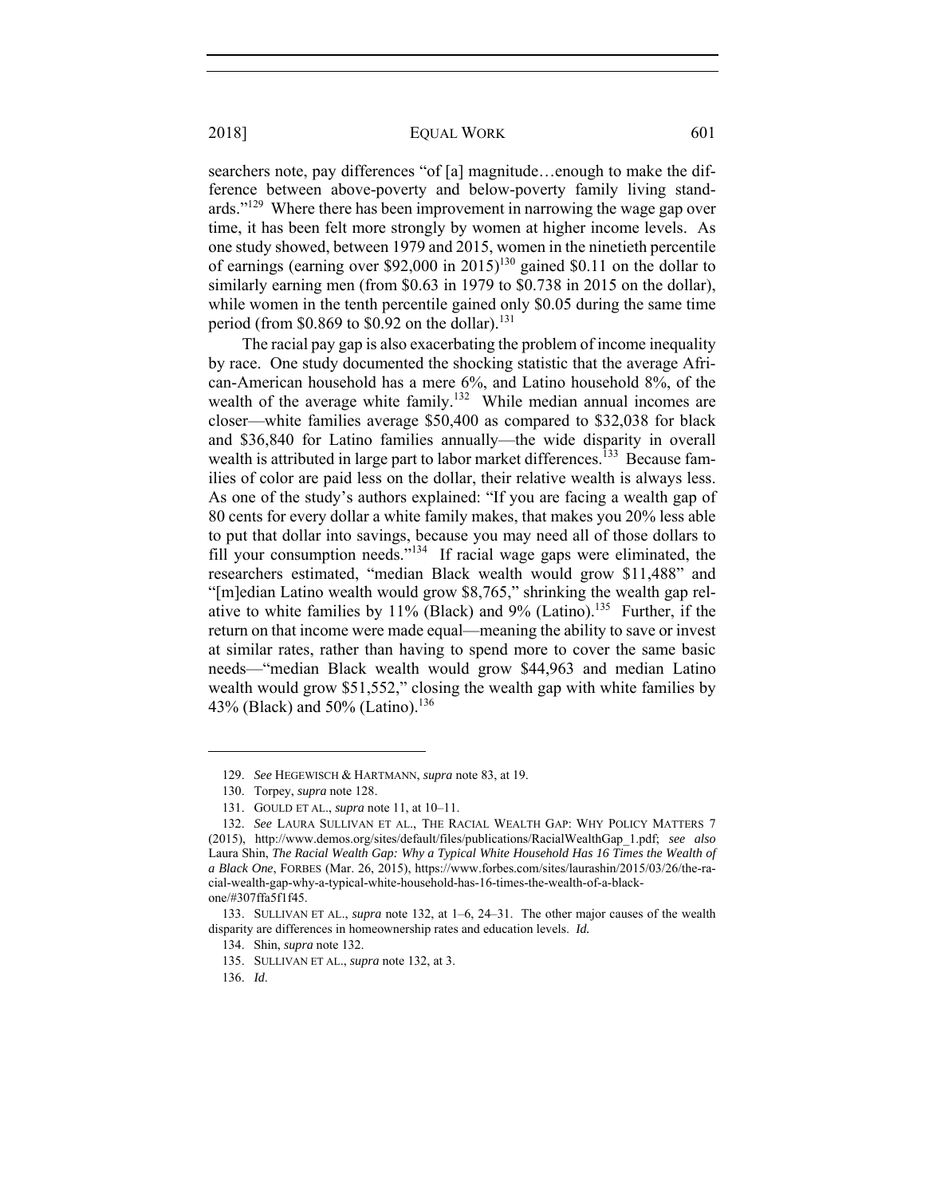searchers note, pay differences "of [a] magnitude…enough to make the difference between above-poverty and below-poverty family living standards."[129] Where there has been improvement in narrowing the wage gap over time, it has been felt more strongly by women at higher income levels. As one study showed, between 1979 and 2015, women in the ninetieth percentile of earnings (earning over $92,000 in 2015)[130] gained $0.11 on the dollar to similarly earning men (from $0.63 in 1979 to $0.738 in 2015 on the dollar), while women in the tenth percentile gained only $0.05 during the same time period (from $0.869 to $0.92 on the dollar).[131]

The racial pay gap is also exacerbating the problem of income inequality by race. One study documented the shocking statistic that the average African-American household has a mere 6%, and Latino household 8%, of the wealth of the average white family.[132] While median annual incomes are closer—white families average $50,400 as compared to $32,038 for black and $36,840 for Latino families annually—the wide disparity in overall wealth is attributed in large part to labor market differences.[133] Because families of color are paid less on the dollar, their relative wealth is always less. As one of the study's authors explained: "If you are facing a wealth gap of 80 cents for every dollar a white family makes, that makes you 20% less able to put that dollar into savings, because you may need all of those dollars to fill your consumption needs."[134] If racial wage gaps were eliminated, the researchers estimated, "median Black wealth would grow $11,488" and "[m]edian Latino wealth would grow $8,765," shrinking the wealth gap relative to white families by 11% (Black) and 9% (Latino).[135] Further, if the return on that income were made equal—meaning the ability to save or invest at similar rates, rather than having to spend more to cover the same basic needs—"median Black wealth would grow $44,963 and median Latino wealth would grow $51,552," closing the wealth gap with white families by 43% (Black) and 50% (Latino).[136]

---

129. *See* HEGEWISCH & HARTMANN, *supra* note 83, at 19.

130. Torpey, *supra* note 128.

131. GOULD ET AL., *supra* note 11, at 10–11.

132. *See* LAURA SULLIVAN ET AL., THE RACIAL WEALTH GAP: WHY POLICY MATTERS 7 (2015), http://www.demos.org/sites/default/files/publications/RacialWealthGap_1.pdf; *see also* Laura Shin, *The Racial Wealth Gap: Why a Typical White Household Has 16 Times the Wealth of a Black One*, FORBES (Mar. 26, 2015), https://www.forbes.com/sites/laurashin/2015/03/26/the-racial-wealth-gap-why-a-typical-white-household-has-16-times-the-wealth-of-a-black-one/#307ffa5f1f45.

133. SULLIVAN ET AL., *supra* note 132, at 1–6, 24–31. The other major causes of the wealth disparity are differences in homeownership rates and education levels. *Id.*

134. Shin, *supra* note 132.

135. SULLIVAN ET AL., *supra* note 132, at 3.

136. *Id.*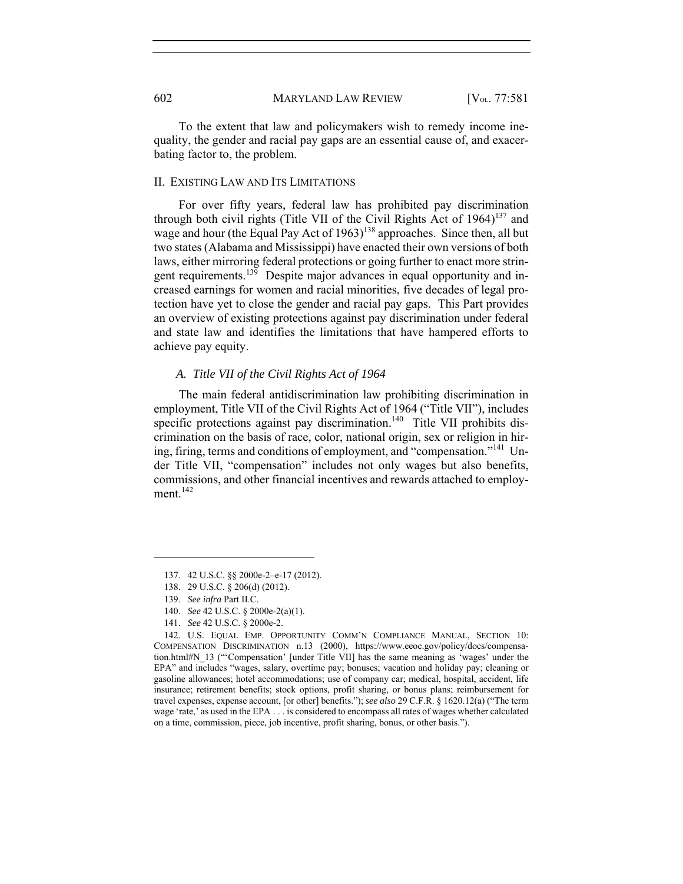To the extent that law and policymakers wish to remedy income inequality, the gender and racial pay gaps are an essential cause of, and exacerbating factor to, the problem.

## II. Existing Law and Its Limitations

For over fifty years, federal law has prohibited pay discrimination through both civil rights (Title VII of the Civil Rights Act of 1964)[137] and wage and hour (the Equal Pay Act of 1963)[138] approaches. Since then, all but two states (Alabama and Mississippi) have enacted their own versions of both laws, either mirroring federal protections or going further to enact more stringent requirements.[139] Despite major advances in equal opportunity and increased earnings for women and racial minorities, five decades of legal protection have yet to close the gender and racial pay gaps. This Part provides an overview of existing protections against pay discrimination under federal and state law and identifies the limitations that have hampered efforts to achieve pay equity.

### *A. Title VII of the Civil Rights Act of 1964*

The main federal antidiscrimination law prohibiting discrimination in employment, Title VII of the Civil Rights Act of 1964 ("Title VII"), includes specific protections against pay discrimination.[140] Title VII prohibits discrimination on the basis of race, color, national origin, sex or religion in hiring, firing, terms and conditions of employment, and "compensation."[141] Under Title VII, "compensation" includes not only wages but also benefits, commissions, and other financial incentives and rewards attached to employment.[142]

---

137. 42 U.S.C. §§ 2000e-2–e-17 (2012).

138. 29 U.S.C. § 206(d) (2012).

139. *See infra* Part II.C.

140. *See* 42 U.S.C. § 2000e-2(a)(1).

141. *See* 42 U.S.C. § 2000e-2.

142. U.S. Equal Emp. Opportunity Comm'n Compliance Manual, Section 10: Compensation Discrimination n.13 (2000), https://www.eeoc.gov/policy/docs/compensation.html#N_13 ("'Compensation' [under Title VII] has the same meaning as 'wages' under the EPA" and includes "wages, salary, overtime pay; bonuses; vacation and holiday pay; cleaning or gasoline allowances; hotel accommodations; use of company car; medical, hospital, accident, life insurance; retirement benefits; stock options, profit sharing, or bonus plans; reimbursement for travel expenses, expense account, [or other] benefits."); *see also* 29 C.F.R. § 1620.12(a) ("The term wage 'rate,' as used in the EPA . . . is considered to encompass all rates of wages whether calculated on a time, commission, piece, job incentive, profit sharing, bonus, or other basis.").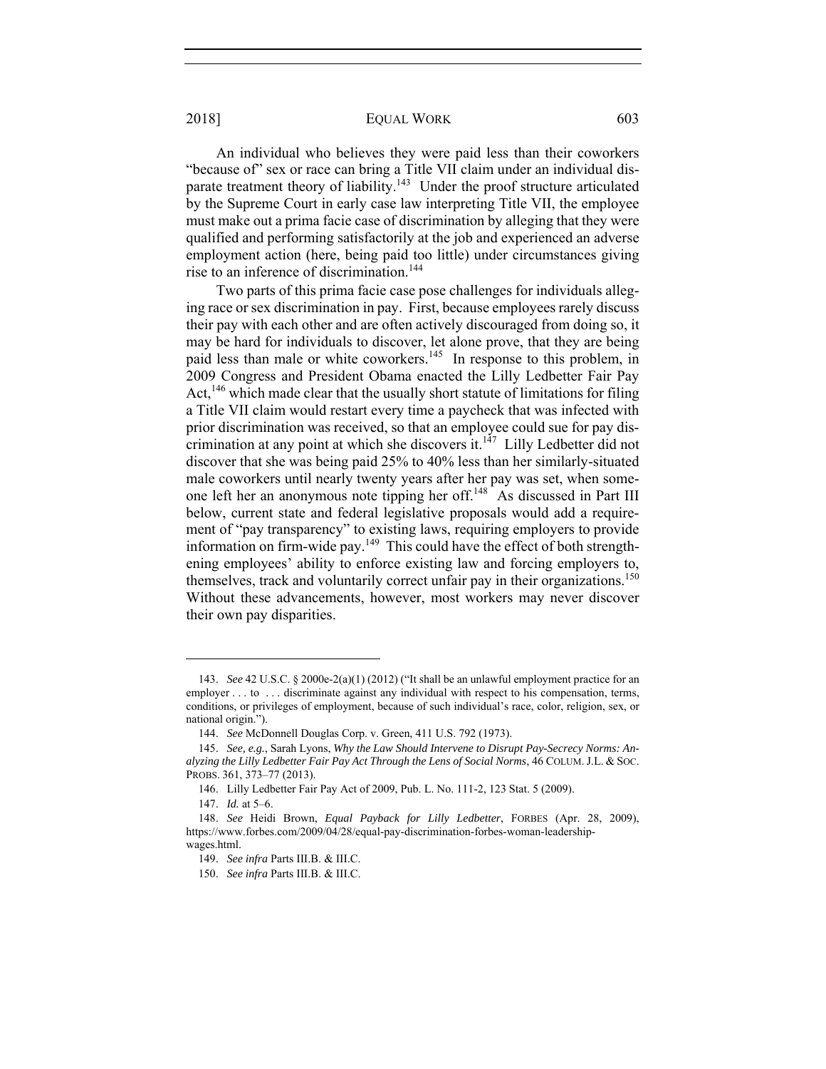An individual who believes they were paid less than their coworkers "because of" sex or race can bring a Title VII claim under an individual disparate treatment theory of liability.[143] Under the proof structure articulated by the Supreme Court in early case law interpreting Title VII, the employee must make out a prima facie case of discrimination by alleging that they were qualified and performing satisfactorily at the job and experienced an adverse employment action (here, being paid too little) under circumstances giving rise to an inference of discrimination.[144]

Two parts of this prima facie case pose challenges for individuals alleging race or sex discrimination in pay. First, because employees rarely discuss their pay with each other and are often actively discouraged from doing so, it may be hard for individuals to discover, let alone prove, that they are being paid less than male or white coworkers.[145] In response to this problem, in 2009 Congress and President Obama enacted the Lilly Ledbetter Fair Pay Act,[146] which made clear that the usually short statute of limitations for filing a Title VII claim would restart every time a paycheck that was infected with prior discrimination was received, so that an employee could sue for pay discrimination at any point at which she discovers it.[147] Lilly Ledbetter did not discover that she was being paid 25% to 40% less than her similarly-situated male coworkers until nearly twenty years after her pay was set, when someone left her an anonymous note tipping her off.[148] As discussed in Part III below, current state and federal legislative proposals would add a requirement of "pay transparency" to existing laws, requiring employers to provide information on firm-wide pay.[149] This could have the effect of both strengthening employees' ability to enforce existing law and forcing employers to, themselves, track and voluntarily correct unfair pay in their organizations.[150] Without these advancements, however, most workers may never discover their own pay disparities.

---

143. *See* 42 U.S.C. § 2000e-2(a)(1) (2012) ("It shall be an unlawful employment practice for an employer . . . to . . . discriminate against any individual with respect to his compensation, terms, conditions, or privileges of employment, because of such individual's race, color, religion, sex, or national origin.").

144. *See* McDonnell Douglas Corp. v. Green, 411 U.S. 792 (1973).

145. *See, e.g.*, Sarah Lyons, *Why the Law Should Intervene to Disrupt Pay-Secrecy Norms: Analyzing the Lilly Ledbetter Fair Pay Act Through the Lens of Social Norms*, 46 COLUM. J.L. & SOC. PROBS. 361, 373–77 (2013).

146. Lilly Ledbetter Fair Pay Act of 2009, Pub. L. No. 111-2, 123 Stat. 5 (2009).

147. *Id.* at 5–6.

148. *See* Heidi Brown, *Equal Payback for Lilly Ledbetter*, FORBES (Apr. 28, 2009), https://www.forbes.com/2009/04/28/equal-pay-discrimination-forbes-woman-leadership-wages.html.

149. *See infra* Parts III.B. & III.C.

150. *See infra* Parts III.B. & III.C.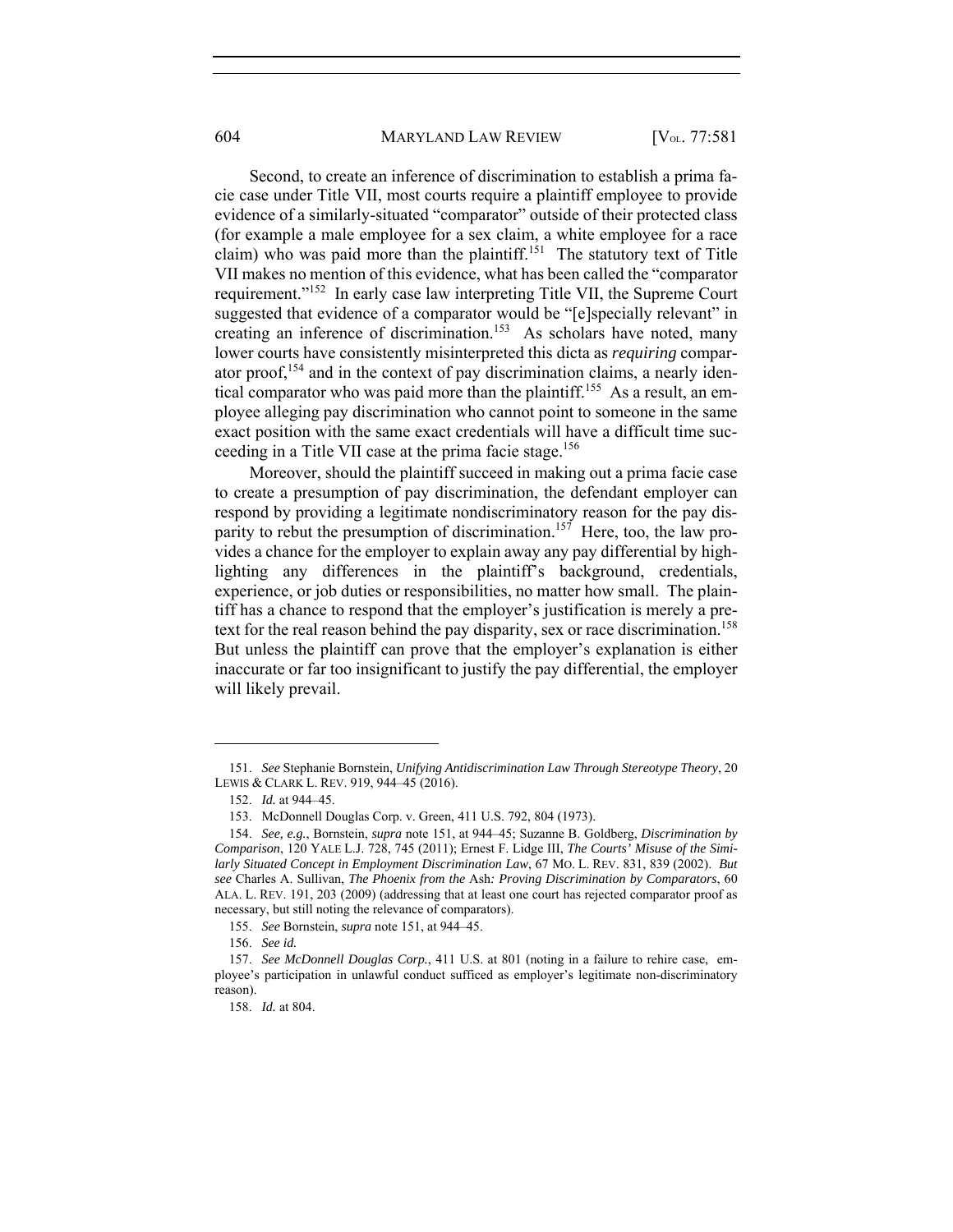Second, to create an inference of discrimination to establish a prima facie case under Title VII, most courts require a plaintiff employee to provide evidence of a similarly-situated "comparator" outside of their protected class (for example a male employee for a sex claim, a white employee for a race claim) who was paid more than the plaintiff.[151] The statutory text of Title VII makes no mention of this evidence, what has been called the "comparator requirement."[152] In early case law interpreting Title VII, the Supreme Court suggested that evidence of a comparator would be "[e]specially relevant" in creating an inference of discrimination.[153] As scholars have noted, many lower courts have consistently misinterpreted this dicta as *requiring* comparator proof,[154] and in the context of pay discrimination claims, a nearly identical comparator who was paid more than the plaintiff.[155] As a result, an employee alleging pay discrimination who cannot point to someone in the same exact position with the same exact credentials will have a difficult time succeeding in a Title VII case at the prima facie stage.[156]

Moreover, should the plaintiff succeed in making out a prima facie case to create a presumption of pay discrimination, the defendant employer can respond by providing a legitimate nondiscriminatory reason for the pay disparity to rebut the presumption of discrimination.[157] Here, too, the law provides a chance for the employer to explain away any pay differential by highlighting any differences in the plaintiff's background, credentials, experience, or job duties or responsibilities, no matter how small. The plaintiff has a chance to respond that the employer's justification is merely a pretext for the real reason behind the pay disparity, sex or race discrimination.[158] But unless the plaintiff can prove that the employer's explanation is either inaccurate or far too insignificant to justify the pay differential, the employer will likely prevail.

---

151. *See* Stephanie Bornstein, *Unifying Antidiscrimination Law Through Stereotype Theory*, 20 LEWIS & CLARK L. REV. 919, 944–45 (2016).

152. *Id.* at 944–45.

153. McDonnell Douglas Corp. v. Green, 411 U.S. 792, 804 (1973).

154. *See, e.g.*, Bornstein, *supra* note 151, at 944–45; Suzanne B. Goldberg, *Discrimination by Comparison*, 120 YALE L.J. 728, 745 (2011); Ernest F. Lidge III, *The Courts' Misuse of the Similarly Situated Concept in Employment Discrimination Law*, 67 MO. L. REV. 831, 839 (2002). *But see* Charles A. Sullivan, *The Phoenix from the* Ash*: Proving Discrimination by Comparators*, 60 ALA. L. REV. 191, 203 (2009) (addressing that at least one court has rejected comparator proof as necessary, but still noting the relevance of comparators).

155. *See* Bornstein, *supra* note 151, at 944–45.

156. *See id.*

157. *See McDonnell Douglas Corp.*, 411 U.S. at 801 (noting in a failure to rehire case, employee's participation in unlawful conduct sufficed as employer's legitimate non-discriminatory reason).

158. *Id.* at 804.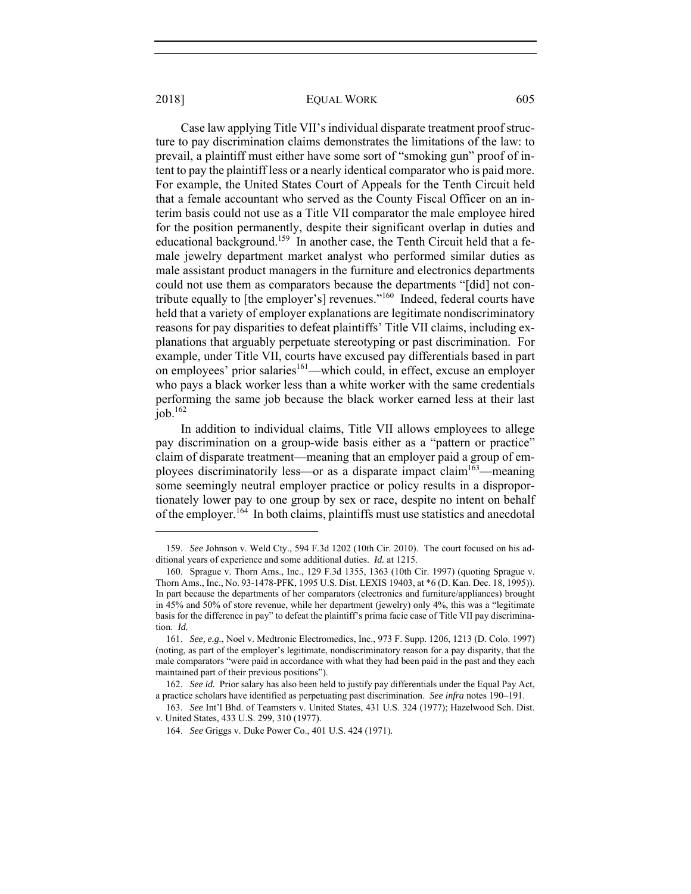Case law applying Title VII's individual disparate treatment proof structure to pay discrimination claims demonstrates the limitations of the law: to prevail, a plaintiff must either have some sort of "smoking gun" proof of intent to pay the plaintiff less or a nearly identical comparator who is paid more. For example, the United States Court of Appeals for the Tenth Circuit held that a female accountant who served as the County Fiscal Officer on an interim basis could not use as a Title VII comparator the male employee hired for the position permanently, despite their significant overlap in duties and educational background.[159] In another case, the Tenth Circuit held that a female jewelry department market analyst who performed similar duties as male assistant product managers in the furniture and electronics departments could not use them as comparators because the departments "[did] not contribute equally to [the employer's] revenues."[160] Indeed, federal courts have held that a variety of employer explanations are legitimate nondiscriminatory reasons for pay disparities to defeat plaintiffs' Title VII claims, including explanations that arguably perpetuate stereotyping or past discrimination. For example, under Title VII, courts have excused pay differentials based in part on employees' prior salaries[161]—which could, in effect, excuse an employer who pays a black worker less than a white worker with the same credentials performing the same job because the black worker earned less at their last job.[162]

In addition to individual claims, Title VII allows employees to allege pay discrimination on a group-wide basis either as a "pattern or practice" claim of disparate treatment—meaning that an employer paid a group of employees discriminatorily less—or as a disparate impact claim[163]—meaning some seemingly neutral employer practice or policy results in a disproportionately lower pay to one group by sex or race, despite no intent on behalf of the employer.[164] In both claims, plaintiffs must use statistics and anecdotal

---

159. *See* Johnson v. Weld Cty., 594 F.3d 1202 (10th Cir. 2010). The court focused on his additional years of experience and some additional duties. *Id.* at 1215.

160. Sprague v. Thorn Ams., Inc., 129 F.3d 1355, 1363 (10th Cir. 1997) (quoting Sprague v. Thorn Ams., Inc., No. 93-1478-PFK, 1995 U.S. Dist. LEXIS 19403, at *6 (D. Kan. Dec. 18, 1995)). In part because the departments of her comparators (electronics and furniture/appliances) brought in 45% and 50% of store revenue, while her department (jewelry) only 4%, this was a "legitimate basis for the difference in pay" to defeat the plaintiff's prima facie case of Title VII pay discrimination. *Id.*

161. *See, e.g.*, Noel v. Medtronic Electromedics, Inc., 973 F. Supp. 1206, 1213 (D. Colo. 1997) (noting, as part of the employer's legitimate, nondiscriminatory reason for a pay disparity, that the male comparators "were paid in accordance with what they had been paid in the past and they each maintained part of their previous positions").

162. *See id.* Prior salary has also been held to justify pay differentials under the Equal Pay Act, a practice scholars have identified as perpetuating past discrimination. *See infra* notes 190–191.

163. *See* Int'l Bhd. of Teamsters v. United States, 431 U.S. 324 (1977); Hazelwood Sch. Dist. v. United States, 433 U.S. 299, 310 (1977).

164. *See* Griggs v. Duke Power Co., 401 U.S. 424 (1971).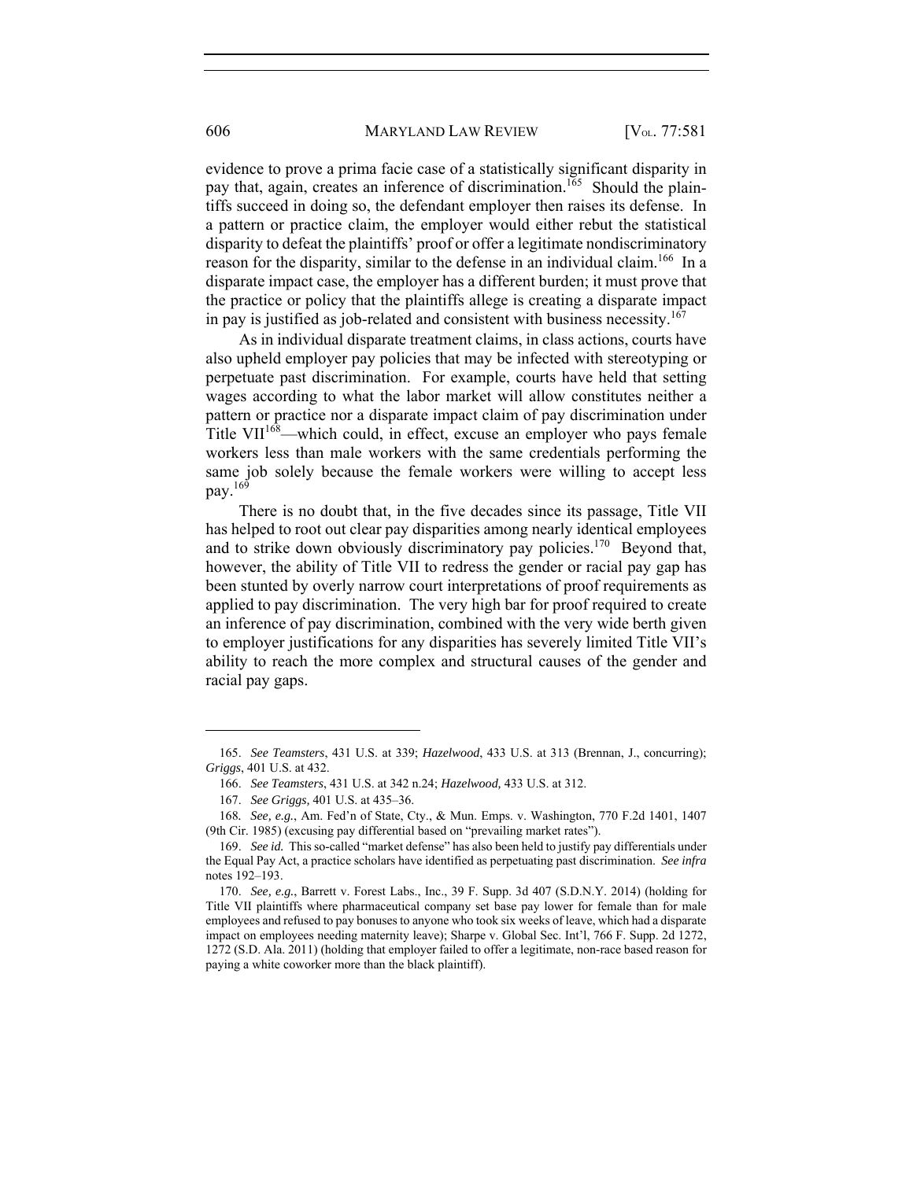evidence to prove a prima facie case of a statistically significant disparity in pay that, again, creates an inference of discrimination.[165] Should the plaintiffs succeed in doing so, the defendant employer then raises its defense. In a pattern or practice claim, the employer would either rebut the statistical disparity to defeat the plaintiffs' proof or offer a legitimate nondiscriminatory reason for the disparity, similar to the defense in an individual claim.[166] In a disparate impact case, the employer has a different burden; it must prove that the practice or policy that the plaintiffs allege is creating a disparate impact in pay is justified as job-related and consistent with business necessity.[167]

As in individual disparate treatment claims, in class actions, courts have also upheld employer pay policies that may be infected with stereotyping or perpetuate past discrimination. For example, courts have held that setting wages according to what the labor market will allow constitutes neither a pattern or practice nor a disparate impact claim of pay discrimination under Title VII[168]—which could, in effect, excuse an employer who pays female workers less than male workers with the same credentials performing the same job solely because the female workers were willing to accept less pay.[169]

There is no doubt that, in the five decades since its passage, Title VII has helped to root out clear pay disparities among nearly identical employees and to strike down obviously discriminatory pay policies.[170] Beyond that, however, the ability of Title VII to redress the gender or racial pay gap has been stunted by overly narrow court interpretations of proof requirements as applied to pay discrimination. The very high bar for proof required to create an inference of pay discrimination, combined with the very wide berth given to employer justifications for any disparities has severely limited Title VII's ability to reach the more complex and structural causes of the gender and racial pay gaps.

---

165. *See Teamsters*, 431 U.S. at 339; *Hazelwood*, 433 U.S. at 313 (Brennan, J., concurring); *Griggs*, 401 U.S. at 432.

166. *See Teamsters*, 431 U.S. at 342 n.24; *Hazelwood,* 433 U.S. at 312.

167. *See Griggs,* 401 U.S. at 435–36.

168. *See, e.g.*, Am. Fed'n of State, Cty., & Mun. Emps. v. Washington, 770 F.2d 1401, 1407 (9th Cir. 1985) (excusing pay differential based on "prevailing market rates").

169. *See id.* This so-called "market defense" has also been held to justify pay differentials under the Equal Pay Act, a practice scholars have identified as perpetuating past discrimination. *See infra* notes 192–193.

170. *See, e.g.*, Barrett v. Forest Labs., Inc., 39 F. Supp. 3d 407 (S.D.N.Y. 2014) (holding for Title VII plaintiffs where pharmaceutical company set base pay lower for female than for male employees and refused to pay bonuses to anyone who took six weeks of leave, which had a disparate impact on employees needing maternity leave); Sharpe v. Global Sec. Int'l, 766 F. Supp. 2d 1272, 1272 (S.D. Ala. 2011) (holding that employer failed to offer a legitimate, non-race based reason for paying a white coworker more than the black plaintiff).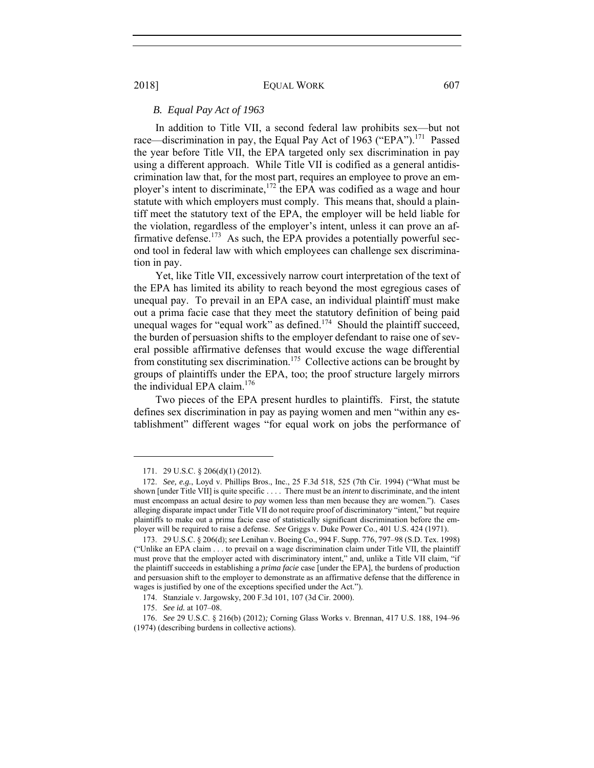### *B. Equal Pay Act of 1963*

In addition to Title VII, a second federal law prohibits sex—but not race—discrimination in pay, the Equal Pay Act of 1963 ("EPA").[171] Passed the year before Title VII, the EPA targeted only sex discrimination in pay using a different approach. While Title VII is codified as a general antidiscrimination law that, for the most part, requires an employee to prove an employer's intent to discriminate,[172] the EPA was codified as a wage and hour statute with which employers must comply. This means that, should a plaintiff meet the statutory text of the EPA, the employer will be held liable for the violation, regardless of the employer's intent, unless it can prove an affirmative defense.[173] As such, the EPA provides a potentially powerful second tool in federal law with which employees can challenge sex discrimination in pay.

Yet, like Title VII, excessively narrow court interpretation of the text of the EPA has limited its ability to reach beyond the most egregious cases of unequal pay. To prevail in an EPA case, an individual plaintiff must make out a prima facie case that they meet the statutory definition of being paid unequal wages for "equal work" as defined.[174] Should the plaintiff succeed, the burden of persuasion shifts to the employer defendant to raise one of several possible affirmative defenses that would excuse the wage differential from constituting sex discrimination.[175] Collective actions can be brought by groups of plaintiffs under the EPA, too; the proof structure largely mirrors the individual EPA claim.[176]

Two pieces of the EPA present hurdles to plaintiffs. First, the statute defines sex discrimination in pay as paying women and men "within any establishment" different wages "for equal work on jobs the performance of

---

171. 29 U.S.C. § 206(d)(1) (2012).

172. *See, e.g.*, Loyd v. Phillips Bros., Inc., 25 F.3d 518, 525 (7th Cir. 1994) ("What must be shown [under Title VII] is quite specific . . . . There must be an *intent* to discriminate, and the intent must encompass an actual desire to *pay* women less than men because they are women."). Cases alleging disparate impact under Title VII do not require proof of discriminatory "intent," but require plaintiffs to make out a prima facie case of statistically significant discrimination before the employer will be required to raise a defense. *See* Griggs v. Duke Power Co., 401 U.S. 424 (1971).

173. 29 U.S.C. § 206(d); *see* Lenihan v. Boeing Co., 994 F. Supp. 776, 797–98 (S.D. Tex. 1998) ("Unlike an EPA claim . . . to prevail on a wage discrimination claim under Title VII, the plaintiff must prove that the employer acted with discriminatory intent," and, unlike a Title VII claim, "if the plaintiff succeeds in establishing a *prima facie* case [under the EPA], the burdens of production and persuasion shift to the employer to demonstrate as an affirmative defense that the difference in wages is justified by one of the exceptions specified under the Act.").

174. Stanziale v. Jargowsky, 200 F.3d 101, 107 (3d Cir. 2000).

175. *See id.* at 107–08.

176. *See* 29 U.S.C. § 216(b) (2012)*;* Corning Glass Works v. Brennan, 417 U.S. 188, 194–96 (1974) (describing burdens in collective actions).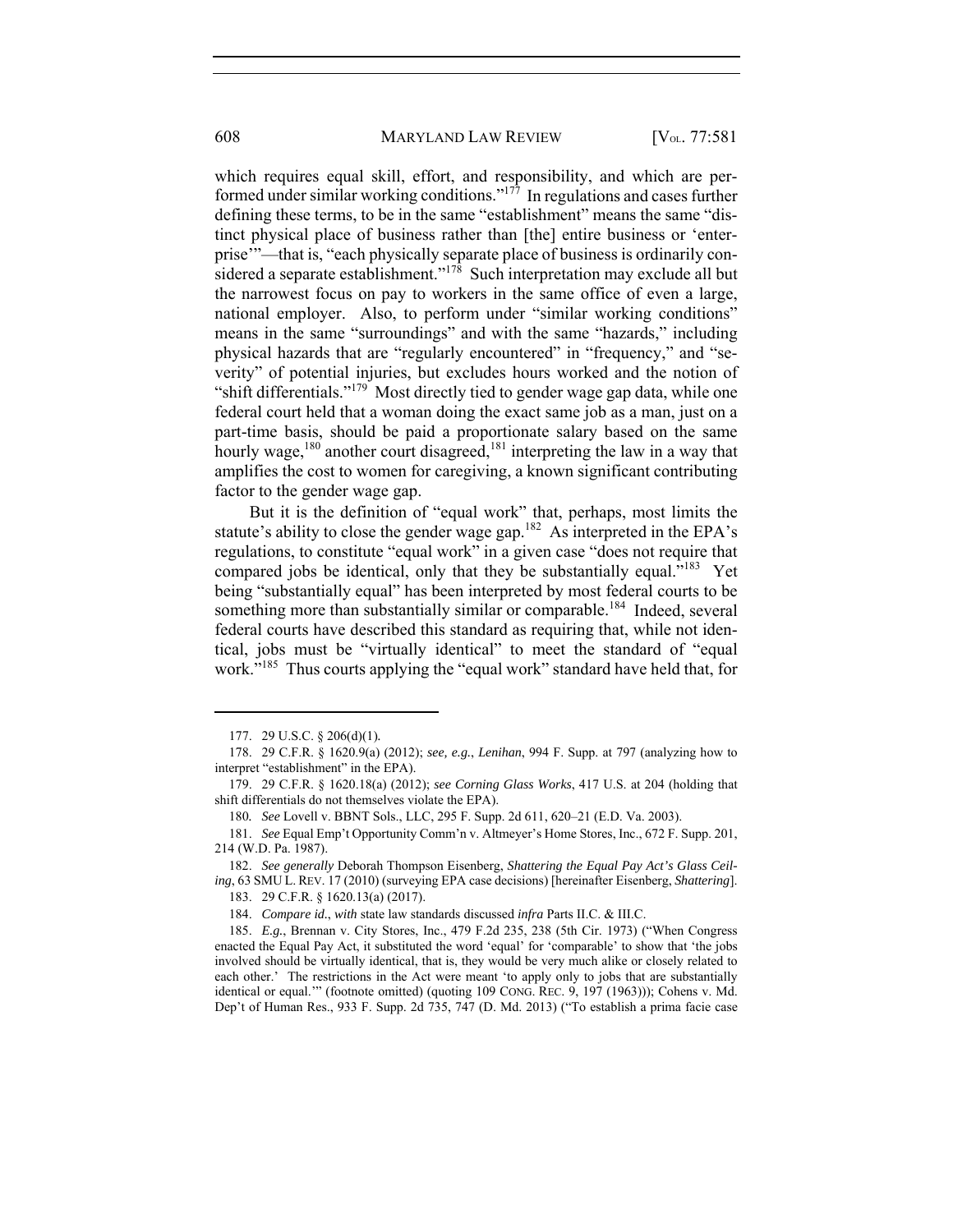which requires equal skill, effort, and responsibility, and which are performed under similar working conditions."[177] In regulations and cases further defining these terms, to be in the same "establishment" means the same "distinct physical place of business rather than [the] entire business or 'enterprise'"—that is, "each physically separate place of business is ordinarily considered a separate establishment."[178] Such interpretation may exclude all but the narrowest focus on pay to workers in the same office of even a large, national employer. Also, to perform under "similar working conditions" means in the same "surroundings" and with the same "hazards," including physical hazards that are "regularly encountered" in "frequency," and "severity" of potential injuries, but excludes hours worked and the notion of "shift differentials."[179] Most directly tied to gender wage gap data, while one federal court held that a woman doing the exact same job as a man, just on a part-time basis, should be paid a proportionate salary based on the same hourly wage,[180] another court disagreed,[181] interpreting the law in a way that amplifies the cost to women for caregiving, a known significant contributing factor to the gender wage gap.

But it is the definition of "equal work" that, perhaps, most limits the statute's ability to close the gender wage gap.[182] As interpreted in the EPA's regulations, to constitute "equal work" in a given case "does not require that compared jobs be identical, only that they be substantially equal."[183] Yet being "substantially equal" has been interpreted by most federal courts to be something more than substantially similar or comparable.[184] Indeed, several federal courts have described this standard as requiring that, while not identical, jobs must be "virtually identical" to meet the standard of "equal work."[185] Thus courts applying the "equal work" standard have held that, for

---

177. 29 U.S.C. § 206(d)(1).

178. 29 C.F.R. § 1620.9(a) (2012); *see, e.g.*, *Lenihan*, 994 F. Supp. at 797 (analyzing how to interpret "establishment" in the EPA).

179. 29 C.F.R. § 1620.18(a) (2012); *see Corning Glass Works*, 417 U.S. at 204 (holding that shift differentials do not themselves violate the EPA).

180. *See* Lovell v. BBNT Sols., LLC, 295 F. Supp. 2d 611, 620–21 (E.D. Va. 2003).

181. *See* Equal Emp't Opportunity Comm'n v. Altmeyer's Home Stores, Inc., 672 F. Supp. 201, 214 (W.D. Pa. 1987).

182. *See generally* Deborah Thompson Eisenberg, *Shattering the Equal Pay Act's Glass Ceiling*, 63 SMU L. REV. 17 (2010) (surveying EPA case decisions) [hereinafter Eisenberg, *Shattering*].

183. 29 C.F.R. § 1620.13(a) (2017).

184. *Compare id.*, *with* state law standards discussed *infra* Parts II.C. & III.C.

185. *E.g.*, Brennan v. City Stores, Inc., 479 F.2d 235, 238 (5th Cir. 1973) ("When Congress enacted the Equal Pay Act, it substituted the word 'equal' for 'comparable' to show that 'the jobs involved should be virtually identical, that is, they would be very much alike or closely related to each other.' The restrictions in the Act were meant 'to apply only to jobs that are substantially identical or equal.'" (footnote omitted) (quoting 109 CONG. REC. 9, 197 (1963))); Cohens v. Md. Dep't of Human Res., 933 F. Supp. 2d 735, 747 (D. Md. 2013) ("To establish a prima facie case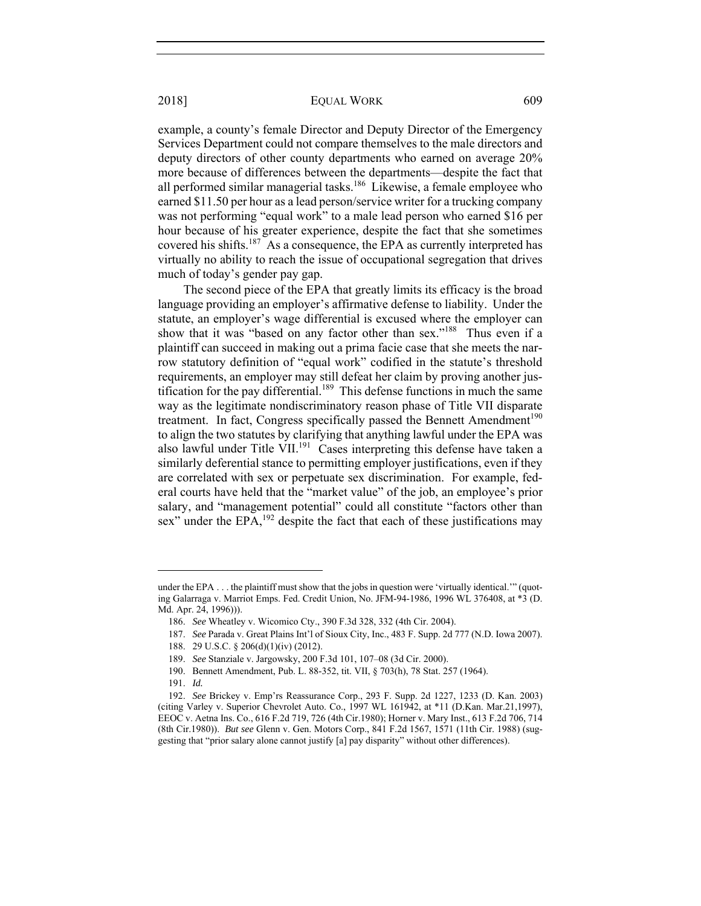example, a county's female Director and Deputy Director of the Emergency Services Department could not compare themselves to the male directors and deputy directors of other county departments who earned on average 20% more because of differences between the departments—despite the fact that all performed similar managerial tasks.[186] Likewise, a female employee who earned $11.50 per hour as a lead person/service writer for a trucking company was not performing "equal work" to a male lead person who earned $16 per hour because of his greater experience, despite the fact that she sometimes covered his shifts.[187] As a consequence, the EPA as currently interpreted has virtually no ability to reach the issue of occupational segregation that drives much of today's gender pay gap.

The second piece of the EPA that greatly limits its efficacy is the broad language providing an employer's affirmative defense to liability. Under the statute, an employer's wage differential is excused where the employer can show that it was "based on any factor other than sex."[188] Thus even if a plaintiff can succeed in making out a prima facie case that she meets the narrow statutory definition of "equal work" codified in the statute's threshold requirements, an employer may still defeat her claim by proving another justification for the pay differential.[189] This defense functions in much the same way as the legitimate nondiscriminatory reason phase of Title VII disparate treatment. In fact, Congress specifically passed the Bennett Amendment[190] to align the two statutes by clarifying that anything lawful under the EPA was also lawful under Title VII.[191] Cases interpreting this defense have taken a similarly deferential stance to permitting employer justifications, even if they are correlated with sex or perpetuate sex discrimination. For example, federal courts have held that the "market value" of the job, an employee's prior salary, and "management potential" could all constitute "factors other than sex" under the EPA,[192] despite the fact that each of these justifications may

---

under the EPA . . . the plaintiff must show that the jobs in question were 'virtually identical.'" (quoting Galarraga v. Marriot Emps. Fed. Credit Union, No. JFM-94-1986, 1996 WL 376408, at *3 (D. Md. Apr. 24, 1996))).

186. *See* Wheatley v. Wicomico Cty., 390 F.3d 328, 332 (4th Cir. 2004).

187. *See* Parada v. Great Plains Int'l of Sioux City, Inc., 483 F. Supp. 2d 777 (N.D. Iowa 2007).

188. 29 U.S.C. § 206(d)(1)(iv) (2012).

189. *See* Stanziale v. Jargowsky, 200 F.3d 101, 107–08 (3d Cir. 2000).

190. Bennett Amendment, Pub. L. 88-352, tit. VII, § 703(h), 78 Stat. 257 (1964).

191. *Id.*

192. *See* Brickey v. Emp'rs Reassurance Corp., 293 F. Supp. 2d 1227, 1233 (D. Kan. 2003) (citing Varley v. Superior Chevrolet Auto. Co., 1997 WL 161942, at *11 (D.Kan. Mar.21,1997), EEOC v. Aetna Ins. Co., 616 F.2d 719, 726 (4th Cir.1980); Horner v. Mary Inst., 613 F.2d 706, 714 (8th Cir.1980)). *But see* Glenn v. Gen. Motors Corp., 841 F.2d 1567, 1571 (11th Cir. 1988) (suggesting that "prior salary alone cannot justify [a] pay disparity" without other differences).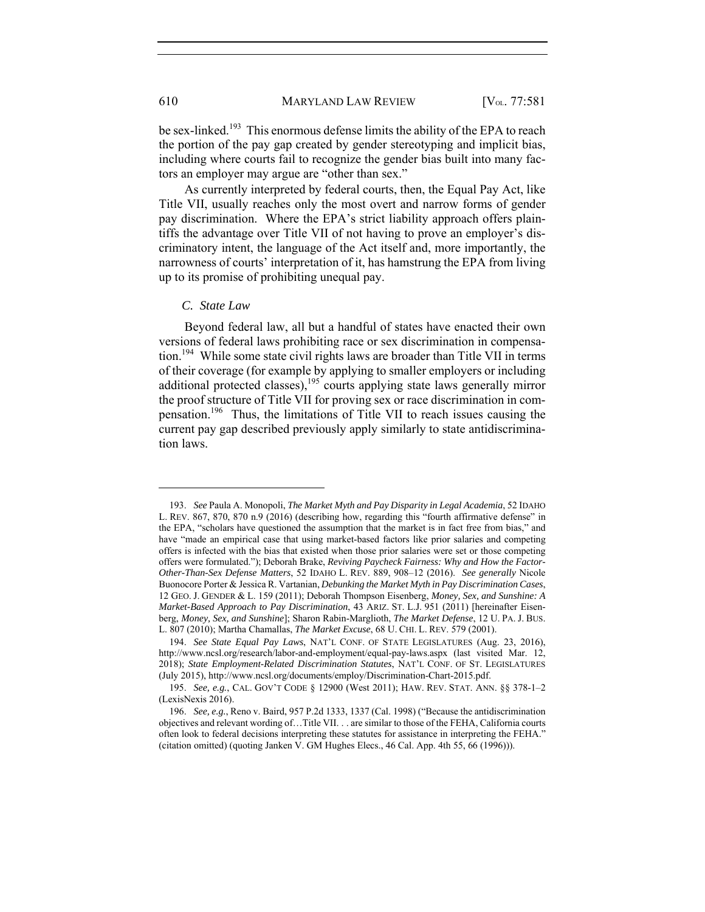be sex-linked.[193] This enormous defense limits the ability of the EPA to reach the portion of the pay gap created by gender stereotyping and implicit bias, including where courts fail to recognize the gender bias built into many factors an employer may argue are "other than sex."

As currently interpreted by federal courts, then, the Equal Pay Act, like Title VII, usually reaches only the most overt and narrow forms of gender pay discrimination. Where the EPA's strict liability approach offers plaintiffs the advantage over Title VII of not having to prove an employer's discriminatory intent, the language of the Act itself and, more importantly, the narrowness of courts' interpretation of it, has hamstrung the EPA from living up to its promise of prohibiting unequal pay.

### *C. State Law*

Beyond federal law, all but a handful of states have enacted their own versions of federal laws prohibiting race or sex discrimination in compensation.[194] While some state civil rights laws are broader than Title VII in terms of their coverage (for example by applying to smaller employers or including additional protected classes),[195] courts applying state laws generally mirror the proof structure of Title VII for proving sex or race discrimination in compensation.[196] Thus, the limitations of Title VII to reach issues causing the current pay gap described previously apply similarly to state antidiscrimination laws.

---

193. *See* Paula A. Monopoli, *The Market Myth and Pay Disparity in Legal Academia*, 52 IDAHO L. REV. 867, 870, 870 n.9 (2016) (describing how, regarding this "fourth affirmative defense" in the EPA, "scholars have questioned the assumption that the market is in fact free from bias," and have "made an empirical case that using market-based factors like prior salaries and competing offers is infected with the bias that existed when those prior salaries were set or those competing offers were formulated."); Deborah Brake, *Reviving Paycheck Fairness: Why and How the Factor-Other-Than-Sex Defense Matters*, 52 IDAHO L. REV. 889, 908–12 (2016). *See generally* Nicole Buonocore Porter & Jessica R. Vartanian, *Debunking the Market Myth in Pay Discrimination Cases*, 12 GEO. J. GENDER & L. 159 (2011); Deborah Thompson Eisenberg, *Money, Sex, and Sunshine: A Market-Based Approach to Pay Discrimination*, 43 ARIZ. ST. L.J. 951 (2011) [hereinafter Eisenberg, *Money, Sex, and Sunshine*]; Sharon Rabin-Marglioth, *The Market Defense*, 12 U. PA. J. BUS. L. 807 (2010); Martha Chamallas, *The Market Excuse*, 68 U. CHI. L. REV. 579 (2001).

194. *See State Equal Pay Laws*, NAT'L CONF. OF STATE LEGISLATURES (Aug. 23, 2016), http://www.ncsl.org/research/labor-and-employment/equal-pay-laws.aspx (last visited Mar. 12, 2018); *State Employment-Related Discrimination Statutes*, NAT'L CONF. OF ST. LEGISLATURES (July 2015), http://www.ncsl.org/documents/employ/Discrimination-Chart-2015.pdf.

195. *See, e.g.*, CAL. GOV'T CODE § 12900 (West 2011); HAW. REV. STAT. ANN. §§ 378-1–2 (LexisNexis 2016).

196. *See, e.g.*, Reno v. Baird, 957 P.2d 1333, 1337 (Cal. 1998) ("Because the antidiscrimination objectives and relevant wording of…Title VII. . . are similar to those of the FEHA, California courts often look to federal decisions interpreting these statutes for assistance in interpreting the FEHA." (citation omitted) (quoting Janken V. GM Hughes Elecs., 46 Cal. App. 4th 55, 66 (1996))).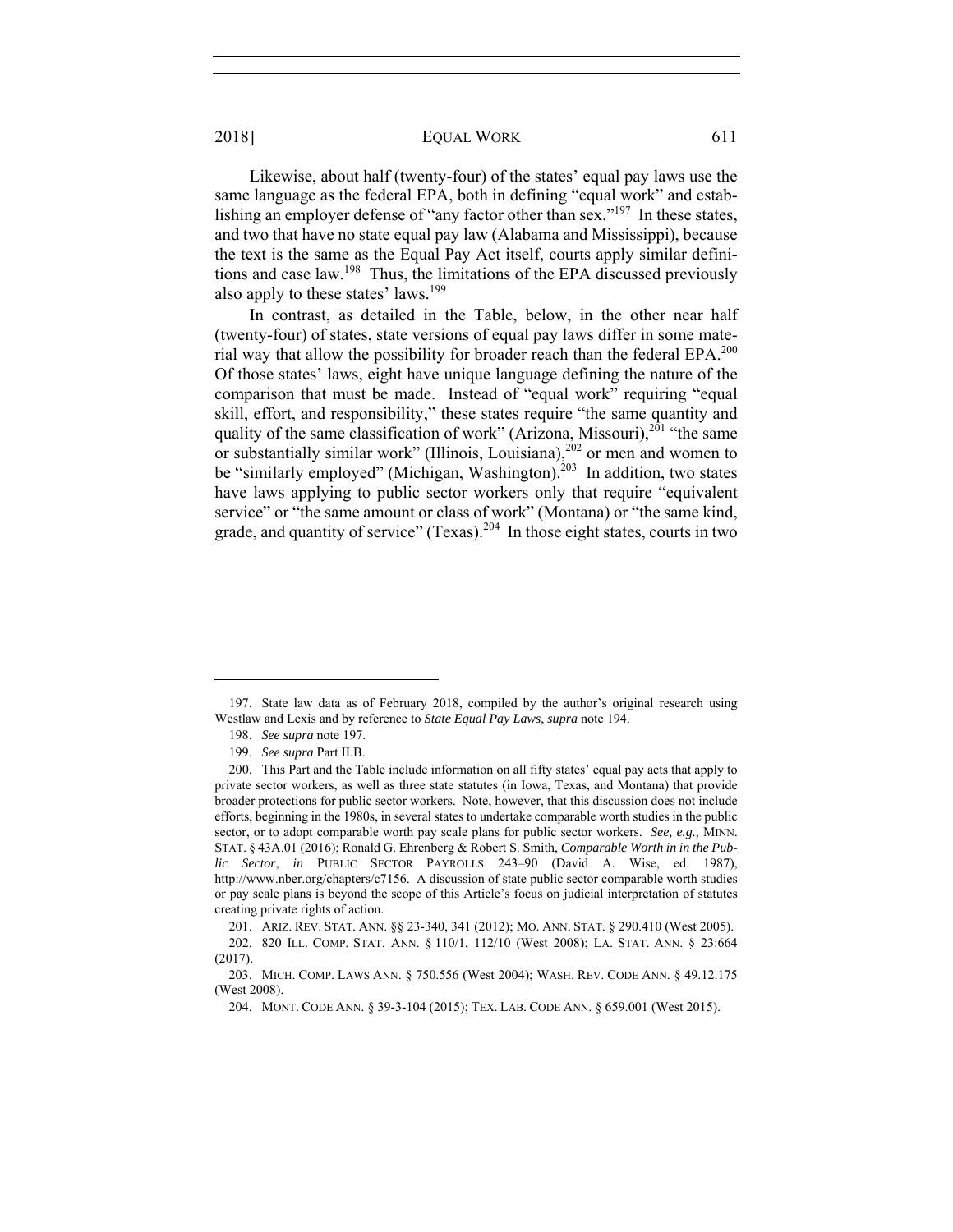Likewise, about half (twenty-four) of the states' equal pay laws use the same language as the federal EPA, both in defining "equal work" and establishing an employer defense of "any factor other than sex."[197] In these states, and two that have no state equal pay law (Alabama and Mississippi), because the text is the same as the Equal Pay Act itself, courts apply similar definitions and case law.[198] Thus, the limitations of the EPA discussed previously also apply to these states' laws.[199]

In contrast, as detailed in the Table, below, in the other near half (twenty-four) of states, state versions of equal pay laws differ in some material way that allow the possibility for broader reach than the federal EPA.[200] Of those states' laws, eight have unique language defining the nature of the comparison that must be made. Instead of "equal work" requiring "equal skill, effort, and responsibility," these states require "the same quantity and quality of the same classification of work" (Arizona, Missouri),[201] "the same or substantially similar work" (Illinois, Louisiana),[202] or men and women to be "similarly employed" (Michigan, Washington).[203] In addition, two states have laws applying to public sector workers only that require "equivalent service" or "the same amount or class of work" (Montana) or "the same kind, grade, and quantity of service" (Texas).[204] In those eight states, courts in two

---

197. State law data as of February 2018, compiled by the author's original research using Westlaw and Lexis and by reference to *State Equal Pay Laws*, *supra* note 194.

198. *See supra* note 197.

199. *See supra* Part II.B.

200. This Part and the Table include information on all fifty states' equal pay acts that apply to private sector workers, as well as three state statutes (in Iowa, Texas, and Montana) that provide broader protections for public sector workers. Note, however, that this discussion does not include efforts, beginning in the 1980s, in several states to undertake comparable worth studies in the public sector, or to adopt comparable worth pay scale plans for public sector workers. *See, e.g.,* MINN. STAT. § 43A.01 (2016); Ronald G. Ehrenberg & Robert S. Smith, *Comparable Worth in in the Public Sector*, *in* PUBLIC SECTOR PAYROLLS 243–90 (David A. Wise, ed. 1987), http://www.nber.org/chapters/c7156. A discussion of state public sector comparable worth studies or pay scale plans is beyond the scope of this Article's focus on judicial interpretation of statutes creating private rights of action.

201. ARIZ. REV. STAT. ANN. §§ 23-340, 341 (2012); MO. ANN. STAT. § 290.410 (West 2005).

202. 820 ILL. COMP. STAT. ANN. § 110/1, 112/10 (West 2008); LA. STAT. ANN. § 23:664 (2017).

203. MICH. COMP. LAWS ANN. § 750.556 (West 2004); WASH. REV. CODE ANN. § 49.12.175 (West 2008).

204. MONT. CODE ANN. § 39-3-104 (2015); TEX. LAB. CODE ANN. § 659.001 (West 2015).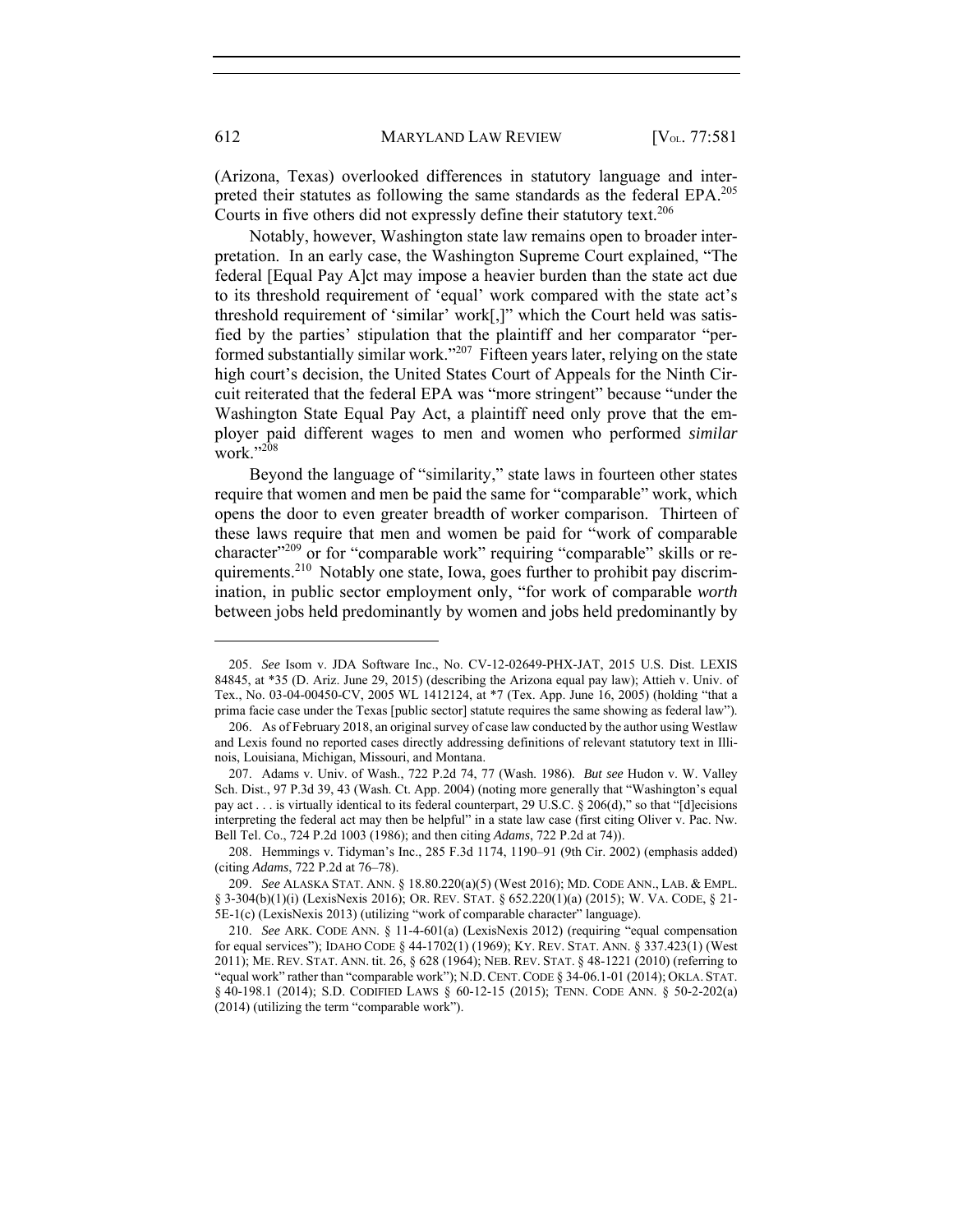(Arizona, Texas) overlooked differences in statutory language and interpreted their statutes as following the same standards as the federal EPA.[205] Courts in five others did not expressly define their statutory text.[206]

Notably, however, Washington state law remains open to broader interpretation. In an early case, the Washington Supreme Court explained, "The federal [Equal Pay A]ct may impose a heavier burden than the state act due to its threshold requirement of 'equal' work compared with the state act's threshold requirement of 'similar' work[,]" which the Court held was satisfied by the parties' stipulation that the plaintiff and her comparator "performed substantially similar work."[207] Fifteen years later, relying on the state high court's decision, the United States Court of Appeals for the Ninth Circuit reiterated that the federal EPA was "more stringent" because "under the Washington State Equal Pay Act, a plaintiff need only prove that the employer paid different wages to men and women who performed *similar* work."[208]

Beyond the language of "similarity," state laws in fourteen other states require that women and men be paid the same for "comparable" work, which opens the door to even greater breadth of worker comparison. Thirteen of these laws require that men and women be paid for "work of comparable character"[209] or for "comparable work" requiring "comparable" skills or requirements.[210] Notably one state, Iowa, goes further to prohibit pay discrimination, in public sector employment only, "for work of comparable *worth* between jobs held predominantly by women and jobs held predominantly by

---

205. *See* Isom v. JDA Software Inc., No. CV-12-02649-PHX-JAT, 2015 U.S. Dist. LEXIS 84845, at *35 (D. Ariz. June 29, 2015) (describing the Arizona equal pay law); Attieh v. Univ. of Tex., No. 03-04-00450-CV, 2005 WL 1412124, at *7 (Tex. App. June 16, 2005) (holding "that a prima facie case under the Texas [public sector] statute requires the same showing as federal law").

206. As of February 2018, an original survey of case law conducted by the author using Westlaw and Lexis found no reported cases directly addressing definitions of relevant statutory text in Illinois, Louisiana, Michigan, Missouri, and Montana.

207. Adams v. Univ. of Wash., 722 P.2d 74, 77 (Wash. 1986). *But see* Hudon v. W. Valley Sch. Dist., 97 P.3d 39, 43 (Wash. Ct. App. 2004) (noting more generally that "Washington's equal pay act . . . is virtually identical to its federal counterpart, 29 U.S.C. § 206(d)," so that "[d]ecisions interpreting the federal act may then be helpful" in a state law case (first citing Oliver v. Pac. Nw. Bell Tel. Co., 724 P.2d 1003 (1986); and then citing *Adams*, 722 P.2d at 74)).

208. Hemmings v. Tidyman's Inc., 285 F.3d 1174, 1190–91 (9th Cir. 2002) (emphasis added) (citing *Adams*, 722 P.2d at 76–78).

209. *See* ALASKA STAT. ANN. § 18.80.220(a)(5) (West 2016); MD. CODE ANN., LAB. & EMPL. § 3-304(b)(1)(i) (LexisNexis 2016); OR. REV. STAT. § 652.220(1)(a) (2015); W. VA. CODE, § 21-5E-1(c) (LexisNexis 2013) (utilizing "work of comparable character" language).

210. *See* ARK. CODE ANN. § 11-4-601(a) (LexisNexis 2012) (requiring "equal compensation for equal services"); IDAHO CODE § 44-1702(1) (1969); KY. REV. STAT. ANN. § 337.423(1) (West 2011); ME. REV. STAT. ANN. tit. 26, § 628 (1964); NEB. REV. STAT. § 48-1221 (2010) (referring to "equal work" rather than "comparable work"); N.D. CENT. CODE § 34-06.1-01 (2014); OKLA. STAT. § 40-198.1 (2014); S.D. CODIFIED LAWS § 60-12-15 (2015); TENN. CODE ANN. § 50-2-202(a) (2014) (utilizing the term "comparable work").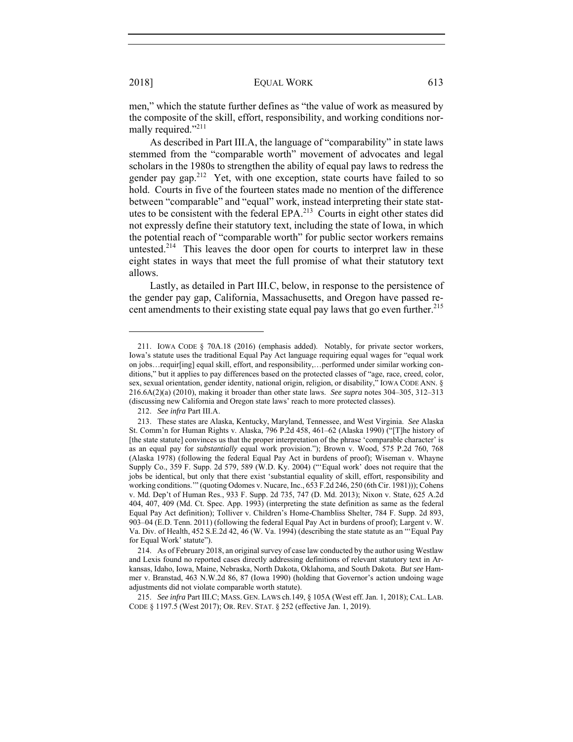men," which the statute further defines as "the value of work as measured by the composite of the skill, effort, responsibility, and working conditions normally required."[211]

As described in Part III.A, the language of "comparability" in state laws stemmed from the "comparable worth" movement of advocates and legal scholars in the 1980s to strengthen the ability of equal pay laws to redress the gender pay gap.[212] Yet, with one exception, state courts have failed to so hold. Courts in five of the fourteen states made no mention of the difference between "comparable" and "equal" work, instead interpreting their state statutes to be consistent with the federal EPA.[213] Courts in eight other states did not expressly define their statutory text, including the state of Iowa, in which the potential reach of "comparable worth" for public sector workers remains untested.[214] This leaves the door open for courts to interpret law in these eight states in ways that meet the full promise of what their statutory text allows.

Lastly, as detailed in Part III.C, below, in response to the persistence of the gender pay gap, California, Massachusetts, and Oregon have passed recent amendments to their existing state equal pay laws that go even further.[215]

---

211. IOWA CODE § 70A.18 (2016) (emphasis added). Notably, for private sector workers, Iowa's statute uses the traditional Equal Pay Act language requiring equal wages for "equal work on jobs…requir[ing] equal skill, effort, and responsibility,…performed under similar working conditions," but it applies to pay differences based on the protected classes of "age, race, creed, color, sex, sexual orientation, gender identity, national origin, religion, or disability," IOWA CODE ANN. § 216.6A(2)(a) (2010), making it broader than other state laws. *See supra* notes 304–305, 312–313 (discussing new California and Oregon state laws' reach to more protected classes).

212. *See infra* Part III.A.

213. These states are Alaska, Kentucky, Maryland, Tennessee, and West Virginia. *See* Alaska St. Comm'n for Human Rights v. Alaska, 796 P.2d 458, 461–62 (Alaska 1990) ("[T]he history of [the state statute] convinces us that the proper interpretation of the phrase 'comparable character' is as an equal pay for *substantially* equal work provision."); Brown v. Wood, 575 P.2d 760, 768 (Alaska 1978) (following the federal Equal Pay Act in burdens of proof); Wiseman v. Whayne Supply Co., 359 F. Supp. 2d 579, 589 (W.D. Ky. 2004) ("'Equal work' does not require that the jobs be identical, but only that there exist 'substantial equality of skill, effort, responsibility and working conditions.'" (quoting Odomes v. Nucare, Inc., 653 F.2d 246, 250 (6th Cir. 1981))); Cohens v. Md. Dep't of Human Res., 933 F. Supp. 2d 735, 747 (D. Md. 2013); Nixon v. State, 625 A.2d 404, 407, 409 (Md. Ct. Spec. App. 1993) (interpreting the state definition as same as the federal Equal Pay Act definition); Tolliver v. Children's Home-Chambliss Shelter, 784 F. Supp. 2d 893, 903–04 (E.D. Tenn. 2011) (following the federal Equal Pay Act in burdens of proof); Largent v. W. Va. Div. of Health, 452 S.E.2d 42, 46 (W. Va. 1994) (describing the state statute as an "'Equal Pay for Equal Work' statute").

214. As of February 2018, an original survey of case law conducted by the author using Westlaw and Lexis found no reported cases directly addressing definitions of relevant statutory text in Arkansas, Idaho, Iowa, Maine, Nebraska, North Dakota, Oklahoma, and South Dakota. *But see* Hammer v. Branstad, 463 N.W.2d 86, 87 (Iowa 1990) (holding that Governor's action undoing wage adjustments did not violate comparable worth statute).

215. *See infra* Part III.C; MASS. GEN. LAWS ch.149, § 105A (West eff. Jan. 1, 2018); CAL. LAB. CODE § 1197.5 (West 2017); OR. REV. STAT. § 252 (effective Jan. 1, 2019).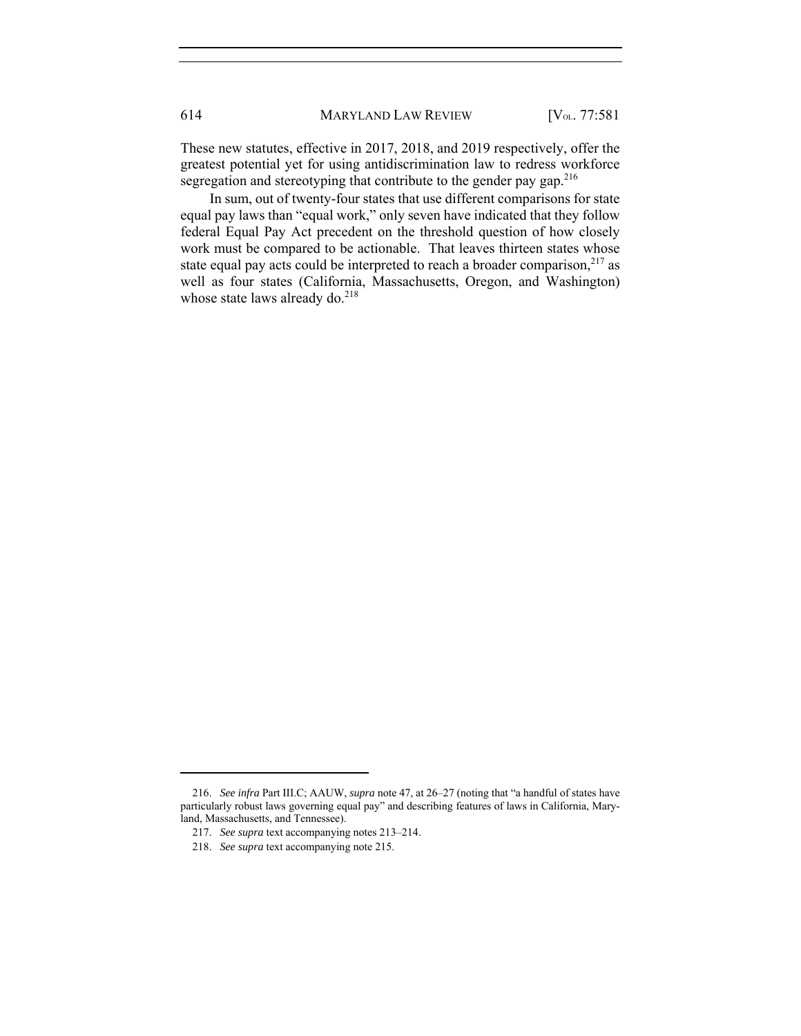These new statutes, effective in 2017, 2018, and 2019 respectively, offer the greatest potential yet for using antidiscrimination law to redress workforce segregation and stereotyping that contribute to the gender pay gap.[216]

In sum, out of twenty-four states that use different comparisons for state equal pay laws than "equal work," only seven have indicated that they follow federal Equal Pay Act precedent on the threshold question of how closely work must be compared to be actionable. That leaves thirteen states whose state equal pay acts could be interpreted to reach a broader comparison,[217] as well as four states (California, Massachusetts, Oregon, and Washington) whose state laws already do.[218]

---

216. *See infra* Part III.C; AAUW, *supra* note 47, at 26–27 (noting that "a handful of states have particularly robust laws governing equal pay" and describing features of laws in California, Maryland, Massachusetts, and Tennessee).

217. *See supra* text accompanying notes 213–214.

218. *See supra* text accompanying note 215.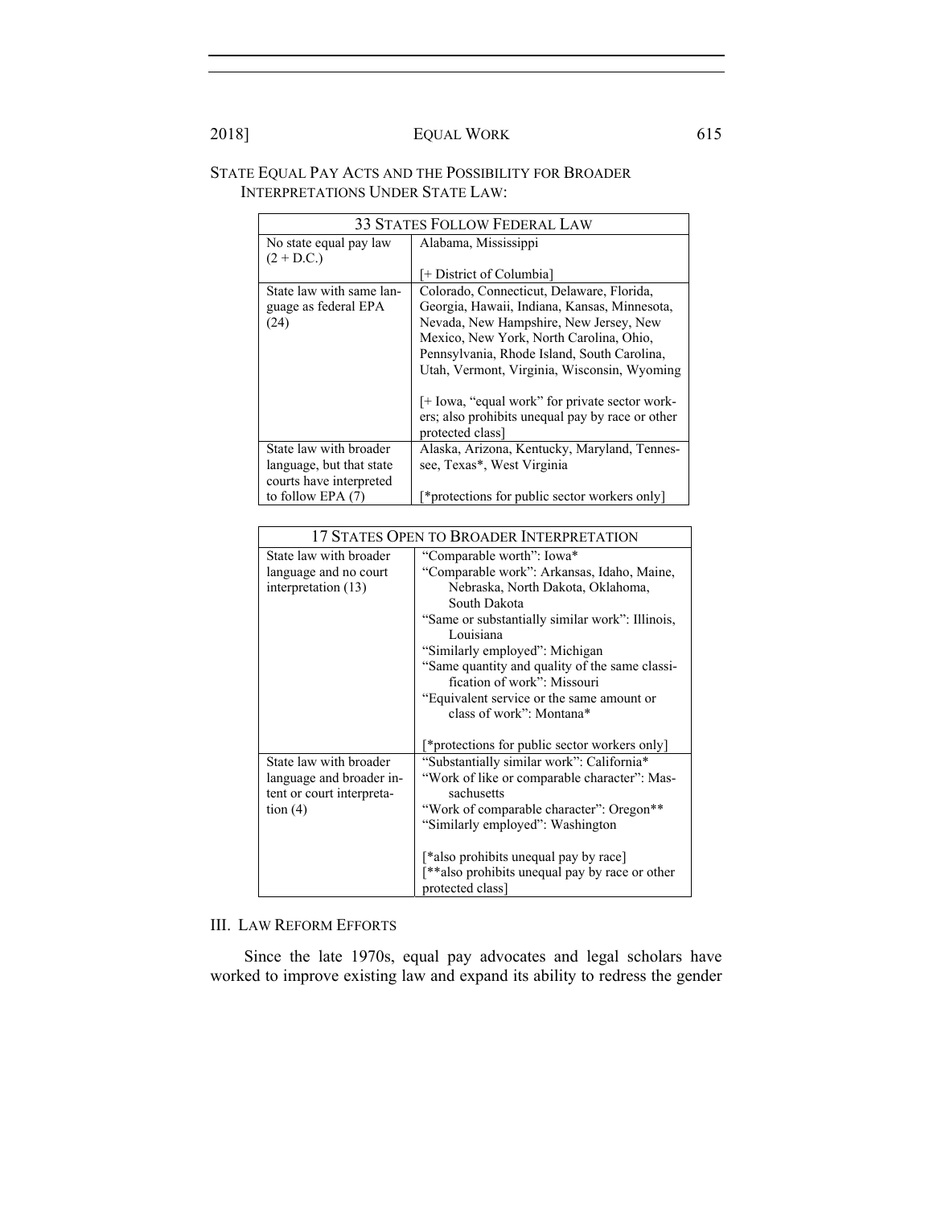STATE EQUAL PAY ACTS AND THE POSSIBILITY FOR BROADER INTERPRETATIONS UNDER STATE LAW:

| 33 STATES FOLLOW FEDERAL LAW | |
|---|---|
| No state equal pay law (2 + D.C.) | Alabama, Mississippi<br><br>[+ District of Columbia] |
| State law with same language as federal EPA (24) | Colorado, Connecticut, Delaware, Florida, Georgia, Hawaii, Indiana, Kansas, Minnesota, Nevada, New Hampshire, New Jersey, New Mexico, New York, North Carolina, Ohio, Pennsylvania, Rhode Island, South Carolina, Utah, Vermont, Virginia, Wisconsin, Wyoming<br><br>[+ Iowa, "equal work" for private sector workers; also prohibits unequal pay by race or other protected class] |
| State law with broader language, but that state courts have interpreted to follow EPA (7) | Alaska, Arizona, Kentucky, Maryland, Tennessee, Texas*, West Virginia<br><br>[*protections for public sector workers only] |

| 17 STATES OPEN TO BROADER INTERPRETATION | |
|---|---|
| State law with broader language and no court interpretation (13) | "Comparable worth": Iowa*<br>"Comparable work": Arkansas, Idaho, Maine, Nebraska, North Dakota, Oklahoma, South Dakota<br>"Same or substantially similar work": Illinois, Louisiana<br>"Similarly employed": Michigan<br>"Same quantity and quality of the same classification of work": Missouri<br>"Equivalent service or the same amount or class of work": Montana*<br><br>[*protections for public sector workers only] |
| State law with broader language and broader intent or court interpretation (4) | "Substantially similar work": California*<br>"Work of like or comparable character": Massachusetts<br>"Work of comparable character": Oregon**<br>"Similarly employed": Washington<br><br>[*also prohibits unequal pay by race]<br>[**also prohibits unequal pay by race or other protected class] |

## III. LAW REFORM EFFORTS

Since the late 1970s, equal pay advocates and legal scholars have worked to improve existing law and expand its ability to redress the gender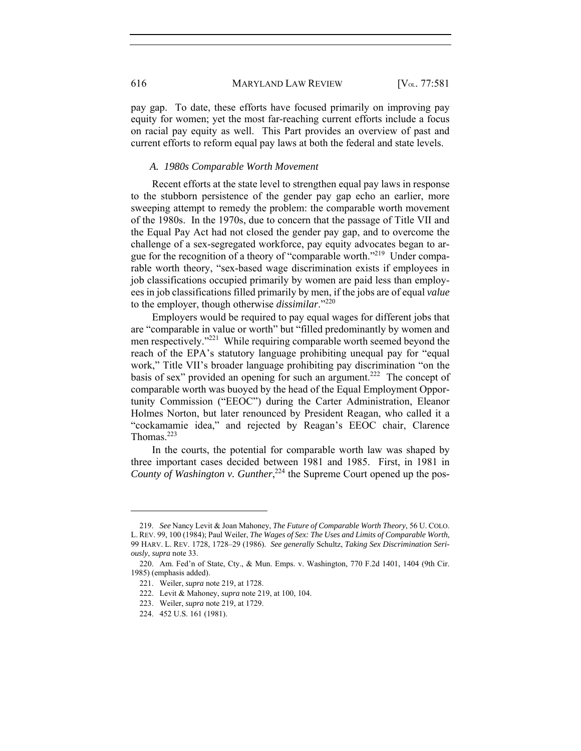pay gap. To date, these efforts have focused primarily on improving pay equity for women; yet the most far-reaching current efforts include a focus on racial pay equity as well. This Part provides an overview of past and current efforts to reform equal pay laws at both the federal and state levels.

### *A. 1980s Comparable Worth Movement*

Recent efforts at the state level to strengthen equal pay laws in response to the stubborn persistence of the gender pay gap echo an earlier, more sweeping attempt to remedy the problem: the comparable worth movement of the 1980s. In the 1970s, due to concern that the passage of Title VII and the Equal Pay Act had not closed the gender pay gap, and to overcome the challenge of a sex-segregated workforce, pay equity advocates began to argue for the recognition of a theory of "comparable worth."[219] Under comparable worth theory, "sex-based wage discrimination exists if employees in job classifications occupied primarily by women are paid less than employees in job classifications filled primarily by men, if the jobs are of equal *value* to the employer, though otherwise *dissimilar*."[220]

Employers would be required to pay equal wages for different jobs that are "comparable in value or worth" but "filled predominantly by women and men respectively."[221] While requiring comparable worth seemed beyond the reach of the EPA's statutory language prohibiting unequal pay for "equal work," Title VII's broader language prohibiting pay discrimination "on the basis of sex" provided an opening for such an argument.[222] The concept of comparable worth was buoyed by the head of the Equal Employment Opportunity Commission ("EEOC") during the Carter Administration, Eleanor Holmes Norton, but later renounced by President Reagan, who called it a "cockamamie idea," and rejected by Reagan's EEOC chair, Clarence Thomas.[223]

In the courts, the potential for comparable worth law was shaped by three important cases decided between 1981 and 1985. First, in 1981 in *County of Washington v. Gunther*,[224] the Supreme Court opened up the pos-

---

219. *See* Nancy Levit & Joan Mahoney, *The Future of Comparable Worth Theory*, 56 U. COLO. L. REV. 99, 100 (1984); Paul Weiler, *The Wages of Sex: The Uses and Limits of Comparable Worth*, 99 HARV. L. REV. 1728, 1728–29 (1986). *See generally* Schultz, *Taking Sex Discrimination Seriously*, *supra* note 33.

220. Am. Fed'n of State, Cty., & Mun. Emps. v. Washington, 770 F.2d 1401, 1404 (9th Cir. 1985) (emphasis added).

221. Weiler, *supra* note 219, at 1728.

222. Levit & Mahoney, *supra* note 219, at 100, 104.

223. Weiler, *supra* note 219, at 1729.

224. 452 U.S. 161 (1981).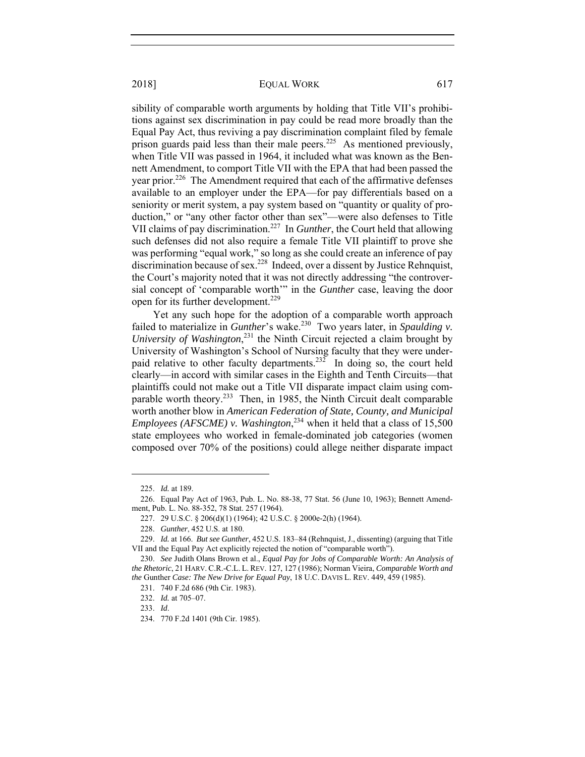sibility of comparable worth arguments by holding that Title VII's prohibitions against sex discrimination in pay could be read more broadly than the Equal Pay Act, thus reviving a pay discrimination complaint filed by female prison guards paid less than their male peers.[225] As mentioned previously, when Title VII was passed in 1964, it included what was known as the Bennett Amendment, to comport Title VII with the EPA that had been passed the year prior.[226] The Amendment required that each of the affirmative defenses available to an employer under the EPA—for pay differentials based on a seniority or merit system, a pay system based on "quantity or quality of production," or "any other factor other than sex"—were also defenses to Title VII claims of pay discrimination.[227] In *Gunther*, the Court held that allowing such defenses did not also require a female Title VII plaintiff to prove she was performing "equal work," so long as she could create an inference of pay discrimination because of sex.[228] Indeed, over a dissent by Justice Rehnquist, the Court's majority noted that it was not directly addressing "the controversial concept of 'comparable worth'" in the *Gunther* case, leaving the door open for its further development.[229]

Yet any such hope for the adoption of a comparable worth approach failed to materialize in *Gunther*'s wake.[230] Two years later, in *Spaulding v. University of Washington*,[231] the Ninth Circuit rejected a claim brought by University of Washington's School of Nursing faculty that they were underpaid relative to other faculty departments.[232] In doing so, the court held clearly—in accord with similar cases in the Eighth and Tenth Circuits—that plaintiffs could not make out a Title VII disparate impact claim using comparable worth theory.[233] Then, in 1985, the Ninth Circuit dealt comparable worth another blow in *American Federation of State, County, and Municipal Employees (AFSCME) v. Washington*,[234] when it held that a class of 15,500 state employees who worked in female-dominated job categories (women composed over 70% of the positions) could allege neither disparate impact

---

225. *Id.* at 189.

226. Equal Pay Act of 1963, Pub. L. No. 88-38, 77 Stat. 56 (June 10, 1963); Bennett Amendment, Pub. L. No. 88-352, 78 Stat. 257 (1964).

227. 29 U.S.C. § 206(d)(1) (1964); 42 U.S.C. § 2000e-2(h) (1964).

228. *Gunther*, 452 U.S. at 180.

229. *Id.* at 166. *But see Gunther*, 452 U.S. 183–84 (Rehnquist, J., dissenting) (arguing that Title VII and the Equal Pay Act explicitly rejected the notion of "comparable worth").

230. *See* Judith Olans Brown et al., *Equal Pay for Jobs of Comparable Worth: An Analysis of the Rhetoric*, 21 HARV. C.R.-C.L. L. REV. 127, 127 (1986); Norman Vieira, *Comparable Worth and the* Gunther *Case: The New Drive for Equal Pay*, 18 U.C. DAVIS L. REV. 449, 459 (1985).

231. 740 F.2d 686 (9th Cir. 1983).

232. *Id.* at 705–07.

233. *Id*.

234. 770 F.2d 1401 (9th Cir. 1985).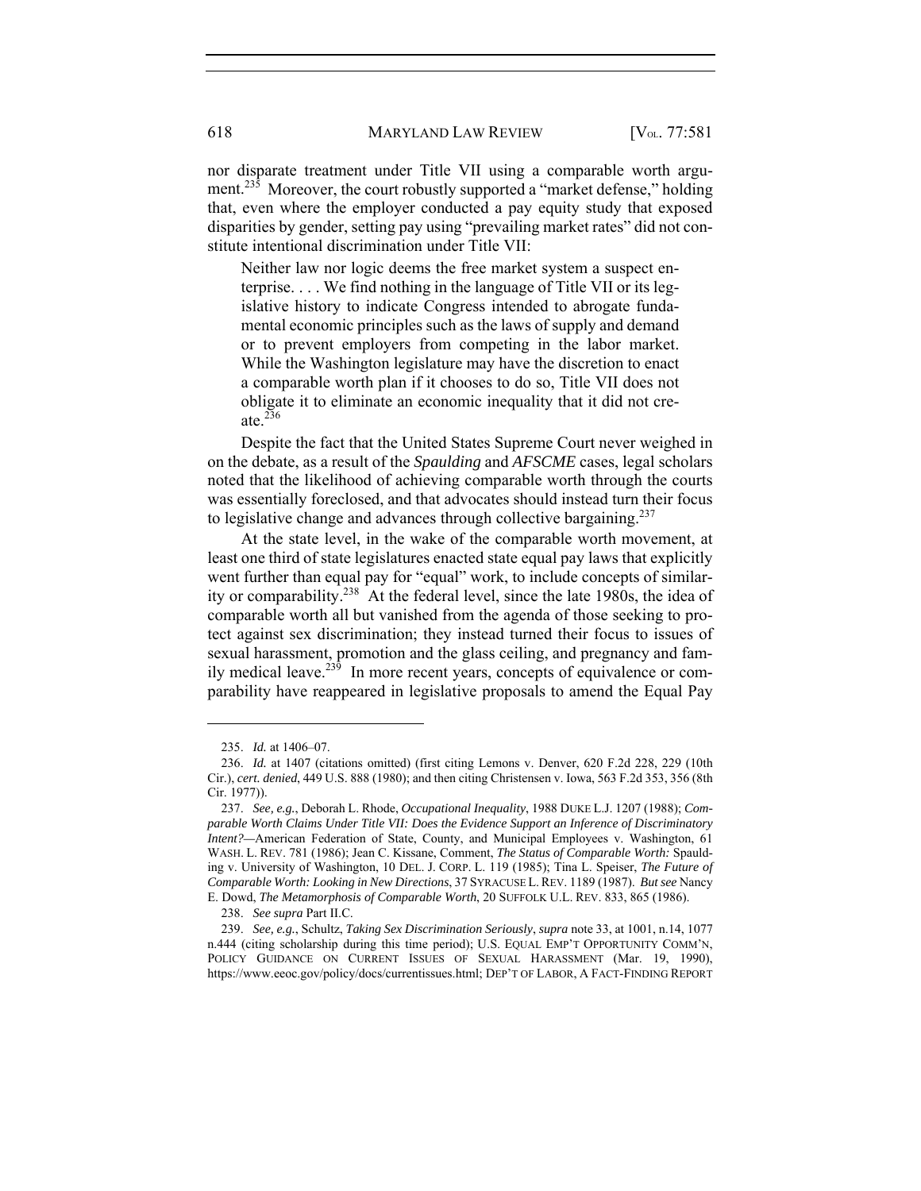nor disparate treatment under Title VII using a comparable worth argument.[235] Moreover, the court robustly supported a "market defense," holding that, even where the employer conducted a pay equity study that exposed disparities by gender, setting pay using "prevailing market rates" did not constitute intentional discrimination under Title VII:

> Neither law nor logic deems the free market system a suspect enterprise. . . . We find nothing in the language of Title VII or its legislative history to indicate Congress intended to abrogate fundamental economic principles such as the laws of supply and demand or to prevent employers from competing in the labor market. While the Washington legislature may have the discretion to enact a comparable worth plan if it chooses to do so, Title VII does not obligate it to eliminate an economic inequality that it did not create.[236]

Despite the fact that the United States Supreme Court never weighed in on the debate, as a result of the *Spaulding* and *AFSCME* cases, legal scholars noted that the likelihood of achieving comparable worth through the courts was essentially foreclosed, and that advocates should instead turn their focus to legislative change and advances through collective bargaining.[237]

At the state level, in the wake of the comparable worth movement, at least one third of state legislatures enacted state equal pay laws that explicitly went further than equal pay for "equal" work, to include concepts of similarity or comparability.[238] At the federal level, since the late 1980s, the idea of comparable worth all but vanished from the agenda of those seeking to protect against sex discrimination; they instead turned their focus to issues of sexual harassment, promotion and the glass ceiling, and pregnancy and family medical leave.[239] In more recent years, concepts of equivalence or comparability have reappeared in legislative proposals to amend the Equal Pay

---

235. *Id.* at 1406–07.

236. *Id.* at 1407 (citations omitted) (first citing Lemons v. Denver, 620 F.2d 228, 229 (10th Cir.), *cert. denied*, 449 U.S. 888 (1980); and then citing Christensen v. Iowa, 563 F.2d 353, 356 (8th Cir. 1977)).

237. *See, e.g.*, Deborah L. Rhode, *Occupational Inequality*, 1988 DUKE L.J. 1207 (1988); *Comparable Worth Claims Under Title VII: Does the Evidence Support an Inference of Discriminatory Intent?—*American Federation of State, County, and Municipal Employees v. Washington, 61 WASH. L. REV. 781 (1986); Jean C. Kissane, Comment, *The Status of Comparable Worth:* Spaulding v. University of Washington, 10 DEL. J. CORP. L. 119 (1985); Tina L. Speiser, *The Future of Comparable Worth: Looking in New Directions*, 37 SYRACUSE L. REV. 1189 (1987). *But see* Nancy E. Dowd, *The Metamorphosis of Comparable Worth*, 20 SUFFOLK U.L. REV. 833, 865 (1986).

238. *See supra* Part II.C.

239. *See, e.g.*, Schultz, *Taking Sex Discrimination Seriously*, *supra* note 33, at 1001, n.14, 1077 n.444 (citing scholarship during this time period); U.S. EQUAL EMP'T OPPORTUNITY COMM'N, POLICY GUIDANCE ON CURRENT ISSUES OF SEXUAL HARASSMENT (Mar. 19, 1990), https://www.eeoc.gov/policy/docs/currentissues.html; DEP'T OF LABOR, A FACT-FINDING REPORT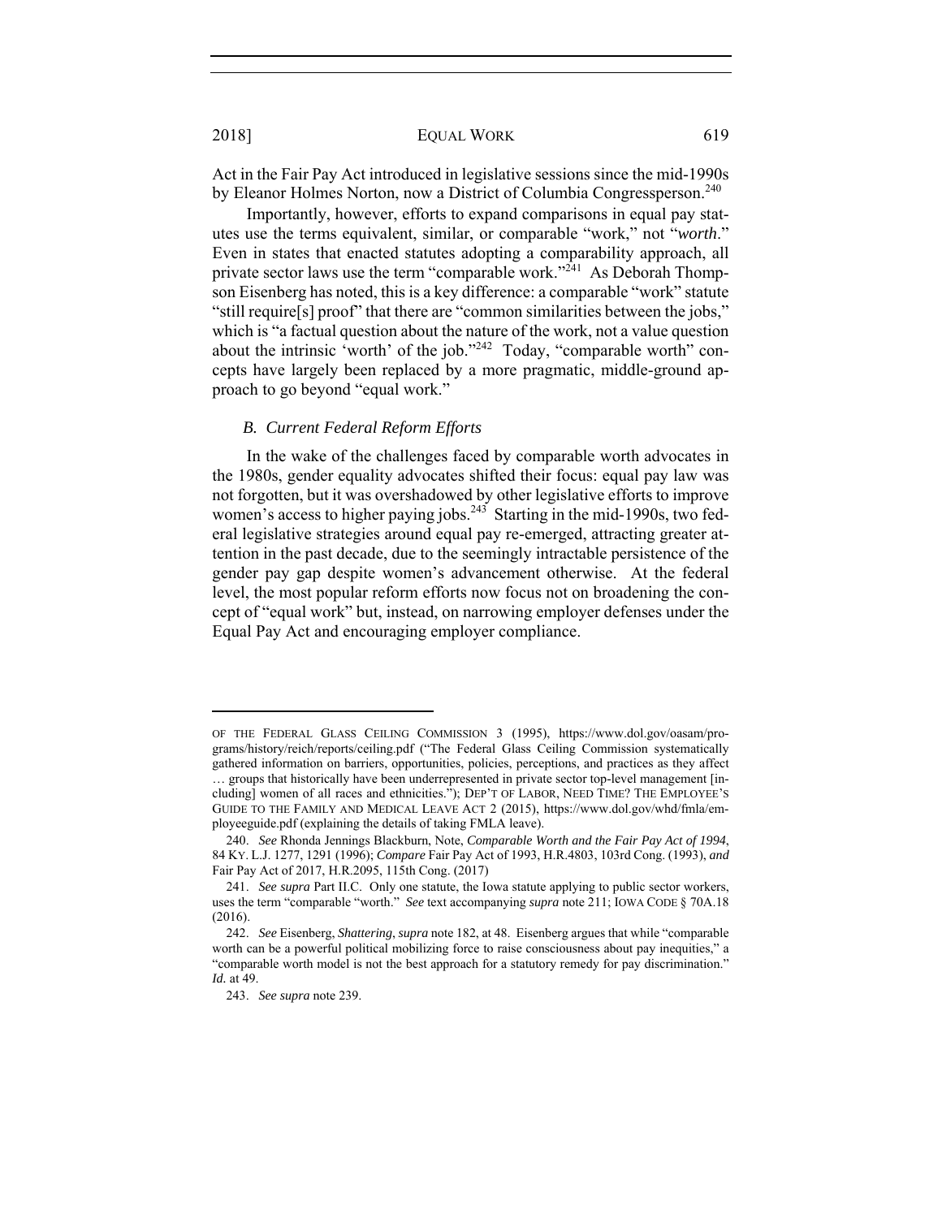Act in the Fair Pay Act introduced in legislative sessions since the mid-1990s by Eleanor Holmes Norton, now a District of Columbia Congressperson.[240]

Importantly, however, efforts to expand comparisons in equal pay statutes use the terms equivalent, similar, or comparable "work," not "*worth*." Even in states that enacted statutes adopting a comparability approach, all private sector laws use the term "comparable work."[241] As Deborah Thompson Eisenberg has noted, this is a key difference: a comparable "work" statute "still require[s] proof" that there are "common similarities between the jobs," which is "a factual question about the nature of the work, not a value question about the intrinsic 'worth' of the job."[242] Today, "comparable worth" concepts have largely been replaced by a more pragmatic, middle-ground approach to go beyond "equal work."

### *B. Current Federal Reform Efforts*

In the wake of the challenges faced by comparable worth advocates in the 1980s, gender equality advocates shifted their focus: equal pay law was not forgotten, but it was overshadowed by other legislative efforts to improve women's access to higher paying jobs.[243] Starting in the mid-1990s, two federal legislative strategies around equal pay re-emerged, attracting greater attention in the past decade, due to the seemingly intractable persistence of the gender pay gap despite women's advancement otherwise. At the federal level, the most popular reform efforts now focus not on broadening the concept of "equal work" but, instead, on narrowing employer defenses under the Equal Pay Act and encouraging employer compliance.

---

OF THE FEDERAL GLASS CEILING COMMISSION 3 (1995), https://www.dol.gov/oasam/programs/history/reich/reports/ceiling.pdf ("The Federal Glass Ceiling Commission systematically gathered information on barriers, opportunities, policies, perceptions, and practices as they affect … groups that historically have been underrepresented in private sector top-level management [including] women of all races and ethnicities."); DEP'T OF LABOR, NEED TIME? THE EMPLOYEE'S GUIDE TO THE FAMILY AND MEDICAL LEAVE ACT 2 (2015), https://www.dol.gov/whd/fmla/employeeguide.pdf (explaining the details of taking FMLA leave).

240. *See* Rhonda Jennings Blackburn, Note, *Comparable Worth and the Fair Pay Act of 1994*, 84 KY. L.J. 1277, 1291 (1996); *Compare* Fair Pay Act of 1993, H.R.4803, 103rd Cong. (1993), *and* Fair Pay Act of 2017, H.R.2095, 115th Cong. (2017)

241. *See supra* Part II.C. Only one statute, the Iowa statute applying to public sector workers, uses the term "comparable "worth." *See* text accompanying *supra* note 211; IOWA CODE § 70A.18 (2016).

242. *See* Eisenberg, *Shattering*, *supra* note 182, at 48. Eisenberg argues that while "comparable worth can be a powerful political mobilizing force to raise consciousness about pay inequities," a "comparable worth model is not the best approach for a statutory remedy for pay discrimination." *Id.* at 49.

243. *See supra* note 239.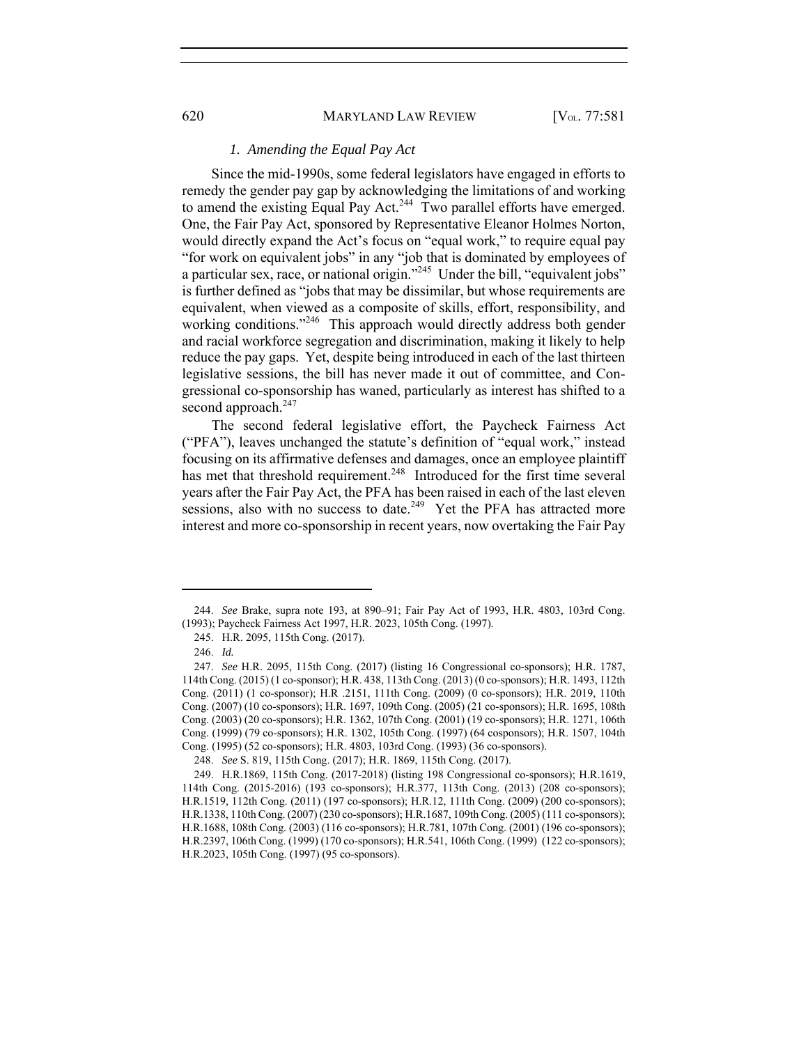### *1. Amending the Equal Pay Act*

Since the mid-1990s, some federal legislators have engaged in efforts to remedy the gender pay gap by acknowledging the limitations of and working to amend the existing Equal Pay Act.[244] Two parallel efforts have emerged. One, the Fair Pay Act, sponsored by Representative Eleanor Holmes Norton, would directly expand the Act's focus on "equal work," to require equal pay "for work on equivalent jobs" in any "job that is dominated by employees of a particular sex, race, or national origin."[245] Under the bill, "equivalent jobs" is further defined as "jobs that may be dissimilar, but whose requirements are equivalent, when viewed as a composite of skills, effort, responsibility, and working conditions."[246] This approach would directly address both gender and racial workforce segregation and discrimination, making it likely to help reduce the pay gaps. Yet, despite being introduced in each of the last thirteen legislative sessions, the bill has never made it out of committee, and Congressional co-sponsorship has waned, particularly as interest has shifted to a second approach.[247]

The second federal legislative effort, the Paycheck Fairness Act ("PFA"), leaves unchanged the statute's definition of "equal work," instead focusing on its affirmative defenses and damages, once an employee plaintiff has met that threshold requirement.[248] Introduced for the first time several years after the Fair Pay Act, the PFA has been raised in each of the last eleven sessions, also with no success to date.[249] Yet the PFA has attracted more interest and more co-sponsorship in recent years, now overtaking the Fair Pay

---

244. *See* Brake, supra note 193, at 890–91; Fair Pay Act of 1993, H.R. 4803, 103rd Cong. (1993); Paycheck Fairness Act 1997, H.R. 2023, 105th Cong. (1997).

245. H.R. 2095, 115th Cong. (2017).

246. *Id.*

247. *See* H.R. 2095, 115th Cong. (2017) (listing 16 Congressional co-sponsors); H.R. 1787, 114th Cong. (2015) (1 co-sponsor); H.R. 438, 113th Cong. (2013) (0 co-sponsors); H.R. 1493, 112th Cong. (2011) (1 co-sponsor); H.R .2151, 111th Cong. (2009) (0 co-sponsors); H.R. 2019, 110th Cong. (2007) (10 co-sponsors); H.R. 1697, 109th Cong. (2005) (21 co-sponsors); H.R. 1695, 108th Cong. (2003) (20 co-sponsors); H.R. 1362, 107th Cong. (2001) (19 co-sponsors); H.R. 1271, 106th Cong. (1999) (79 co-sponsors); H.R. 1302, 105th Cong. (1997) (64 cosponsors); H.R. 1507, 104th Cong. (1995) (52 co-sponsors); H.R. 4803, 103rd Cong. (1993) (36 co-sponsors).

248. *See* S. 819, 115th Cong. (2017); H.R. 1869, 115th Cong. (2017).

249. H.R.1869, 115th Cong. (2017-2018) (listing 198 Congressional co-sponsors); H.R.1619, 114th Cong. (2015-2016) (193 co-sponsors); H.R.377, 113th Cong. (2013) (208 co-sponsors); H.R.1519, 112th Cong. (2011) (197 co-sponsors); H.R.12, 111th Cong. (2009) (200 co-sponsors); H.R.1338, 110th Cong. (2007) (230 co-sponsors); H.R.1687, 109th Cong. (2005) (111 co-sponsors); H.R.1688, 108th Cong. (2003) (116 co-sponsors); H.R.781, 107th Cong. (2001) (196 co-sponsors); H.R.2397, 106th Cong. (1999) (170 co-sponsors); H.R.541, 106th Cong. (1999) (122 co-sponsors); H.R.2023, 105th Cong. (1997) (95 co-sponsors).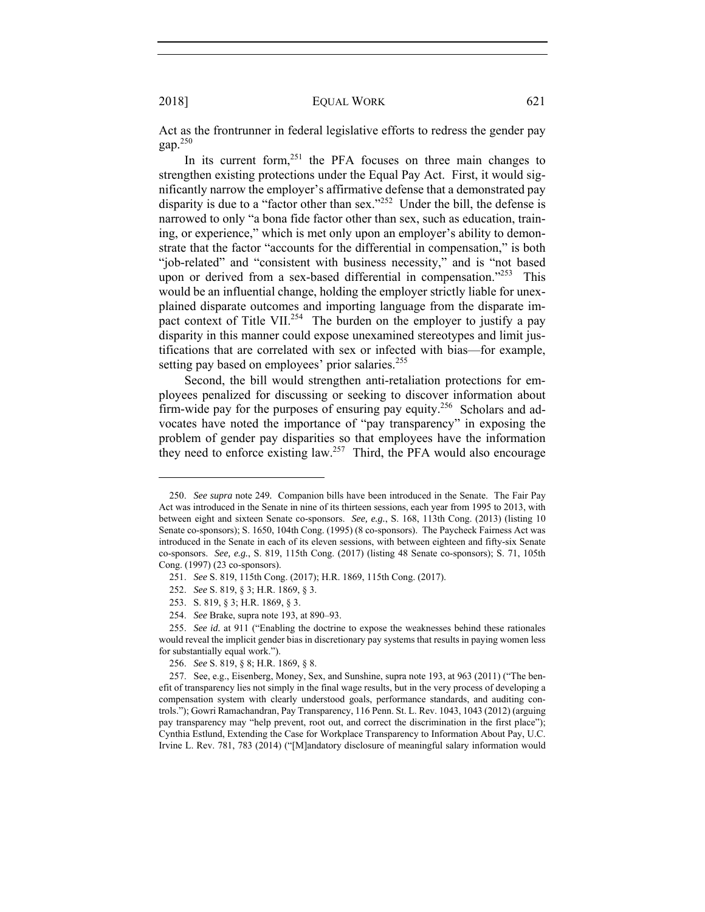Act as the frontrunner in federal legislative efforts to redress the gender pay gap.[250]

In its current form,[251] the PFA focuses on three main changes to strengthen existing protections under the Equal Pay Act. First, it would significantly narrow the employer's affirmative defense that a demonstrated pay disparity is due to a "factor other than sex."[252] Under the bill, the defense is narrowed to only "a bona fide factor other than sex, such as education, training, or experience," which is met only upon an employer's ability to demonstrate that the factor "accounts for the differential in compensation," is both "job-related" and "consistent with business necessity," and is "not based upon or derived from a sex-based differential in compensation."[253] This would be an influential change, holding the employer strictly liable for unexplained disparate outcomes and importing language from the disparate impact context of Title VII.[254] The burden on the employer to justify a pay disparity in this manner could expose unexamined stereotypes and limit justifications that are correlated with sex or infected with bias—for example, setting pay based on employees' prior salaries.[255]

Second, the bill would strengthen anti-retaliation protections for employees penalized for discussing or seeking to discover information about firm-wide pay for the purposes of ensuring pay equity.[256] Scholars and advocates have noted the importance of "pay transparency" in exposing the problem of gender pay disparities so that employees have the information they need to enforce existing law.[257] Third, the PFA would also encourage

---

250. *See supra* note 249. Companion bills have been introduced in the Senate. The Fair Pay Act was introduced in the Senate in nine of its thirteen sessions, each year from 1995 to 2013, with between eight and sixteen Senate co-sponsors. *See, e.g.*, S. 168, 113th Cong. (2013) (listing 10 Senate co-sponsors); S. 1650, 104th Cong. (1995) (8 co-sponsors). The Paycheck Fairness Act was introduced in the Senate in each of its eleven sessions, with between eighteen and fifty-six Senate co-sponsors. *See, e.g.*, S. 819, 115th Cong. (2017) (listing 48 Senate co-sponsors); S. 71, 105th Cong. (1997) (23 co-sponsors).

251. *See* S. 819, 115th Cong. (2017); H.R. 1869, 115th Cong. (2017).

252. *See* S. 819, § 3; H.R. 1869, § 3.

253. S. 819, § 3; H.R. 1869, § 3.

254. *See* Brake, supra note 193, at 890–93.

255. *See id.* at 911 ("Enabling the doctrine to expose the weaknesses behind these rationales would reveal the implicit gender bias in discretionary pay systems that results in paying women less for substantially equal work.").

256. *See* S. 819, § 8; H.R. 1869, § 8.

257. See, e.g., Eisenberg, Money, Sex, and Sunshine, supra note 193, at 963 (2011) ("The benefit of transparency lies not simply in the final wage results, but in the very process of developing a compensation system with clearly understood goals, performance standards, and auditing controls."); Gowri Ramachandran, Pay Transparency, 116 Penn. St. L. Rev. 1043, 1043 (2012) (arguing pay transparency may "help prevent, root out, and correct the discrimination in the first place"); Cynthia Estlund, Extending the Case for Workplace Transparency to Information About Pay, U.C. Irvine L. Rev. 781, 783 (2014) ("[M]andatory disclosure of meaningful salary information would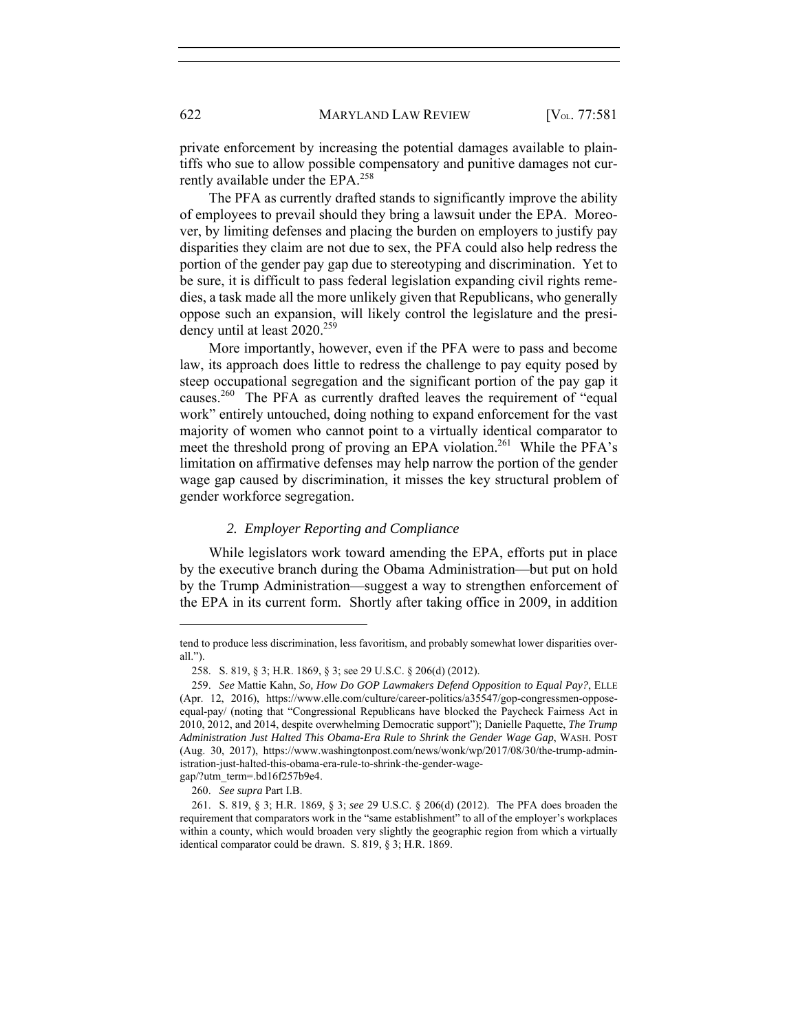private enforcement by increasing the potential damages available to plaintiffs who sue to allow possible compensatory and punitive damages not currently available under the EPA.[258]

The PFA as currently drafted stands to significantly improve the ability of employees to prevail should they bring a lawsuit under the EPA. Moreover, by limiting defenses and placing the burden on employers to justify pay disparities they claim are not due to sex, the PFA could also help redress the portion of the gender pay gap due to stereotyping and discrimination. Yet to be sure, it is difficult to pass federal legislation expanding civil rights remedies, a task made all the more unlikely given that Republicans, who generally oppose such an expansion, will likely control the legislature and the presidency until at least 2020.[259]

More importantly, however, even if the PFA were to pass and become law, its approach does little to redress the challenge to pay equity posed by steep occupational segregation and the significant portion of the pay gap it causes.[260] The PFA as currently drafted leaves the requirement of "equal work" entirely untouched, doing nothing to expand enforcement for the vast majority of women who cannot point to a virtually identical comparator to meet the threshold prong of proving an EPA violation.[261] While the PFA's limitation on affirmative defenses may help narrow the portion of the gender wage gap caused by discrimination, it misses the key structural problem of gender workforce segregation.

### 2. *Employer Reporting and Compliance*

While legislators work toward amending the EPA, efforts put in place by the executive branch during the Obama Administration—but put on hold by the Trump Administration—suggest a way to strengthen enforcement of the EPA in its current form. Shortly after taking office in 2009, in addition

---

tend to produce less discrimination, less favoritism, and probably somewhat lower disparities overall.").

258. S. 819, § 3; H.R. 1869, § 3; see 29 U.S.C. § 206(d) (2012).

259. *See* Mattie Kahn, *So, How Do GOP Lawmakers Defend Opposition to Equal Pay?*, ELLE (Apr. 12, 2016), https://www.elle.com/culture/career-politics/a35547/gop-congressmen-oppose-equal-pay/ (noting that "Congressional Republicans have blocked the Paycheck Fairness Act in 2010, 2012, and 2014, despite overwhelming Democratic support"); Danielle Paquette, *The Trump Administration Just Halted This Obama-Era Rule to Shrink the Gender Wage Gap*, WASH. POST (Aug. 30, 2017), https://www.washingtonpost.com/news/wonk/wp/2017/08/30/the-trump-administration-just-halted-this-obama-era-rule-to-shrink-the-gender-wage-gap/?utm_term=.bd16f257b9e4.

260. *See supra* Part I.B.

261. S. 819, § 3; H.R. 1869, § 3; *see* 29 U.S.C. § 206(d) (2012). The PFA does broaden the requirement that comparators work in the "same establishment" to all of the employer's workplaces within a county, which would broaden very slightly the geographic region from which a virtually identical comparator could be drawn. S. 819, § 3; H.R. 1869.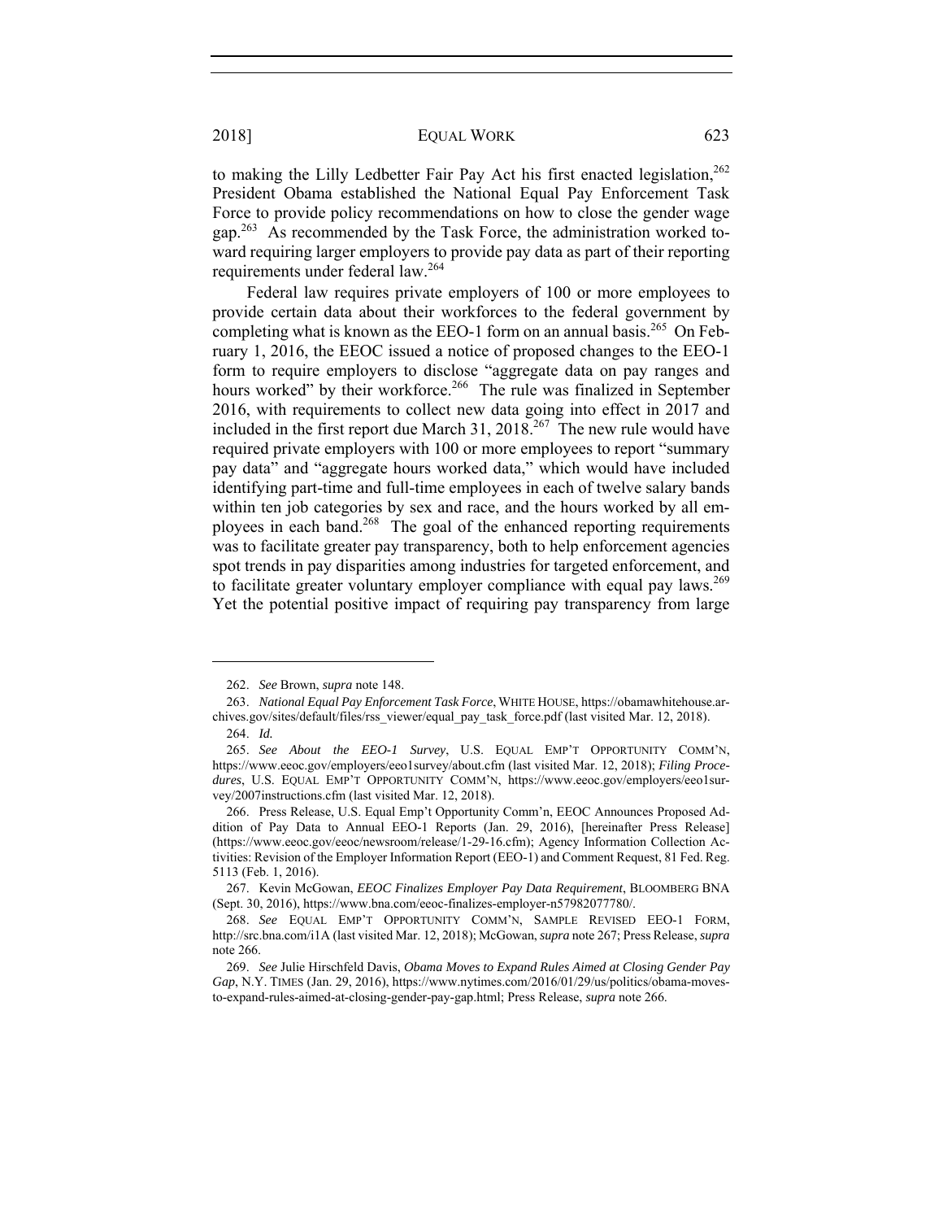to making the Lilly Ledbetter Fair Pay Act his first enacted legislation,[262] President Obama established the National Equal Pay Enforcement Task Force to provide policy recommendations on how to close the gender wage gap.[263] As recommended by the Task Force, the administration worked toward requiring larger employers to provide pay data as part of their reporting requirements under federal law.[264]

Federal law requires private employers of 100 or more employees to provide certain data about their workforces to the federal government by completing what is known as the EEO-1 form on an annual basis.[265] On February 1, 2016, the EEOC issued a notice of proposed changes to the EEO-1 form to require employers to disclose "aggregate data on pay ranges and hours worked" by their workforce.[266] The rule was finalized in September 2016, with requirements to collect new data going into effect in 2017 and included in the first report due March 31, 2018.[267] The new rule would have required private employers with 100 or more employees to report "summary pay data" and "aggregate hours worked data," which would have included identifying part-time and full-time employees in each of twelve salary bands within ten job categories by sex and race, and the hours worked by all employees in each band.[268] The goal of the enhanced reporting requirements was to facilitate greater pay transparency, both to help enforcement agencies spot trends in pay disparities among industries for targeted enforcement, and to facilitate greater voluntary employer compliance with equal pay laws.[269] Yet the potential positive impact of requiring pay transparency from large

---

262. *See* Brown, *supra* note 148.

263. *National Equal Pay Enforcement Task Force*, WHITE HOUSE, https://obamawhitehouse.archives.gov/sites/default/files/rss_viewer/equal_pay_task_force.pdf (last visited Mar. 12, 2018).

264. *Id.*

265. *See About the EEO-1 Survey*, U.S. EQUAL EMP'T OPPORTUNITY COMM'N, https://www.eeoc.gov/employers/eeo1survey/about.cfm (last visited Mar. 12, 2018); *Filing Procedures*, U.S. EQUAL EMP'T OPPORTUNITY COMM'N, https://www.eeoc.gov/employers/eeo1survey/2007instructions.cfm (last visited Mar. 12, 2018).

266. Press Release, U.S. Equal Emp't Opportunity Comm'n, EEOC Announces Proposed Addition of Pay Data to Annual EEO-1 Reports (Jan. 29, 2016), [hereinafter Press Release] (https://www.eeoc.gov/eeoc/newsroom/release/1-29-16.cfm); Agency Information Collection Activities: Revision of the Employer Information Report (EEO-1) and Comment Request, 81 Fed. Reg. 5113 (Feb. 1, 2016).

267. Kevin McGowan, *EEOC Finalizes Employer Pay Data Requirement*, BLOOMBERG BNA (Sept. 30, 2016), https://www.bna.com/eeoc-finalizes-employer-n57982077780/.

268. *See* EQUAL EMP'T OPPORTUNITY COMM'N, SAMPLE REVISED EEO-1 FORM, http://src.bna.com/i1A (last visited Mar. 12, 2018); McGowan, *supra* note 267; Press Release, *supra* note 266.

269. *See* Julie Hirschfeld Davis, *Obama Moves to Expand Rules Aimed at Closing Gender Pay Gap*, N.Y. TIMES (Jan. 29, 2016), https://www.nytimes.com/2016/01/29/us/politics/obama-moves-to-expand-rules-aimed-at-closing-gender-pay-gap.html; Press Release, *supra* note 266.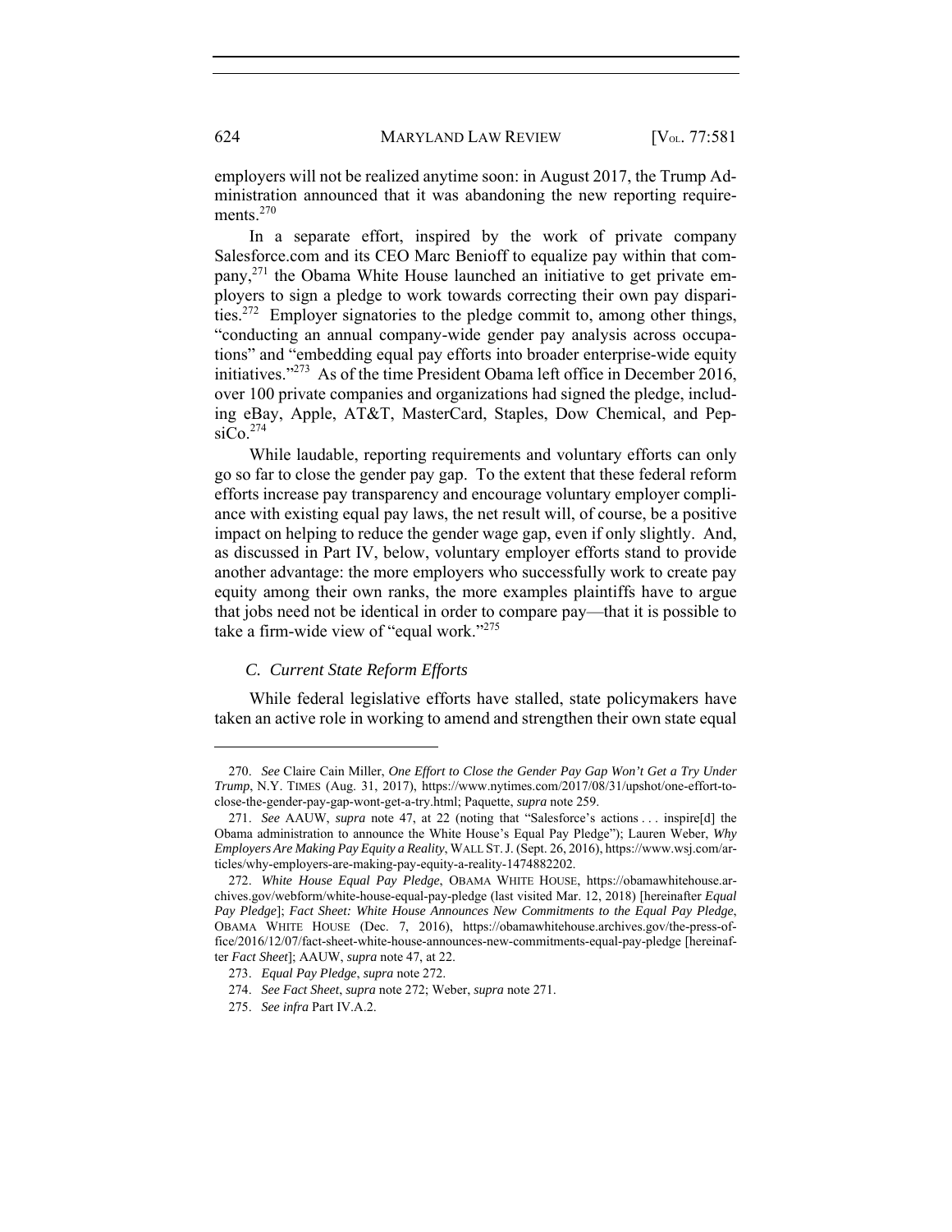employers will not be realized anytime soon: in August 2017, the Trump Administration announced that it was abandoning the new reporting requirements.[270]

In a separate effort, inspired by the work of private company Salesforce.com and its CEO Marc Benioff to equalize pay within that company,[271] the Obama White House launched an initiative to get private employers to sign a pledge to work towards correcting their own pay disparities.[272] Employer signatories to the pledge commit to, among other things, "conducting an annual company-wide gender pay analysis across occupations" and "embedding equal pay efforts into broader enterprise-wide equity initiatives."[273] As of the time President Obama left office in December 2016, over 100 private companies and organizations had signed the pledge, including eBay, Apple, AT&T, MasterCard, Staples, Dow Chemical, and PepsiCo.[274]

While laudable, reporting requirements and voluntary efforts can only go so far to close the gender pay gap. To the extent that these federal reform efforts increase pay transparency and encourage voluntary employer compliance with existing equal pay laws, the net result will, of course, be a positive impact on helping to reduce the gender wage gap, even if only slightly. And, as discussed in Part IV, below, voluntary employer efforts stand to provide another advantage: the more employers who successfully work to create pay equity among their own ranks, the more examples plaintiffs have to argue that jobs need not be identical in order to compare pay—that it is possible to take a firm-wide view of "equal work."[275]

### *C. Current State Reform Efforts*

While federal legislative efforts have stalled, state policymakers have taken an active role in working to amend and strengthen their own state equal

---

270. *See* Claire Cain Miller, *One Effort to Close the Gender Pay Gap Won't Get a Try Under Trump*, N.Y. TIMES (Aug. 31, 2017), https://www.nytimes.com/2017/08/31/upshot/one-effort-to-close-the-gender-pay-gap-wont-get-a-try.html; Paquette, *supra* note 259.

271. *See* AAUW, *supra* note 47, at 22 (noting that "Salesforce's actions . . . inspire[d] the Obama administration to announce the White House's Equal Pay Pledge"); Lauren Weber, *Why Employers Are Making Pay Equity a Reality*, WALL ST. J. (Sept. 26, 2016), https://www.wsj.com/articles/why-employers-are-making-pay-equity-a-reality-1474882202.

272. *White House Equal Pay Pledge*, OBAMA WHITE HOUSE, https://obamawhitehouse.archives.gov/webform/white-house-equal-pay-pledge (last visited Mar. 12, 2018) [hereinafter *Equal Pay Pledge*]; *Fact Sheet: White House Announces New Commitments to the Equal Pay Pledge*, OBAMA WHITE HOUSE (Dec. 7, 2016), https://obamawhitehouse.archives.gov/the-press-office/2016/12/07/fact-sheet-white-house-announces-new-commitments-equal-pay-pledge [hereinafter *Fact Sheet*]; AAUW, *supra* note 47, at 22.

273. *Equal Pay Pledge*, *supra* note 272.

274. *See Fact Sheet*, *supra* note 272; Weber, *supra* note 271.

275. *See infra* Part IV.A.2.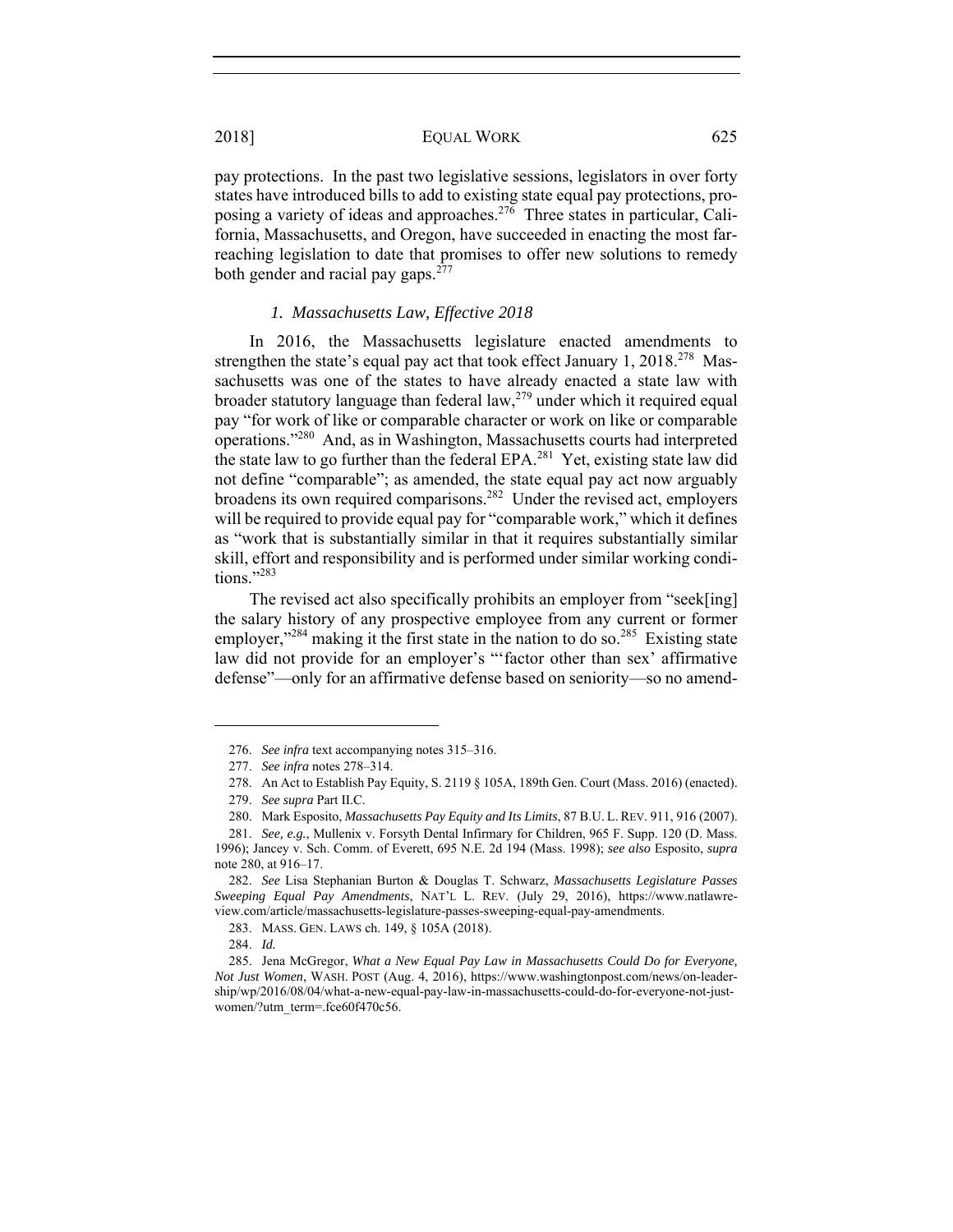pay protections. In the past two legislative sessions, legislators in over forty states have introduced bills to add to existing state equal pay protections, proposing a variety of ideas and approaches.[276] Three states in particular, California, Massachusetts, and Oregon, have succeeded in enacting the most far-reaching legislation to date that promises to offer new solutions to remedy both gender and racial pay gaps.[277]

### *1. Massachusetts Law, Effective 2018*

In 2016, the Massachusetts legislature enacted amendments to strengthen the state's equal pay act that took effect January 1, 2018.[278] Massachusetts was one of the states to have already enacted a state law with broader statutory language than federal law,[279] under which it required equal pay "for work of like or comparable character or work on like or comparable operations."[280] And, as in Washington, Massachusetts courts had interpreted the state law to go further than the federal EPA.[281] Yet, existing state law did not define "comparable"; as amended, the state equal pay act now arguably broadens its own required comparisons.[282] Under the revised act, employers will be required to provide equal pay for "comparable work," which it defines as "work that is substantially similar in that it requires substantially similar skill, effort and responsibility and is performed under similar working conditions."[283]

The revised act also specifically prohibits an employer from "seek[ing] the salary history of any prospective employee from any current or former employer,"[284] making it the first state in the nation to do so.[285] Existing state law did not provide for an employer's "'factor other than sex' affirmative defense"—only for an affirmative defense based on seniority—so no amend-

---

276. *See infra* text accompanying notes 315–316.

277. *See infra* notes 278–314.

278. An Act to Establish Pay Equity, S. 2119 § 105A, 189th Gen. Court (Mass. 2016) (enacted).

279. *See supra* Part II.C.

280. Mark Esposito, *Massachusetts Pay Equity and Its Limits*, 87 B.U. L. REV. 911, 916 (2007).

281. *See, e.g.*, Mullenix v. Forsyth Dental Infirmary for Children, 965 F. Supp. 120 (D. Mass. 1996); Jancey v. Sch. Comm. of Everett, 695 N.E. 2d 194 (Mass. 1998); *see also* Esposito, *supra* note 280, at 916–17.

282. *See* Lisa Stephanian Burton & Douglas T. Schwarz, *Massachusetts Legislature Passes Sweeping Equal Pay Amendments*, NAT'L L. REV. (July 29, 2016), https://www.natlawreview.com/article/massachusetts-legislature-passes-sweeping-equal-pay-amendments.

283. MASS. GEN. LAWS ch. 149, § 105A (2018).

284. *Id.*

285. Jena McGregor, *What a New Equal Pay Law in Massachusetts Could Do for Everyone, Not Just Women*, WASH. POST (Aug. 4, 2016), https://www.washingtonpost.com/news/on-leadership/wp/2016/08/04/what-a-new-equal-pay-law-in-massachusetts-could-do-for-everyone-not-just-women/?utm_term=.fce60f470c56.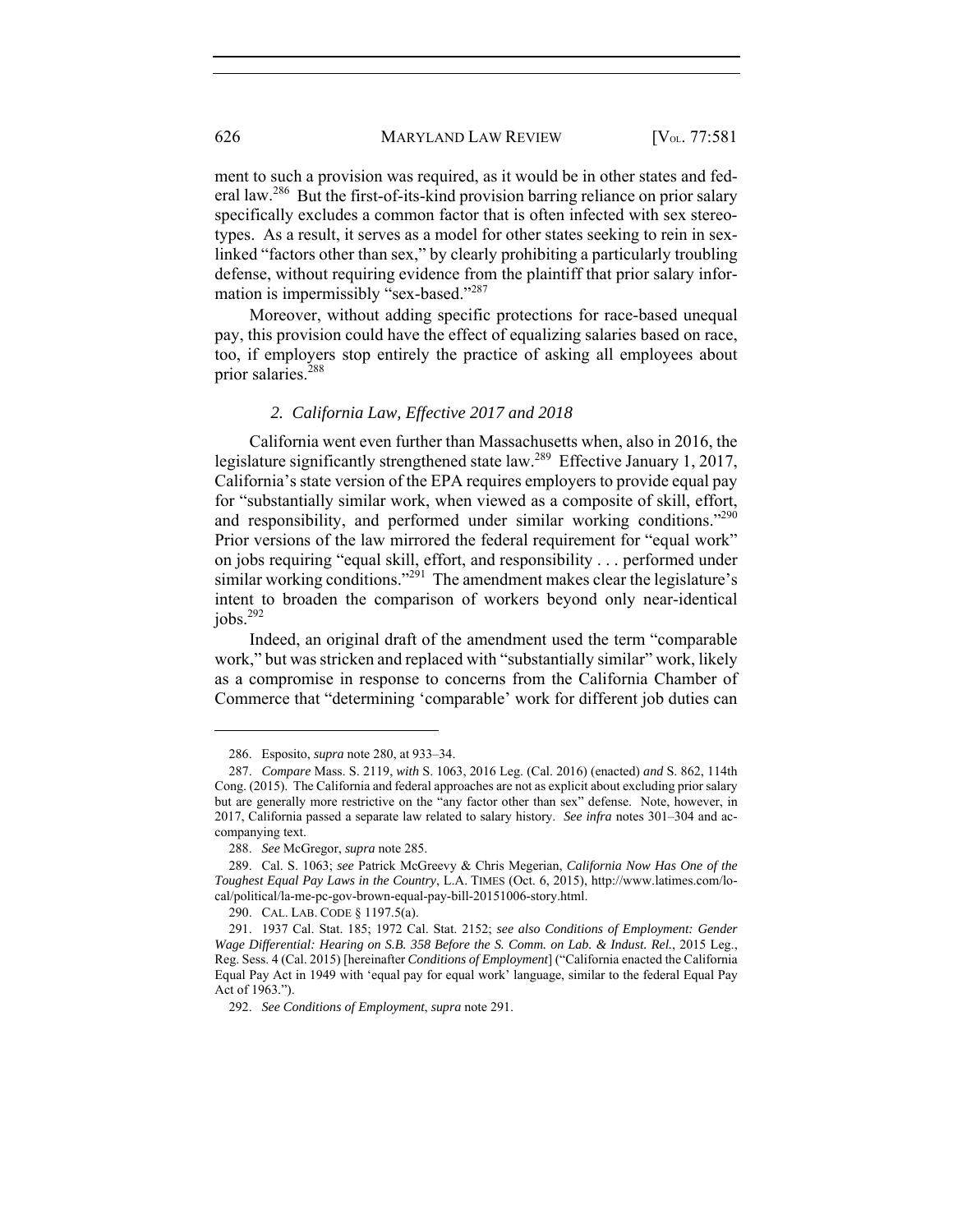ment to such a provision was required, as it would be in other states and federal law.[286] But the first-of-its-kind provision barring reliance on prior salary specifically excludes a common factor that is often infected with sex stereotypes. As a result, it serves as a model for other states seeking to rein in sex-linked "factors other than sex," by clearly prohibiting a particularly troubling defense, without requiring evidence from the plaintiff that prior salary information is impermissibly "sex-based."[287]

Moreover, without adding specific protections for race-based unequal pay, this provision could have the effect of equalizing salaries based on race, too, if employers stop entirely the practice of asking all employees about prior salaries.[288]

### *2. California Law, Effective 2017 and 2018*

California went even further than Massachusetts when, also in 2016, the legislature significantly strengthened state law.[289] Effective January 1, 2017, California's state version of the EPA requires employers to provide equal pay for "substantially similar work, when viewed as a composite of skill, effort, and responsibility, and performed under similar working conditions."[290] Prior versions of the law mirrored the federal requirement for "equal work" on jobs requiring "equal skill, effort, and responsibility . . . performed under similar working conditions."[291] The amendment makes clear the legislature's intent to broaden the comparison of workers beyond only near-identical jobs.[292]

Indeed, an original draft of the amendment used the term "comparable work," but was stricken and replaced with "substantially similar" work, likely as a compromise in response to concerns from the California Chamber of Commerce that "determining 'comparable' work for different job duties can

---

286. Esposito, *supra* note 280, at 933–34.

287. *Compare* Mass. S. 2119, *with* S. 1063, 2016 Leg. (Cal. 2016) (enacted) *and* S. 862, 114th Cong. (2015). The California and federal approaches are not as explicit about excluding prior salary but are generally more restrictive on the "any factor other than sex" defense. Note, however, in 2017, California passed a separate law related to salary history. *See infra* notes 301–304 and accompanying text.

288. *See* McGregor, *supra* note 285.

289. Cal. S. 1063; *see* Patrick McGreevy & Chris Megerian, *California Now Has One of the Toughest Equal Pay Laws in the Country*, L.A. TIMES (Oct. 6, 2015), http://www.latimes.com/local/political/la-me-pc-gov-brown-equal-pay-bill-20151006-story.html.

290. CAL. LAB. CODE § 1197.5(a).

291. 1937 Cal. Stat. 185; 1972 Cal. Stat. 2152; *see also Conditions of Employment: Gender Wage Differential: Hearing on S.B. 358 Before the S. Comm. on Lab. & Indust. Rel.*, 2015 Leg., Reg. Sess. 4 (Cal. 2015) [hereinafter *Conditions of Employment*] ("California enacted the California Equal Pay Act in 1949 with 'equal pay for equal work' language, similar to the federal Equal Pay Act of 1963.").

292. *See Conditions of Employment*, *supra* note 291.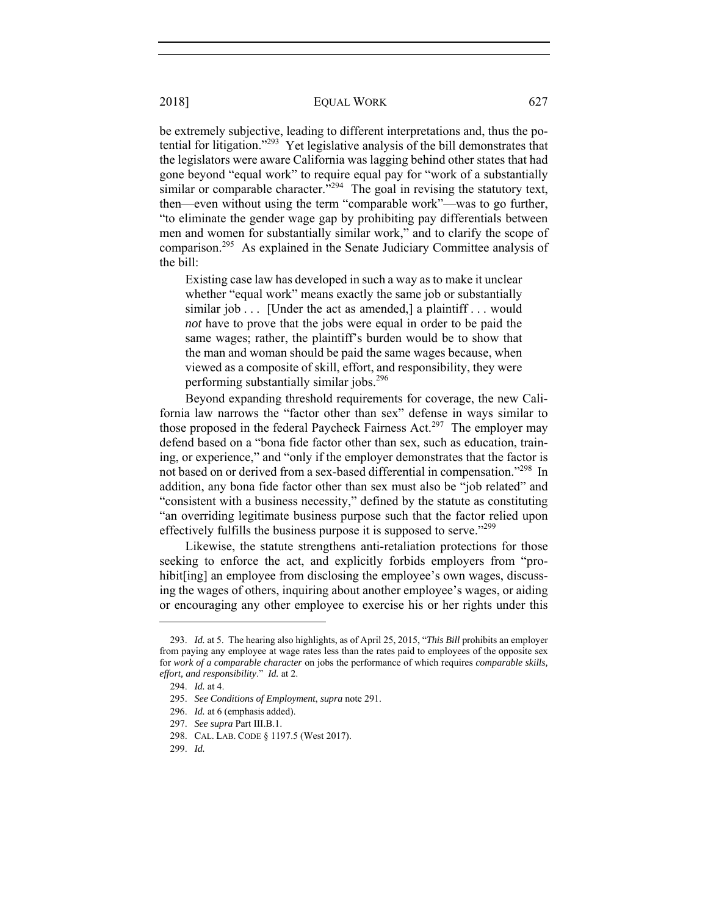be extremely subjective, leading to different interpretations and, thus the potential for litigation."[293] Yet legislative analysis of the bill demonstrates that the legislators were aware California was lagging behind other states that had gone beyond "equal work" to require equal pay for "work of a substantially similar or comparable character."[294] The goal in revising the statutory text, then—even without using the term "comparable work"—was to go further, "to eliminate the gender wage gap by prohibiting pay differentials between men and women for substantially similar work," and to clarify the scope of comparison.[295] As explained in the Senate Judiciary Committee analysis of the bill:

> Existing case law has developed in such a way as to make it unclear whether "equal work" means exactly the same job or substantially similar job . . . [Under the act as amended,] a plaintiff . . . would *not* have to prove that the jobs were equal in order to be paid the same wages; rather, the plaintiff's burden would be to show that the man and woman should be paid the same wages because, when viewed as a composite of skill, effort, and responsibility, they were performing substantially similar jobs.[296]

Beyond expanding threshold requirements for coverage, the new California law narrows the "factor other than sex" defense in ways similar to those proposed in the federal Paycheck Fairness Act.[297] The employer may defend based on a "bona fide factor other than sex, such as education, training, or experience," and "only if the employer demonstrates that the factor is not based on or derived from a sex-based differential in compensation."[298] In addition, any bona fide factor other than sex must also be "job related" and "consistent with a business necessity," defined by the statute as constituting "an overriding legitimate business purpose such that the factor relied upon effectively fulfills the business purpose it is supposed to serve."[299]

Likewise, the statute strengthens anti-retaliation protections for those seeking to enforce the act, and explicitly forbids employers from "prohibit[ing] an employee from disclosing the employee's own wages, discussing the wages of others, inquiring about another employee's wages, or aiding or encouraging any other employee to exercise his or her rights under this

---

293. *Id.* at 5. The hearing also highlights, as of April 25, 2015, "*This Bill* prohibits an employer from paying any employee at wage rates less than the rates paid to employees of the opposite sex for *work of a comparable character* on jobs the performance of which requires *comparable skills, effort, and responsibility*." *Id.* at 2.

294. *Id.* at 4.

295. *See Conditions of Employment*, *supra* note 291.

296. *Id.* at 6 (emphasis added).

297. *See supra* Part III.B.1.

298. CAL. LAB. CODE § 1197.5 (West 2017).

299. *Id.*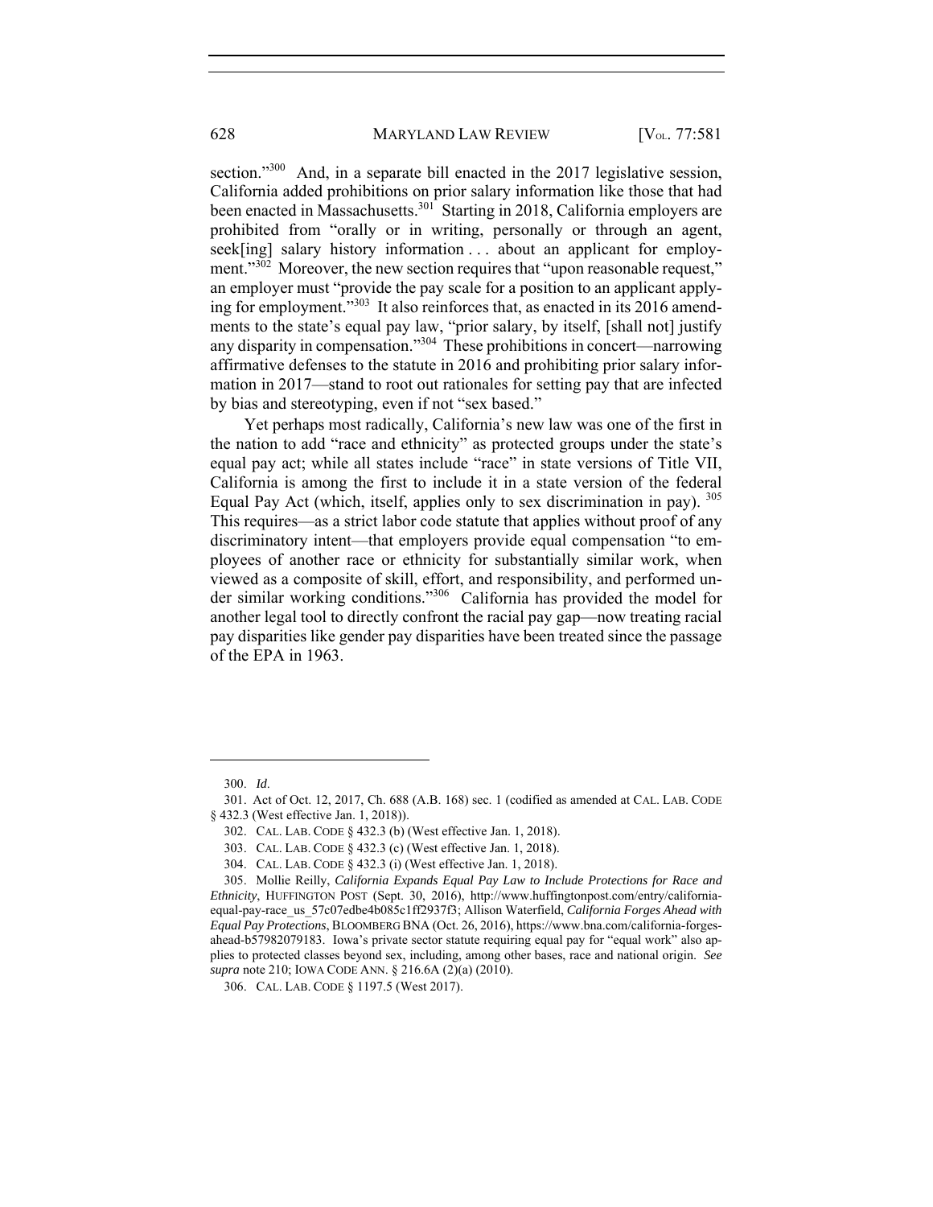section."[300] And, in a separate bill enacted in the 2017 legislative session, California added prohibitions on prior salary information like those that had been enacted in Massachusetts.[301] Starting in 2018, California employers are prohibited from "orally or in writing, personally or through an agent, seek[ing] salary history information . . . about an applicant for employment."[302] Moreover, the new section requires that "upon reasonable request," an employer must "provide the pay scale for a position to an applicant applying for employment."[303] It also reinforces that, as enacted in its 2016 amendments to the state's equal pay law, "prior salary, by itself, [shall not] justify any disparity in compensation."[304] These prohibitions in concert—narrowing affirmative defenses to the statute in 2016 and prohibiting prior salary information in 2017—stand to root out rationales for setting pay that are infected by bias and stereotyping, even if not "sex based."

Yet perhaps most radically, California's new law was one of the first in the nation to add "race and ethnicity" as protected groups under the state's equal pay act; while all states include "race" in state versions of Title VII, California is among the first to include it in a state version of the federal Equal Pay Act (which, itself, applies only to sex discrimination in pay).[305] This requires—as a strict labor code statute that applies without proof of any discriminatory intent—that employers provide equal compensation "to employees of another race or ethnicity for substantially similar work, when viewed as a composite of skill, effort, and responsibility, and performed under similar working conditions."[306] California has provided the model for another legal tool to directly confront the racial pay gap—now treating racial pay disparities like gender pay disparities have been treated since the passage of the EPA in 1963.

---

300. *Id*.

301. Act of Oct. 12, 2017, Ch. 688 (A.B. 168) sec. 1 (codified as amended at CAL. LAB. CODE § 432.3 (West effective Jan. 1, 2018)).

302. CAL. LAB. CODE § 432.3 (b) (West effective Jan. 1, 2018).

303. CAL. LAB. CODE § 432.3 (c) (West effective Jan. 1, 2018).

304. CAL. LAB. CODE § 432.3 (i) (West effective Jan. 1, 2018).

305. Mollie Reilly, *California Expands Equal Pay Law to Include Protections for Race and Ethnicity*, HUFFINGTON POST (Sept. 30, 2016), http://www.huffingtonpost.com/entry/california-equal-pay-race_us_57c07edbe4b085c1ff2937f3; Allison Waterfield, *California Forges Ahead with Equal Pay Protections*, BLOOMBERG BNA (Oct. 26, 2016), https://www.bna.com/california-forges-ahead-b57982079183. Iowa's private sector statute requiring equal pay for "equal work" also applies to protected classes beyond sex, including, among other bases, race and national origin. *See supra* note 210; IOWA CODE ANN. § 216.6A (2)(a) (2010).

306. CAL. LAB. CODE § 1197.5 (West 2017).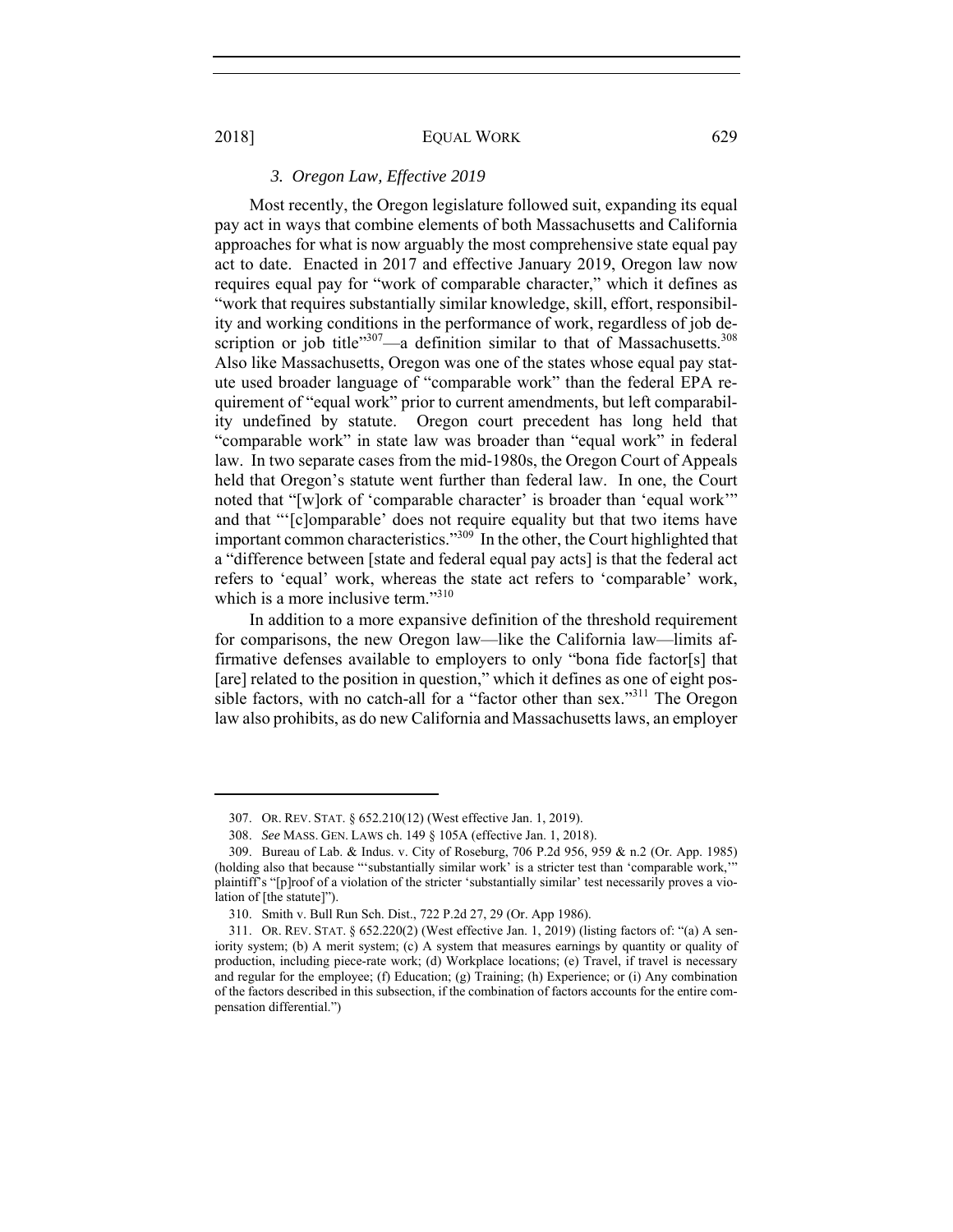### *3. Oregon Law, Effective 2019*

Most recently, the Oregon legislature followed suit, expanding its equal pay act in ways that combine elements of both Massachusetts and California approaches for what is now arguably the most comprehensive state equal pay act to date. Enacted in 2017 and effective January 2019, Oregon law now requires equal pay for "work of comparable character," which it defines as "work that requires substantially similar knowledge, skill, effort, responsibility and working conditions in the performance of work, regardless of job description or job title"[307]—a definition similar to that of Massachusetts.[308] Also like Massachusetts, Oregon was one of the states whose equal pay statute used broader language of "comparable work" than the federal EPA requirement of "equal work" prior to current amendments, but left comparability undefined by statute. Oregon court precedent has long held that "comparable work" in state law was broader than "equal work" in federal law. In two separate cases from the mid-1980s, the Oregon Court of Appeals held that Oregon's statute went further than federal law. In one, the Court noted that "[w]ork of 'comparable character' is broader than 'equal work'" and that "'[c]omparable' does not require equality but that two items have important common characteristics."[309] In the other, the Court highlighted that a "difference between [state and federal equal pay acts] is that the federal act refers to 'equal' work, whereas the state act refers to 'comparable' work, which is a more inclusive term."[310]

In addition to a more expansive definition of the threshold requirement for comparisons, the new Oregon law—like the California law—limits affirmative defenses available to employers to only "bona fide factor[s] that [are] related to the position in question," which it defines as one of eight possible factors, with no catch-all for a "factor other than sex."[311] The Oregon law also prohibits, as do new California and Massachusetts laws, an employer

---

307. OR. REV. STAT. § 652.210(12) (West effective Jan. 1, 2019).

308. *See* MASS. GEN. LAWS ch. 149 § 105A (effective Jan. 1, 2018).

309. Bureau of Lab. & Indus. v. City of Roseburg, 706 P.2d 956, 959 & n.2 (Or. App. 1985) (holding also that because "'substantially similar work' is a stricter test than 'comparable work,'" plaintiff's "[p]roof of a violation of the stricter 'substantially similar' test necessarily proves a violation of [the statute]").

310. Smith v. Bull Run Sch. Dist., 722 P.2d 27, 29 (Or. App 1986).

311. OR. REV. STAT. § 652.220(2) (West effective Jan. 1, 2019) (listing factors of: "(a) A seniority system; (b) A merit system; (c) A system that measures earnings by quantity or quality of production, including piece-rate work; (d) Workplace locations; (e) Travel, if travel is necessary and regular for the employee; (f) Education; (g) Training; (h) Experience; or (i) Any combination of the factors described in this subsection, if the combination of factors accounts for the entire compensation differential.")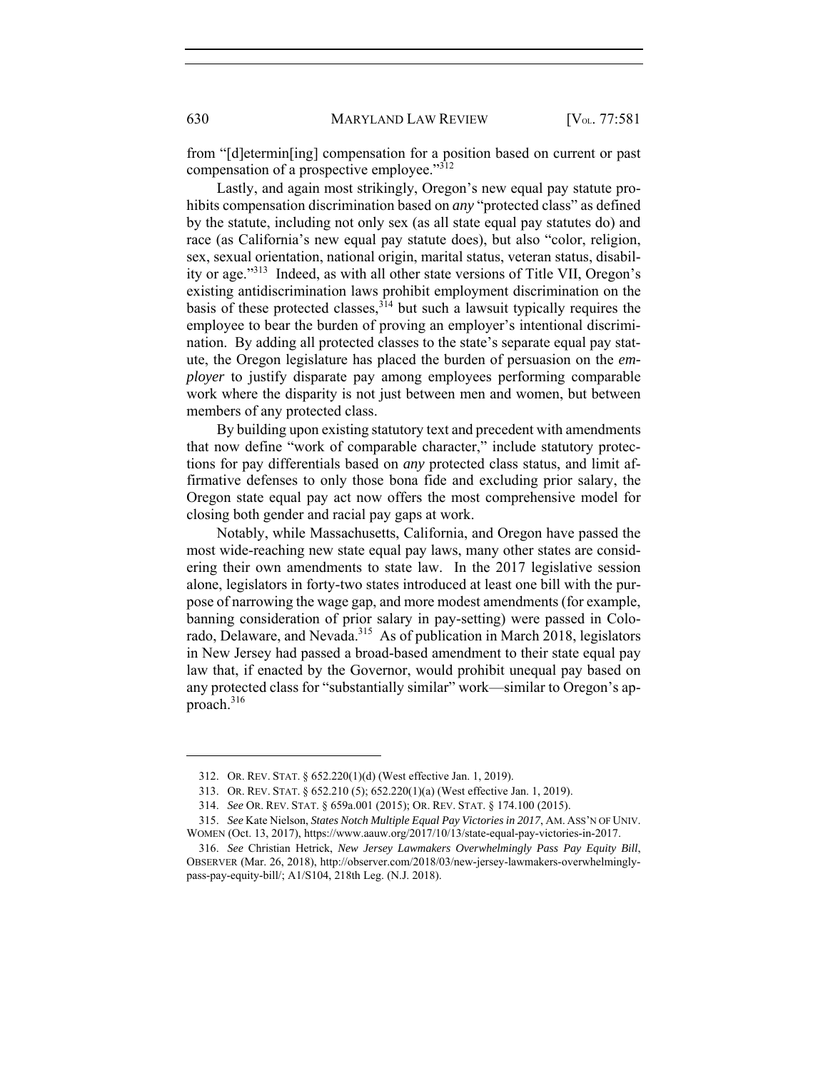from "[d]etermin[ing] compensation for a position based on current or past compensation of a prospective employee."[312]

Lastly, and again most strikingly, Oregon's new equal pay statute prohibits compensation discrimination based on *any* "protected class" as defined by the statute, including not only sex (as all state equal pay statutes do) and race (as California's new equal pay statute does), but also "color, religion, sex, sexual orientation, national origin, marital status, veteran status, disability or age."[313] Indeed, as with all other state versions of Title VII, Oregon's existing antidiscrimination laws prohibit employment discrimination on the basis of these protected classes,[314] but such a lawsuit typically requires the employee to bear the burden of proving an employer's intentional discrimination. By adding all protected classes to the state's separate equal pay statute, the Oregon legislature has placed the burden of persuasion on the *employer* to justify disparate pay among employees performing comparable work where the disparity is not just between men and women, but between members of any protected class.

By building upon existing statutory text and precedent with amendments that now define "work of comparable character," include statutory protections for pay differentials based on *any* protected class status, and limit affirmative defenses to only those bona fide and excluding prior salary, the Oregon state equal pay act now offers the most comprehensive model for closing both gender and racial pay gaps at work.

Notably, while Massachusetts, California, and Oregon have passed the most wide-reaching new state equal pay laws, many other states are considering their own amendments to state law. In the 2017 legislative session alone, legislators in forty-two states introduced at least one bill with the purpose of narrowing the wage gap, and more modest amendments (for example, banning consideration of prior salary in pay-setting) were passed in Colorado, Delaware, and Nevada.[315] As of publication in March 2018, legislators in New Jersey had passed a broad-based amendment to their state equal pay law that, if enacted by the Governor, would prohibit unequal pay based on any protected class for "substantially similar" work—similar to Oregon's approach.[316]

---

312. OR. REV. STAT. § 652.220(1)(d) (West effective Jan. 1, 2019).

313. OR. REV. STAT. § 652.210 (5); 652.220(1)(a) (West effective Jan. 1, 2019).

314. *See* OR. REV. STAT. § 659a.001 (2015); OR. REV. STAT. § 174.100 (2015).

315. *See* Kate Nielson, *States Notch Multiple Equal Pay Victories in 2017*, AM. ASS'N OF UNIV. WOMEN (Oct. 13, 2017), https://www.aauw.org/2017/10/13/state-equal-pay-victories-in-2017.

316. *See* Christian Hetrick, *New Jersey Lawmakers Overwhelmingly Pass Pay Equity Bill*, OBSERVER (Mar. 26, 2018), http://observer.com/2018/03/new-jersey-lawmakers-overwhelmingly-pass-pay-equity-bill/; A1/S104, 218th Leg. (N.J. 2018).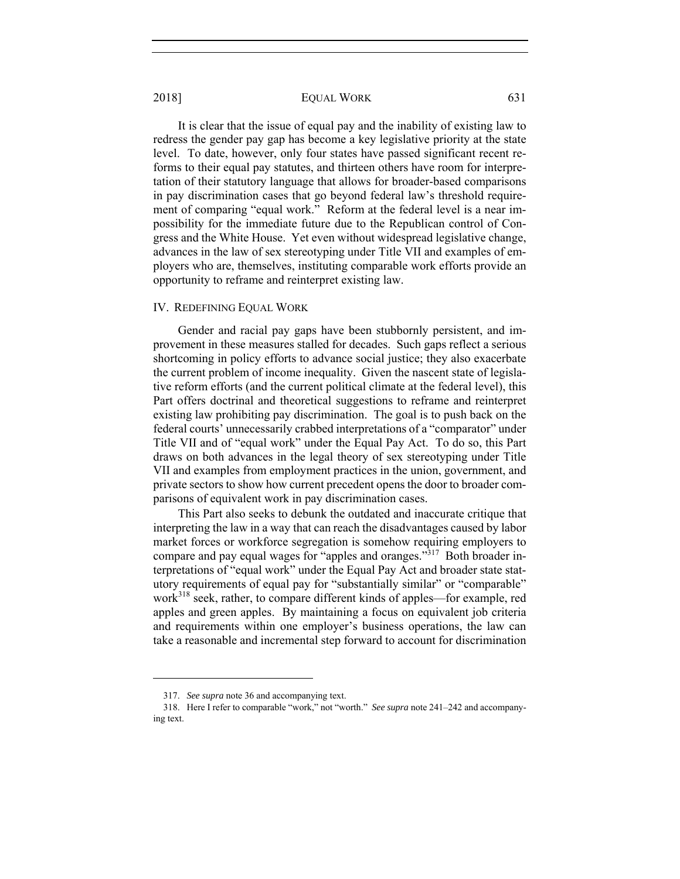It is clear that the issue of equal pay and the inability of existing law to redress the gender pay gap has become a key legislative priority at the state level. To date, however, only four states have passed significant recent reforms to their equal pay statutes, and thirteen others have room for interpretation of their statutory language that allows for broader-based comparisons in pay discrimination cases that go beyond federal law's threshold requirement of comparing "equal work." Reform at the federal level is a near impossibility for the immediate future due to the Republican control of Congress and the White House. Yet even without widespread legislative change, advances in the law of sex stereotyping under Title VII and examples of employers who are, themselves, instituting comparable work efforts provide an opportunity to reframe and reinterpret existing law.

## IV. Redefining Equal Work

Gender and racial pay gaps have been stubbornly persistent, and improvement in these measures stalled for decades. Such gaps reflect a serious shortcoming in policy efforts to advance social justice; they also exacerbate the current problem of income inequality. Given the nascent state of legislative reform efforts (and the current political climate at the federal level), this Part offers doctrinal and theoretical suggestions to reframe and reinterpret existing law prohibiting pay discrimination. The goal is to push back on the federal courts' unnecessarily crabbed interpretations of a "comparator" under Title VII and of "equal work" under the Equal Pay Act. To do so, this Part draws on both advances in the legal theory of sex stereotyping under Title VII and examples from employment practices in the union, government, and private sectors to show how current precedent opens the door to broader comparisons of equivalent work in pay discrimination cases.

This Part also seeks to debunk the outdated and inaccurate critique that interpreting the law in a way that can reach the disadvantages caused by labor market forces or workforce segregation is somehow requiring employers to compare and pay equal wages for "apples and oranges."[317] Both broader interpretations of "equal work" under the Equal Pay Act and broader state statutory requirements of equal pay for "substantially similar" or "comparable" work[318] seek, rather, to compare different kinds of apples—for example, red apples and green apples. By maintaining a focus on equivalent job criteria and requirements within one employer's business operations, the law can take a reasonable and incremental step forward to account for discrimination

---

317. *See supra* note 36 and accompanying text.

318. Here I refer to comparable "work," not "worth." *See supra* note 241–242 and accompanying text.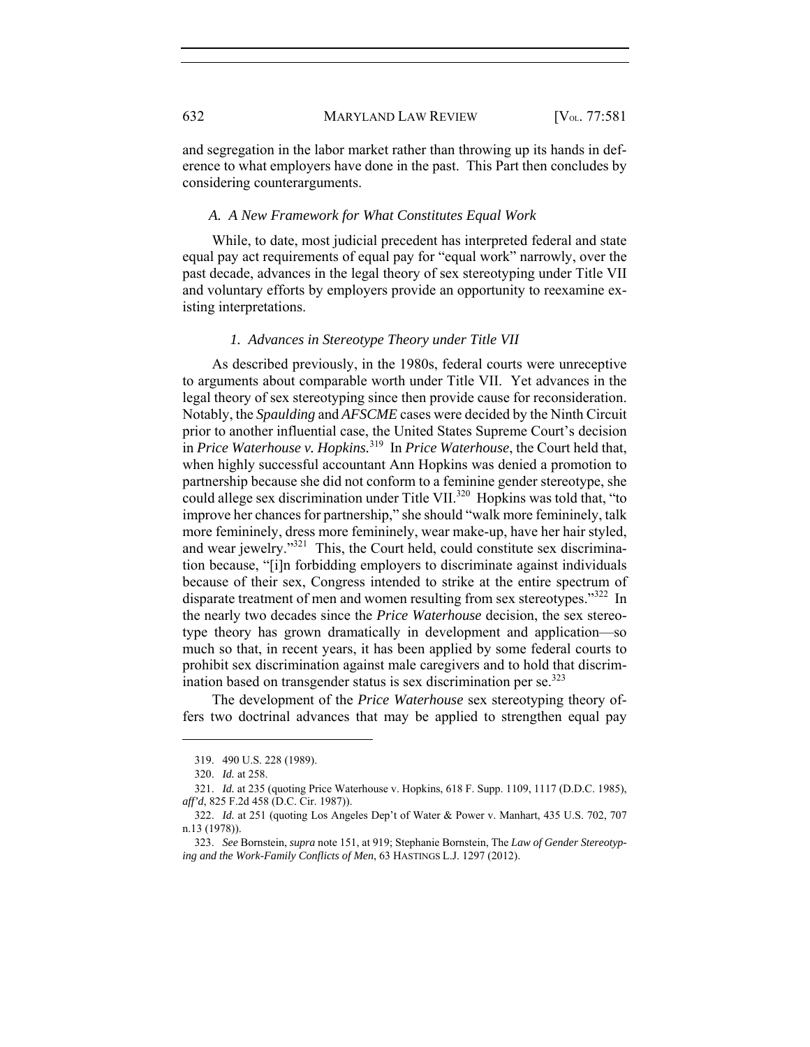and segregation in the labor market rather than throwing up its hands in deference to what employers have done in the past. This Part then concludes by considering counterarguments.

### *A. A New Framework for What Constitutes Equal Work*

While, to date, most judicial precedent has interpreted federal and state equal pay act requirements of equal pay for "equal work" narrowly, over the past decade, advances in the legal theory of sex stereotyping under Title VII and voluntary efforts by employers provide an opportunity to reexamine existing interpretations.

#### *1. Advances in Stereotype Theory under Title VII*

As described previously, in the 1980s, federal courts were unreceptive to arguments about comparable worth under Title VII. Yet advances in the legal theory of sex stereotyping since then provide cause for reconsideration. Notably, the *Spaulding* and *AFSCME* cases were decided by the Ninth Circuit prior to another influential case, the United States Supreme Court's decision in *Price Waterhouse v. Hopkins.*[319] In *Price Waterhouse*, the Court held that, when highly successful accountant Ann Hopkins was denied a promotion to partnership because she did not conform to a feminine gender stereotype, she could allege sex discrimination under Title VII.[320] Hopkins was told that, "to improve her chances for partnership," she should "walk more femininely, talk more femininely, dress more femininely, wear make-up, have her hair styled, and wear jewelry."[321] This, the Court held, could constitute sex discrimination because, "[i]n forbidding employers to discriminate against individuals because of their sex, Congress intended to strike at the entire spectrum of disparate treatment of men and women resulting from sex stereotypes."[322] In the nearly two decades since the *Price Waterhouse* decision, the sex stereotype theory has grown dramatically in development and application—so much so that, in recent years, it has been applied by some federal courts to prohibit sex discrimination against male caregivers and to hold that discrimination based on transgender status is sex discrimination per se.[323]

The development of the *Price Waterhouse* sex stereotyping theory offers two doctrinal advances that may be applied to strengthen equal pay

---

319. 490 U.S. 228 (1989).

320. *Id.* at 258.

321. *Id.* at 235 (quoting Price Waterhouse v. Hopkins, 618 F. Supp. 1109, 1117 (D.D.C. 1985), *aff'd*, 825 F.2d 458 (D.C. Cir. 1987)).

322. *Id.* at 251 (quoting Los Angeles Dep't of Water & Power v. Manhart, 435 U.S. 702, 707 n.13 (1978)).

323. *See* Bornstein, *supra* note 151, at 919; Stephanie Bornstein, The *Law of Gender Stereotyping and the Work-Family Conflicts of Men*, 63 HASTINGS L.J. 1297 (2012).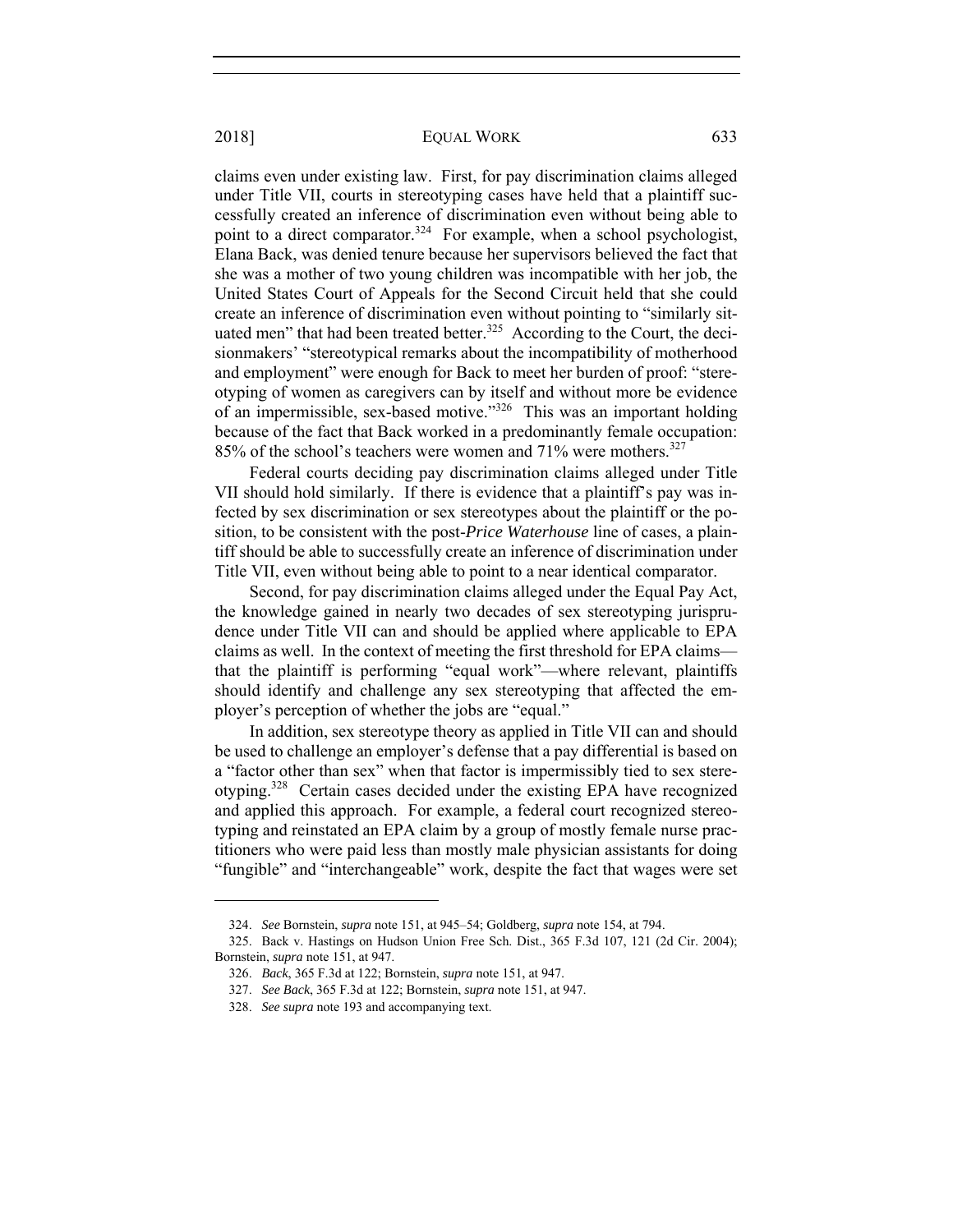claims even under existing law. First, for pay discrimination claims alleged under Title VII, courts in stereotyping cases have held that a plaintiff successfully created an inference of discrimination even without being able to point to a direct comparator.[324] For example, when a school psychologist, Elana Back, was denied tenure because her supervisors believed the fact that she was a mother of two young children was incompatible with her job, the United States Court of Appeals for the Second Circuit held that she could create an inference of discrimination even without pointing to "similarly situated men" that had been treated better.[325] According to the Court, the decisionmakers' "stereotypical remarks about the incompatibility of motherhood and employment" were enough for Back to meet her burden of proof: "stereotyping of women as caregivers can by itself and without more be evidence of an impermissible, sex-based motive."[326] This was an important holding because of the fact that Back worked in a predominantly female occupation: 85% of the school's teachers were women and 71% were mothers.[327]

Federal courts deciding pay discrimination claims alleged under Title VII should hold similarly. If there is evidence that a plaintiff's pay was infected by sex discrimination or sex stereotypes about the plaintiff or the position, to be consistent with the post-*Price Waterhouse* line of cases, a plaintiff should be able to successfully create an inference of discrimination under Title VII, even without being able to point to a near identical comparator.

Second, for pay discrimination claims alleged under the Equal Pay Act, the knowledge gained in nearly two decades of sex stereotyping jurisprudence under Title VII can and should be applied where applicable to EPA claims as well. In the context of meeting the first threshold for EPA claims—that the plaintiff is performing "equal work"—where relevant, plaintiffs should identify and challenge any sex stereotyping that affected the employer's perception of whether the jobs are "equal."

In addition, sex stereotype theory as applied in Title VII can and should be used to challenge an employer's defense that a pay differential is based on a "factor other than sex" when that factor is impermissibly tied to sex stereotyping.[328] Certain cases decided under the existing EPA have recognized and applied this approach. For example, a federal court recognized stereotyping and reinstated an EPA claim by a group of mostly female nurse practitioners who were paid less than mostly male physician assistants for doing "fungible" and "interchangeable" work, despite the fact that wages were set

---

324. *See* Bornstein, *supra* note 151, at 945–54; Goldberg, *supra* note 154, at 794.

325. Back v. Hastings on Hudson Union Free Sch. Dist., 365 F.3d 107, 121 (2d Cir. 2004); Bornstein, *supra* note 151, at 947.

326. *Back*, 365 F.3d at 122; Bornstein, *supra* note 151, at 947.

327. *See Back*, 365 F.3d at 122; Bornstein, *supra* note 151, at 947.

328. *See supra* note 193 and accompanying text.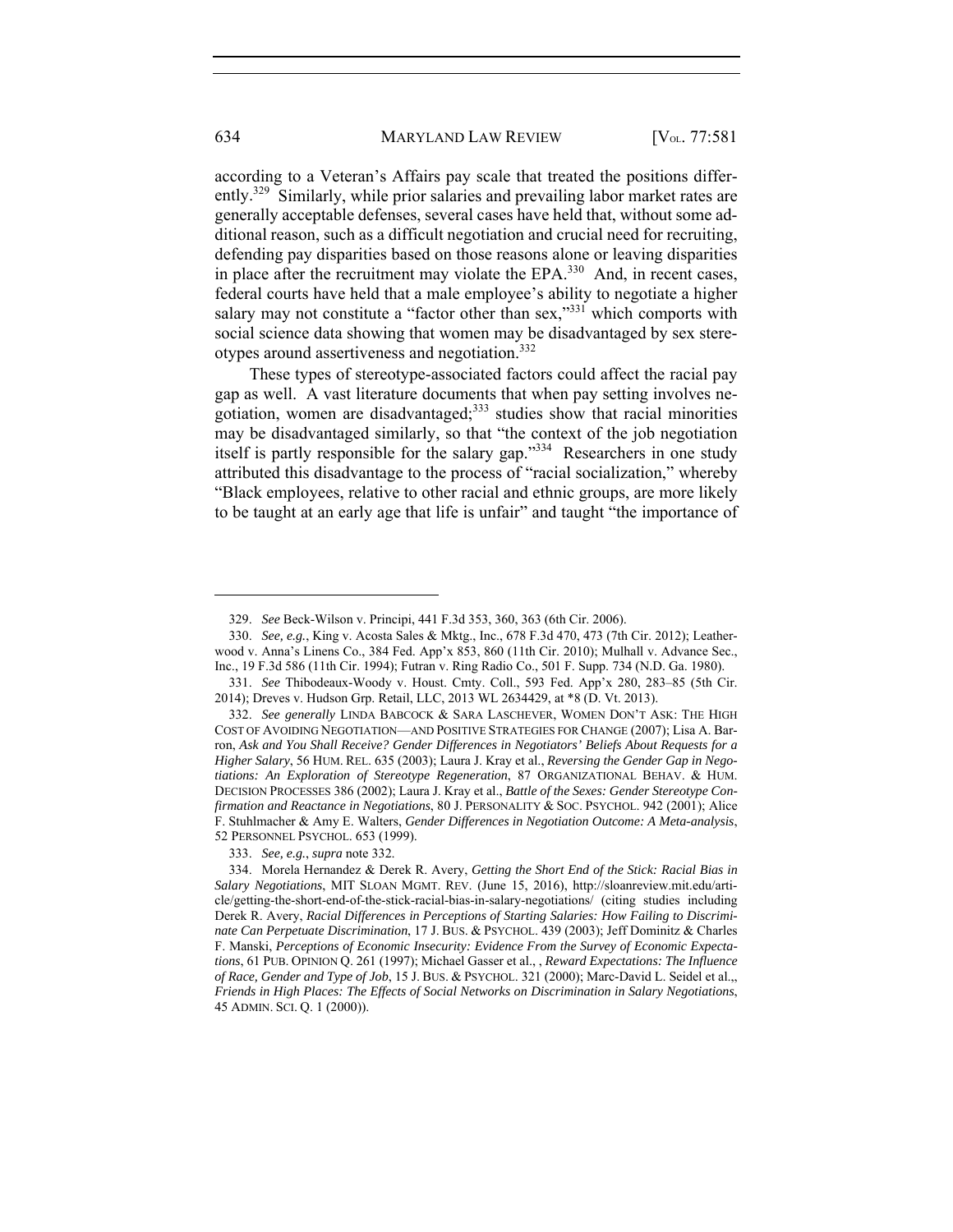according to a Veteran's Affairs pay scale that treated the positions differently.[329] Similarly, while prior salaries and prevailing labor market rates are generally acceptable defenses, several cases have held that, without some additional reason, such as a difficult negotiation and crucial need for recruiting, defending pay disparities based on those reasons alone or leaving disparities in place after the recruitment may violate the EPA.[330] And, in recent cases, federal courts have held that a male employee's ability to negotiate a higher salary may not constitute a "factor other than sex,"[331] which comports with social science data showing that women may be disadvantaged by sex stereotypes around assertiveness and negotiation.[332]

These types of stereotype-associated factors could affect the racial pay gap as well. A vast literature documents that when pay setting involves negotiation, women are disadvantaged;[333] studies show that racial minorities may be disadvantaged similarly, so that "the context of the job negotiation itself is partly responsible for the salary gap."[334] Researchers in one study attributed this disadvantage to the process of "racial socialization," whereby "Black employees, relative to other racial and ethnic groups, are more likely to be taught at an early age that life is unfair" and taught "the importance of

---

329. *See* Beck-Wilson v. Principi, 441 F.3d 353, 360, 363 (6th Cir. 2006).

330. *See, e.g.*, King v. Acosta Sales & Mktg., Inc., 678 F.3d 470, 473 (7th Cir. 2012); Leatherwood v. Anna's Linens Co., 384 Fed. App'x 853, 860 (11th Cir. 2010); Mulhall v. Advance Sec., Inc., 19 F.3d 586 (11th Cir. 1994); Futran v. Ring Radio Co., 501 F. Supp. 734 (N.D. Ga. 1980).

331. *See* Thibodeaux-Woody v. Houst. Cmty. Coll., 593 Fed. App'x 280, 283–85 (5th Cir. 2014); Dreves v. Hudson Grp. Retail, LLC, 2013 WL 2634429, at *8 (D. Vt. 2013).

332. *See generally* LINDA BABCOCK & SARA LASCHEVER, WOMEN DON'T ASK: THE HIGH COST OF AVOIDING NEGOTIATION—AND POSITIVE STRATEGIES FOR CHANGE (2007); Lisa A. Barron, *Ask and You Shall Receive? Gender Differences in Negotiators' Beliefs About Requests for a Higher Salary*, 56 HUM. REL. 635 (2003); Laura J. Kray et al., *Reversing the Gender Gap in Negotiations: An Exploration of Stereotype Regeneration*, 87 ORGANIZATIONAL BEHAV. & HUM. DECISION PROCESSES 386 (2002); Laura J. Kray et al., *Battle of the Sexes: Gender Stereotype Confirmation and Reactance in Negotiations*, 80 J. PERSONALITY & SOC. PSYCHOL. 942 (2001); Alice F. Stuhlmacher & Amy E. Walters, *Gender Differences in Negotiation Outcome: A Meta-analysis*, 52 PERSONNEL PSYCHOL. 653 (1999).

333. *See, e.g.*, *supra* note 332.

334. Morela Hernandez & Derek R. Avery, *Getting the Short End of the Stick: Racial Bias in Salary Negotiations*, MIT SLOAN MGMT. REV. (June 15, 2016), http://sloanreview.mit.edu/article/getting-the-short-end-of-the-stick-racial-bias-in-salary-negotiations/ (citing studies including Derek R. Avery, *Racial Differences in Perceptions of Starting Salaries: How Failing to Discriminate Can Perpetuate Discrimination*, 17 J. BUS. & PSYCHOL. 439 (2003); Jeff Dominitz & Charles F. Manski, *Perceptions of Economic Insecurity: Evidence From the Survey of Economic Expectations*, 61 PUB. OPINION Q. 261 (1997); Michael Gasser et al., , *Reward Expectations: The Influence of Race, Gender and Type of Job*, 15 J. BUS. & PSYCHOL. 321 (2000); Marc-David L. Seidel et al.,, *Friends in High Places: The Effects of Social Networks on Discrimination in Salary Negotiations*, 45 ADMIN. SCI. Q. 1 (2000)).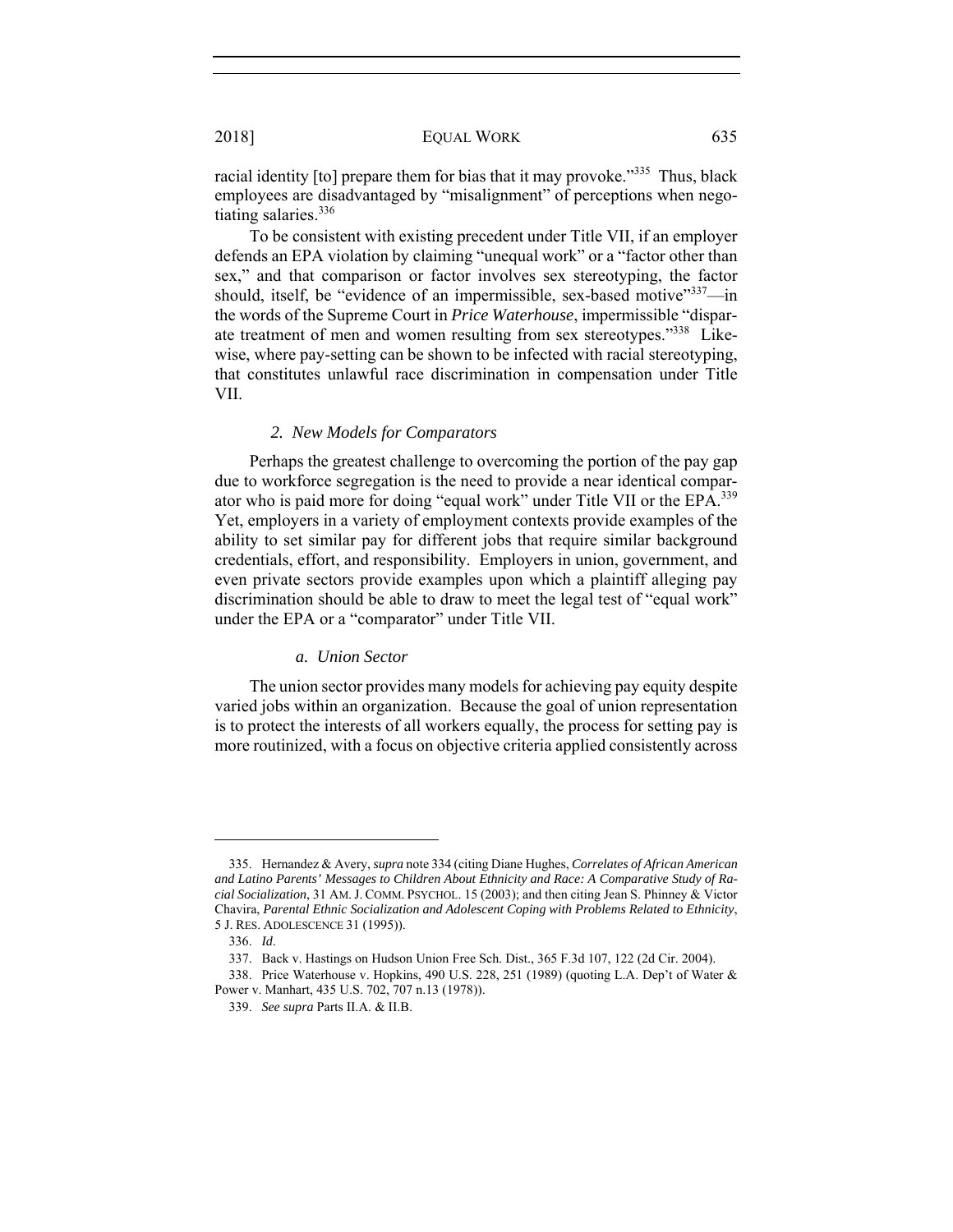racial identity [to] prepare them for bias that it may provoke."[335] Thus, black employees are disadvantaged by "misalignment" of perceptions when negotiating salaries.[336]

To be consistent with existing precedent under Title VII, if an employer defends an EPA violation by claiming "unequal work" or a "factor other than sex," and that comparison or factor involves sex stereotyping, the factor should, itself, be "evidence of an impermissible, sex-based motive"[337]—in the words of the Supreme Court in *Price Waterhouse*, impermissible "disparate treatment of men and women resulting from sex stereotypes."[338] Likewise, where pay-setting can be shown to be infected with racial stereotyping, that constitutes unlawful race discrimination in compensation under Title VII.

### *2. New Models for Comparators*

Perhaps the greatest challenge to overcoming the portion of the pay gap due to workforce segregation is the need to provide a near identical comparator who is paid more for doing "equal work" under Title VII or the EPA.[339] Yet, employers in a variety of employment contexts provide examples of the ability to set similar pay for different jobs that require similar background credentials, effort, and responsibility. Employers in union, government, and even private sectors provide examples upon which a plaintiff alleging pay discrimination should be able to draw to meet the legal test of "equal work" under the EPA or a "comparator" under Title VII.

#### *a. Union Sector*

The union sector provides many models for achieving pay equity despite varied jobs within an organization. Because the goal of union representation is to protect the interests of all workers equally, the process for setting pay is more routinized, with a focus on objective criteria applied consistently across

---

335. Hernandez & Avery, *supra* note 334 (citing Diane Hughes, *Correlates of African American and Latino Parents' Messages to Children About Ethnicity and Race: A Comparative Study of Racial Socialization*, 31 AM. J. COMM. PSYCHOL. 15 (2003); and then citing Jean S. Phinney & Victor Chavira, *Parental Ethnic Socialization and Adolescent Coping with Problems Related to Ethnicity*, 5 J. RES. ADOLESCENCE 31 (1995)).

336. *Id*.

337. Back v. Hastings on Hudson Union Free Sch. Dist., 365 F.3d 107, 122 (2d Cir. 2004).

338. Price Waterhouse v. Hopkins, 490 U.S. 228, 251 (1989) (quoting L.A. Dep't of Water & Power v. Manhart, 435 U.S. 702, 707 n.13 (1978)).

339. *See supra* Parts II.A. & II.B.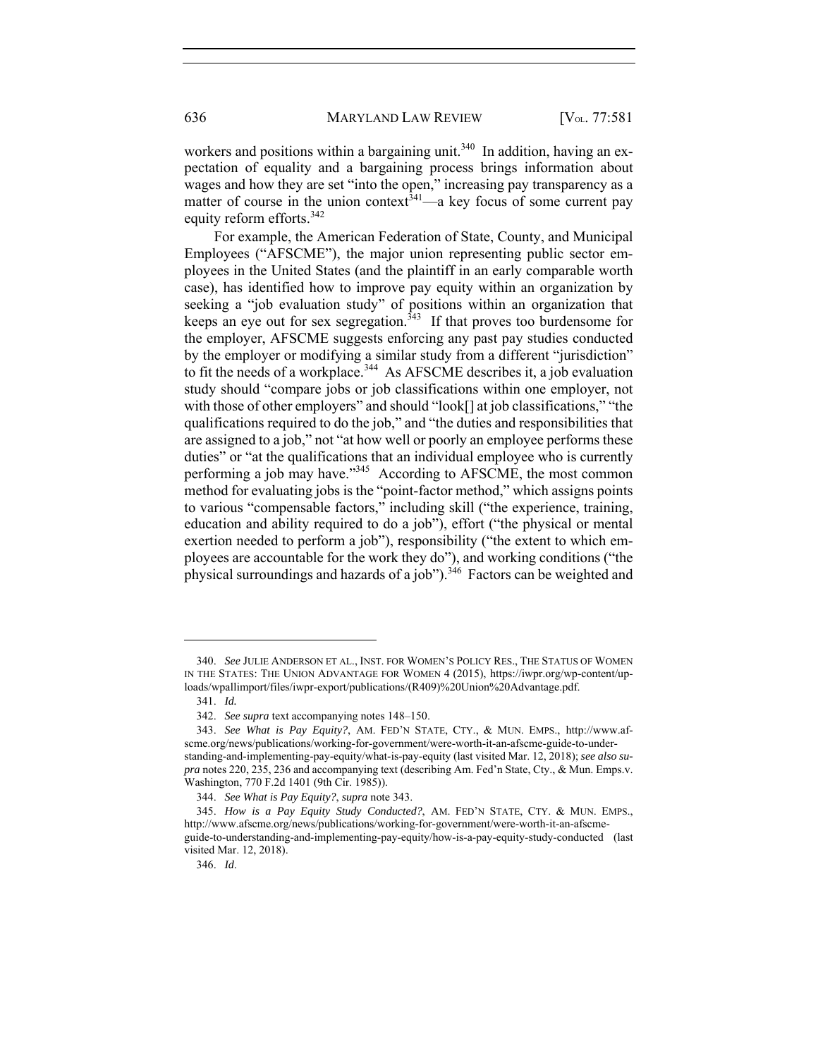workers and positions within a bargaining unit.[340] In addition, having an expectation of equality and a bargaining process brings information about wages and how they are set "into the open," increasing pay transparency as a matter of course in the union context[341]—a key focus of some current pay equity reform efforts.[342]

For example, the American Federation of State, County, and Municipal Employees ("AFSCME"), the major union representing public sector employees in the United States (and the plaintiff in an early comparable worth case), has identified how to improve pay equity within an organization by seeking a "job evaluation study" of positions within an organization that keeps an eye out for sex segregation.[343] If that proves too burdensome for the employer, AFSCME suggests enforcing any past pay studies conducted by the employer or modifying a similar study from a different "jurisdiction" to fit the needs of a workplace.[344] As AFSCME describes it, a job evaluation study should "compare jobs or job classifications within one employer, not with those of other employers" and should "look[] at job classifications," "the qualifications required to do the job," and "the duties and responsibilities that are assigned to a job," not "at how well or poorly an employee performs these duties" or "at the qualifications that an individual employee who is currently performing a job may have."[345] According to AFSCME, the most common method for evaluating jobs is the "point-factor method," which assigns points to various "compensable factors," including skill ("the experience, training, education and ability required to do a job"), effort ("the physical or mental exertion needed to perform a job"), responsibility ("the extent to which employees are accountable for the work they do"), and working conditions ("the physical surroundings and hazards of a job").[346] Factors can be weighted and

---

340. *See* JULIE ANDERSON ET AL., INST. FOR WOMEN'S POLICY RES., THE STATUS OF WOMEN IN THE STATES: THE UNION ADVANTAGE FOR WOMEN 4 (2015), https://iwpr.org/wp-content/uploads/wpallimport/files/iwpr-export/publications/(R409)%20Union%20Advantage.pdf.

341. *Id.*

342. *See supra* text accompanying notes 148–150.

343. *See What is Pay Equity?*, AM. FED'N STATE, CTY., & MUN. EMPS., http://www.afscme.org/news/publications/working-for-government/were-worth-it-an-afscme-guide-to-understanding-and-implementing-pay-equity/what-is-pay-equity (last visited Mar. 12, 2018); *see also supra* notes 220, 235, 236 and accompanying text (describing Am. Fed'n State, Cty., & Mun. Emps.v. Washington, 770 F.2d 1401 (9th Cir. 1985)).

344. *See What is Pay Equity?*, *supra* note 343.

345. *How is a Pay Equity Study Conducted?*, AM. FED'N STATE, CTY. & MUN. EMPS., http://www.afscme.org/news/publications/working-for-government/were-worth-it-an-afscme-guide-to-understanding-and-implementing-pay-equity/how-is-a-pay-equity-study-conducted (last visited Mar. 12, 2018).

346. *Id*.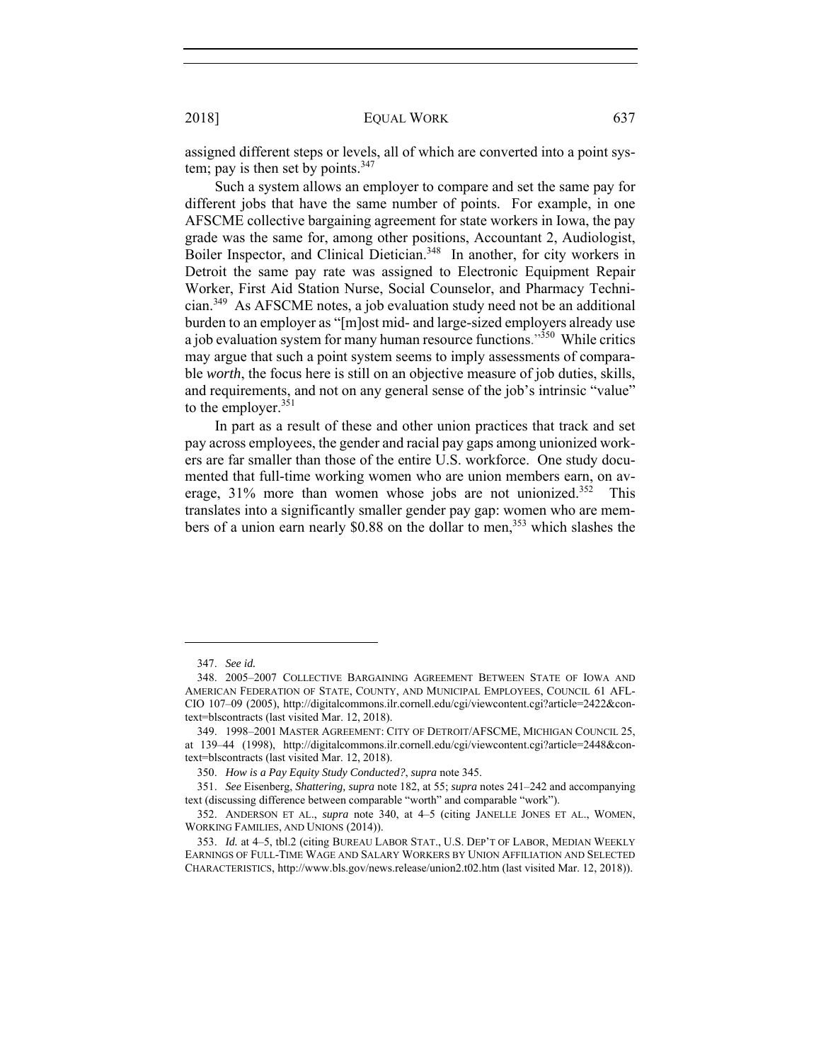assigned different steps or levels, all of which are converted into a point system; pay is then set by points.[347]

Such a system allows an employer to compare and set the same pay for different jobs that have the same number of points. For example, in one AFSCME collective bargaining agreement for state workers in Iowa, the pay grade was the same for, among other positions, Accountant 2, Audiologist, Boiler Inspector, and Clinical Dietician.[348] In another, for city workers in Detroit the same pay rate was assigned to Electronic Equipment Repair Worker, First Aid Station Nurse, Social Counselor, and Pharmacy Technician.[349] As AFSCME notes, a job evaluation study need not be an additional burden to an employer as "[m]ost mid- and large-sized employers already use a job evaluation system for many human resource functions."[350] While critics may argue that such a point system seems to imply assessments of comparable *worth*, the focus here is still on an objective measure of job duties, skills, and requirements, and not on any general sense of the job's intrinsic "value" to the employer.[351]

In part as a result of these and other union practices that track and set pay across employees, the gender and racial pay gaps among unionized workers are far smaller than those of the entire U.S. workforce. One study documented that full-time working women who are union members earn, on average, 31% more than women whose jobs are not unionized.[352] This translates into a significantly smaller gender pay gap: women who are members of a union earn nearly $0.88 on the dollar to men,[353] which slashes the

---

347. *See id.*

348. 2005–2007 COLLECTIVE BARGAINING AGREEMENT BETWEEN STATE OF IOWA AND AMERICAN FEDERATION OF STATE, COUNTY, AND MUNICIPAL EMPLOYEES, COUNCIL 61 AFL-CIO 107–09 (2005), http://digitalcommons.ilr.cornell.edu/cgi/viewcontent.cgi?article=2422&context=blscontracts (last visited Mar. 12, 2018).

349. 1998–2001 MASTER AGREEMENT: CITY OF DETROIT/AFSCME, MICHIGAN COUNCIL 25, at 139–44 (1998), http://digitalcommons.ilr.cornell.edu/cgi/viewcontent.cgi?article=2448&context=blscontracts (last visited Mar. 12, 2018).

350. *How is a Pay Equity Study Conducted?*, *supra* note 345.

351. *See* Eisenberg, *Shattering, supra* note 182, at 55; *supra* notes 241–242 and accompanying text (discussing difference between comparable "worth" and comparable "work").

352. ANDERSON ET AL., *supra* note 340, at 4–5 (citing JANELLE JONES ET AL., WOMEN, WORKING FAMILIES, AND UNIONS (2014)).

353. *Id.* at 4–5, tbl.2 (citing BUREAU LABOR STAT., U.S. DEP'T OF LABOR, MEDIAN WEEKLY EARNINGS OF FULL-TIME WAGE AND SALARY WORKERS BY UNION AFFILIATION AND SELECTED CHARACTERISTICS, http://www.bls.gov/news.release/union2.t02.htm (last visited Mar. 12, 2018)).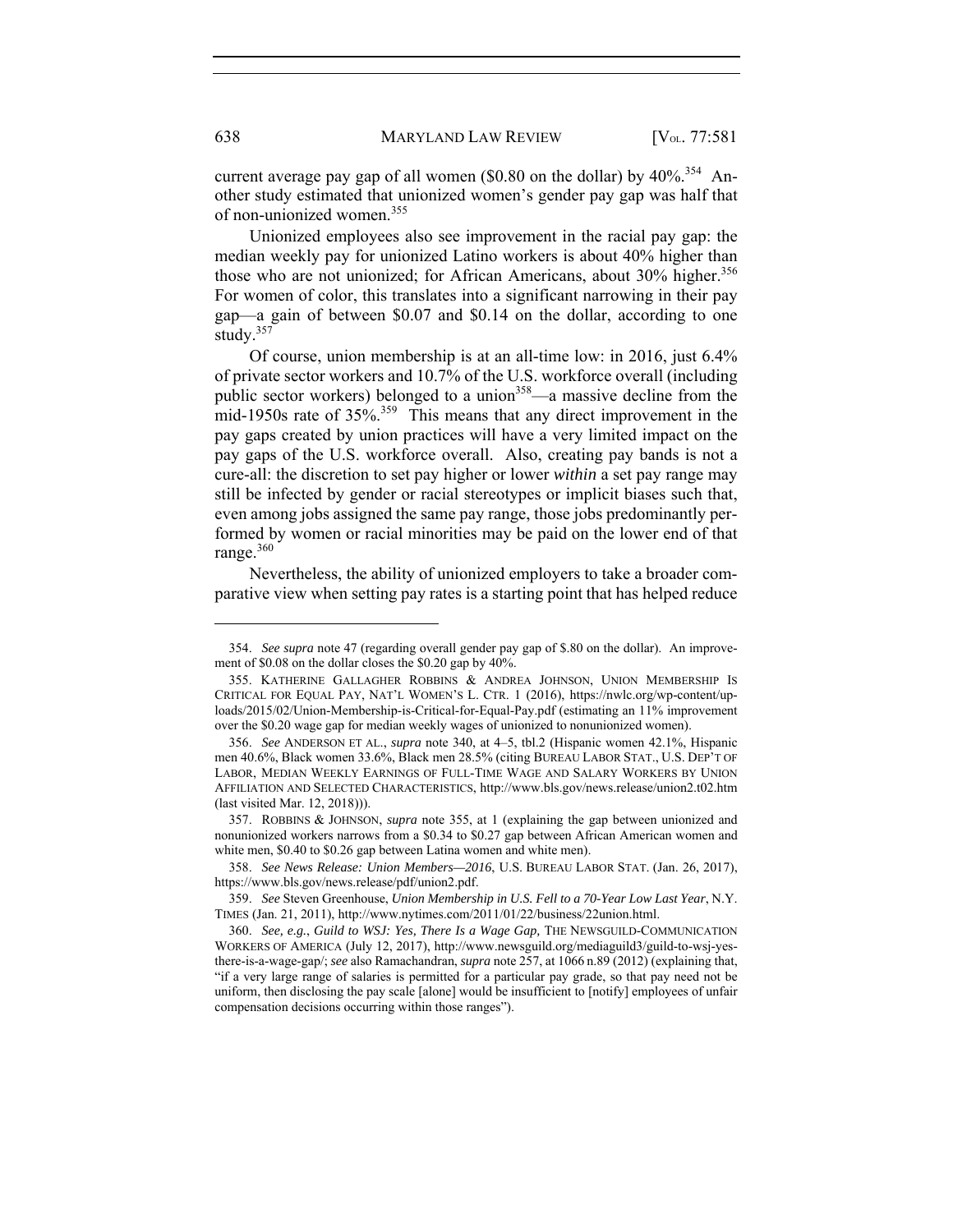current average pay gap of all women ($0.80 on the dollar) by 40%.[354] Another study estimated that unionized women's gender pay gap was half that of non-unionized women.[355]

Unionized employees also see improvement in the racial pay gap: the median weekly pay for unionized Latino workers is about 40% higher than those who are not unionized; for African Americans, about 30% higher.[356] For women of color, this translates into a significant narrowing in their pay gap—a gain of between $0.07 and $0.14 on the dollar, according to one study.[357]

Of course, union membership is at an all-time low: in 2016, just 6.4% of private sector workers and 10.7% of the U.S. workforce overall (including public sector workers) belonged to a union[358]—a massive decline from the mid-1950s rate of 35%.[359] This means that any direct improvement in the pay gaps created by union practices will have a very limited impact on the pay gaps of the U.S. workforce overall. Also, creating pay bands is not a cure-all: the discretion to set pay higher or lower *within* a set pay range may still be infected by gender or racial stereotypes or implicit biases such that, even among jobs assigned the same pay range, those jobs predominantly performed by women or racial minorities may be paid on the lower end of that range.[360]

Nevertheless, the ability of unionized employers to take a broader comparative view when setting pay rates is a starting point that has helped reduce

---

354. *See supra* note 47 (regarding overall gender pay gap of $.80 on the dollar). An improvement of $0.08 on the dollar closes the $0.20 gap by 40%.

355. KATHERINE GALLAGHER ROBBINS & ANDREA JOHNSON, UNION MEMBERSHIP IS CRITICAL FOR EQUAL PAY, NAT'L WOMEN'S L. CTR. 1 (2016), https://nwlc.org/wp-content/uploads/2015/02/Union-Membership-is-Critical-for-Equal-Pay.pdf (estimating an 11% improvement over the $0.20 wage gap for median weekly wages of unionized to nonunionized women).

356. *See* ANDERSON ET AL., *supra* note 340, at 4–5, tbl.2 (Hispanic women 42.1%, Hispanic men 40.6%, Black women 33.6%, Black men 28.5% (citing BUREAU LABOR STAT., U.S. DEP'T OF LABOR, MEDIAN WEEKLY EARNINGS OF FULL-TIME WAGE AND SALARY WORKERS BY UNION AFFILIATION AND SELECTED CHARACTERISTICS, http://www.bls.gov/news.release/union2.t02.htm (last visited Mar. 12, 2018))).

357. ROBBINS & JOHNSON, *supra* note 355, at 1 (explaining the gap between unionized and nonunionized workers narrows from a $0.34 to $0.27 gap between African American women and white men, $0.40 to $0.26 gap between Latina women and white men).

358. *See News Release: Union Members—2016*, U.S. BUREAU LABOR STAT. (Jan. 26, 2017), https://www.bls.gov/news.release/pdf/union2.pdf.

359. *See* Steven Greenhouse, *Union Membership in U.S. Fell to a 70-Year Low Last Year*, N.Y. TIMES (Jan. 21, 2011), http://www.nytimes.com/2011/01/22/business/22union.html.

360. *See, e.g.*, *Guild to WSJ: Yes, There Is a Wage Gap,* THE NEWSGUILD-COMMUNICATION WORKERS OF AMERICA (July 12, 2017), http://www.newsguild.org/mediaguild3/guild-to-wsj-yes-there-is-a-wage-gap/; *see* also Ramachandran, *supra* note 257, at 1066 n.89 (2012) (explaining that, "if a very large range of salaries is permitted for a particular pay grade, so that pay need not be uniform, then disclosing the pay scale [alone] would be insufficient to [notify] employees of unfair compensation decisions occurring within those ranges").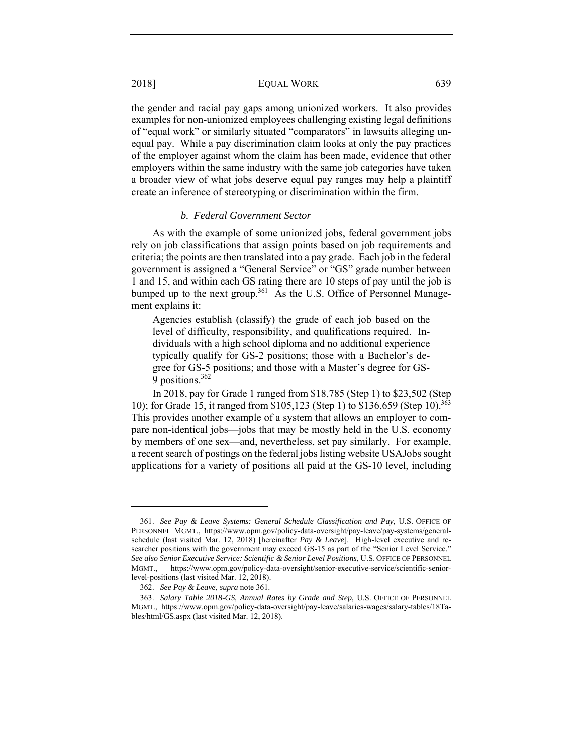the gender and racial pay gaps among unionized workers. It also provides examples for non-unionized employees challenging existing legal definitions of "equal work" or similarly situated "comparators" in lawsuits alleging unequal pay. While a pay discrimination claim looks at only the pay practices of the employer against whom the claim has been made, evidence that other employers within the same industry with the same job categories have taken a broader view of what jobs deserve equal pay ranges may help a plaintiff create an inference of stereotyping or discrimination within the firm.

#### *b. Federal Government Sector*

As with the example of some unionized jobs, federal government jobs rely on job classifications that assign points based on job requirements and criteria; the points are then translated into a pay grade. Each job in the federal government is assigned a "General Service" or "GS" grade number between 1 and 15, and within each GS rating there are 10 steps of pay until the job is bumped up to the next group.[361] As the U.S. Office of Personnel Management explains it:

> Agencies establish (classify) the grade of each job based on the level of difficulty, responsibility, and qualifications required. Individuals with a high school diploma and no additional experience typically qualify for GS-2 positions; those with a Bachelor's degree for GS-5 positions; and those with a Master's degree for GS-9 positions.[362]

In 2018, pay for Grade 1 ranged from $18,785 (Step 1) to $23,502 (Step 10); for Grade 15, it ranged from $105,123 (Step 1) to $136,659 (Step 10).[363] This provides another example of a system that allows an employer to compare non-identical jobs—jobs that may be mostly held in the U.S. economy by members of one sex—and, nevertheless, set pay similarly. For example, a recent search of postings on the federal jobs listing website USAJobs sought applications for a variety of positions all paid at the GS-10 level, including

---

361. *See Pay & Leave Systems: General Schedule Classification and Pay*, U.S. OFFICE OF PERSONNEL MGMT., https://www.opm.gov/policy-data-oversight/pay-leave/pay-systems/general-schedule (last visited Mar. 12, 2018) [hereinafter *Pay & Leave*]. High-level executive and researcher positions with the government may exceed GS-15 as part of the "Senior Level Service." *See also Senior Executive Service: Scientific & Senior Level Positions*, U.S. OFFICE OF PERSONNEL MGMT., https://www.opm.gov/policy-data-oversight/senior-executive-service/scientific-senior-level-positions (last visited Mar. 12, 2018).

362. *See Pay & Leave*, *supra* note 361.

363. *Salary Table 2018-GS, Annual Rates by Grade and Step*, U.S. OFFICE OF PERSONNEL MGMT., https://www.opm.gov/policy-data-oversight/pay-leave/salaries-wages/salary-tables/18Tables/html/GS.aspx (last visited Mar. 12, 2018).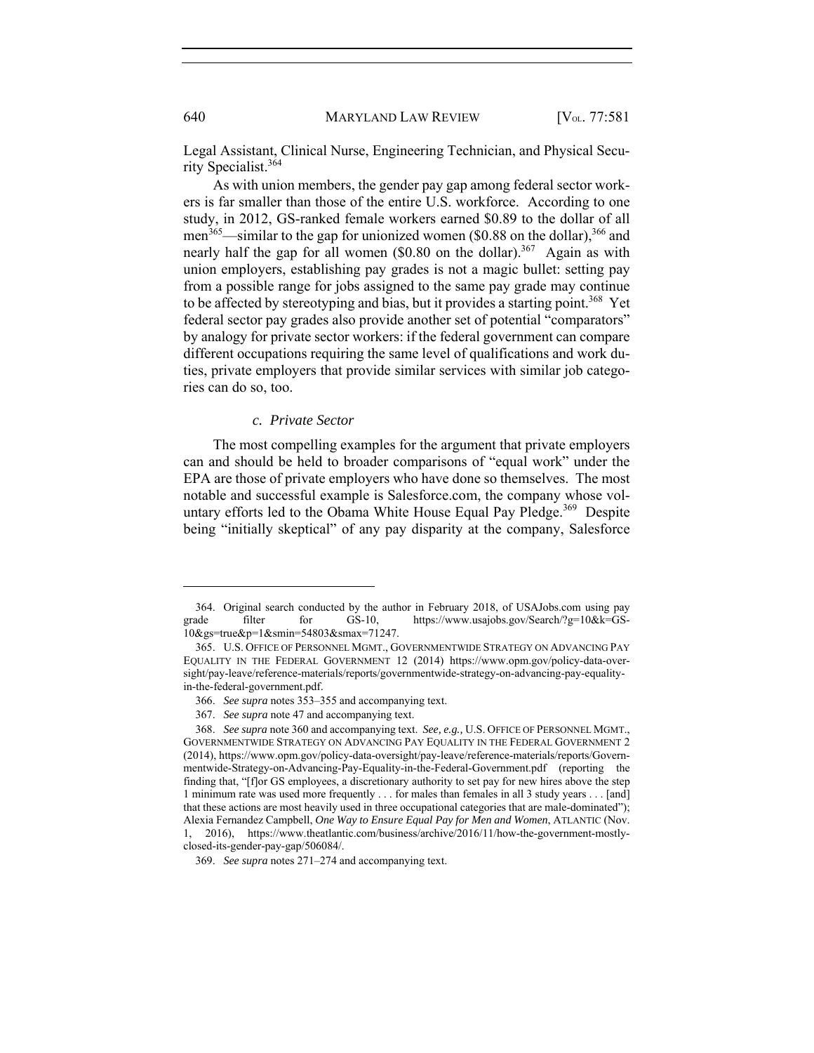Legal Assistant, Clinical Nurse, Engineering Technician, and Physical Security Specialist.[364]

As with union members, the gender pay gap among federal sector workers is far smaller than those of the entire U.S. workforce. According to one study, in 2012, GS-ranked female workers earned $0.89 to the dollar of all men[365]—similar to the gap for unionized women ($0.88 on the dollar),[366] and nearly half the gap for all women ($0.80 on the dollar).[367] Again as with union employers, establishing pay grades is not a magic bullet: setting pay from a possible range for jobs assigned to the same pay grade may continue to be affected by stereotyping and bias, but it provides a starting point.[368] Yet federal sector pay grades also provide another set of potential "comparators" by analogy for private sector workers: if the federal government can compare different occupations requiring the same level of qualifications and work duties, private employers that provide similar services with similar job categories can do so, too.

#### *c. Private Sector*

The most compelling examples for the argument that private employers can and should be held to broader comparisons of "equal work" under the EPA are those of private employers who have done so themselves. The most notable and successful example is Salesforce.com, the company whose voluntary efforts led to the Obama White House Equal Pay Pledge.[369] Despite being "initially skeptical" of any pay disparity at the company, Salesforce

---

364. Original search conducted by the author in February 2018, of USAJobs.com using pay grade filter for GS-10, https://www.usajobs.gov/Search/?g=10&k=GS-10&gs=true&p=1&smin=54803&smax=71247.

365. U.S. OFFICE OF PERSONNEL MGMT., GOVERNMENTWIDE STRATEGY ON ADVANCING PAY EQUALITY IN THE FEDERAL GOVERNMENT 12 (2014) https://www.opm.gov/policy-data-oversight/pay-leave/reference-materials/reports/governmentwide-strategy-on-advancing-pay-equality-in-the-federal-government.pdf.

366. *See supra* notes 353–355 and accompanying text.

367. *See supra* note 47 and accompanying text.

368. *See supra* note 360 and accompanying text. *See, e.g.,* U.S. OFFICE OF PERSONNEL MGMT., GOVERNMENTWIDE STRATEGY ON ADVANCING PAY EQUALITY IN THE FEDERAL GOVERNMENT 2 (2014), https://www.opm.gov/policy-data-oversight/pay-leave/reference-materials/reports/Governmentwide-Strategy-on-Advancing-Pay-Equality-in-the-Federal-Government.pdf (reporting the finding that, "[f]or GS employees, a discretionary authority to set pay for new hires above the step 1 minimum rate was used more frequently . . . for males than females in all 3 study years . . . [and] that these actions are most heavily used in three occupational categories that are male-dominated"); Alexia Fernandez Campbell, *One Way to Ensure Equal Pay for Men and Women*, ATLANTIC (Nov. 1, 2016), https://www.theatlantic.com/business/archive/2016/11/how-the-government-mostly-closed-its-gender-pay-gap/506084/.

369. *See supra* notes 271–274 and accompanying text.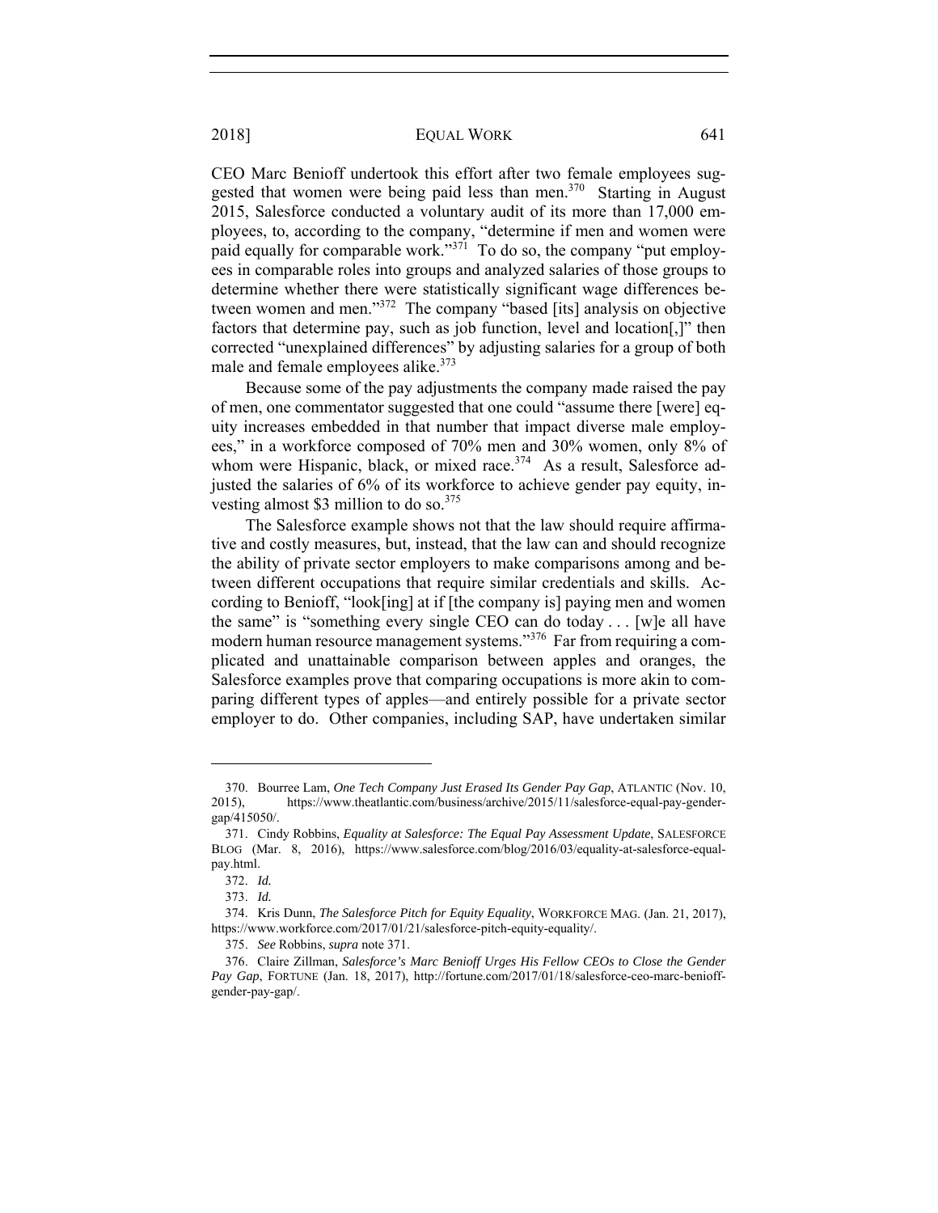CEO Marc Benioff undertook this effort after two female employees suggested that women were being paid less than men.[370] Starting in August 2015, Salesforce conducted a voluntary audit of its more than 17,000 employees, to, according to the company, "determine if men and women were paid equally for comparable work."[371] To do so, the company "put employees in comparable roles into groups and analyzed salaries of those groups to determine whether there were statistically significant wage differences between women and men."[372] The company "based [its] analysis on objective factors that determine pay, such as job function, level and location[,]" then corrected "unexplained differences" by adjusting salaries for a group of both male and female employees alike.[373]

Because some of the pay adjustments the company made raised the pay of men, one commentator suggested that one could "assume there [were] equity increases embedded in that number that impact diverse male employees," in a workforce composed of 70% men and 30% women, only 8% of whom were Hispanic, black, or mixed race.[374] As a result, Salesforce adjusted the salaries of 6% of its workforce to achieve gender pay equity, investing almost \$3 million to do so.[375]

The Salesforce example shows not that the law should require affirmative and costly measures, but, instead, that the law can and should recognize the ability of private sector employers to make comparisons among and between different occupations that require similar credentials and skills. According to Benioff, "look[ing] at if [the company is] paying men and women the same" is "something every single CEO can do today . . . [w]e all have modern human resource management systems."[376] Far from requiring a complicated and unattainable comparison between apples and oranges, the Salesforce examples prove that comparing occupations is more akin to comparing different types of apples—and entirely possible for a private sector employer to do. Other companies, including SAP, have undertaken similar

---

370. Bourree Lam, *One Tech Company Just Erased Its Gender Pay Gap*, ATLANTIC (Nov. 10, 2015), https://www.theatlantic.com/business/archive/2015/11/salesforce-equal-pay-gender-gap/415050/.

371. Cindy Robbins, *Equality at Salesforce: The Equal Pay Assessment Update*, SALESFORCE BLOG (Mar. 8, 2016), https://www.salesforce.com/blog/2016/03/equality-at-salesforce-equal-pay.html.

372. *Id.*

373. *Id.*

374. Kris Dunn, *The Salesforce Pitch for Equity Equality*, WORKFORCE MAG. (Jan. 21, 2017), https://www.workforce.com/2017/01/21/salesforce-pitch-equity-equality/.

375. *See* Robbins, *supra* note 371.

376. Claire Zillman, *Salesforce's Marc Benioff Urges His Fellow CEOs to Close the Gender Pay Gap*, FORTUNE (Jan. 18, 2017), http://fortune.com/2017/01/18/salesforce-ceo-marc-benioff-gender-pay-gap/.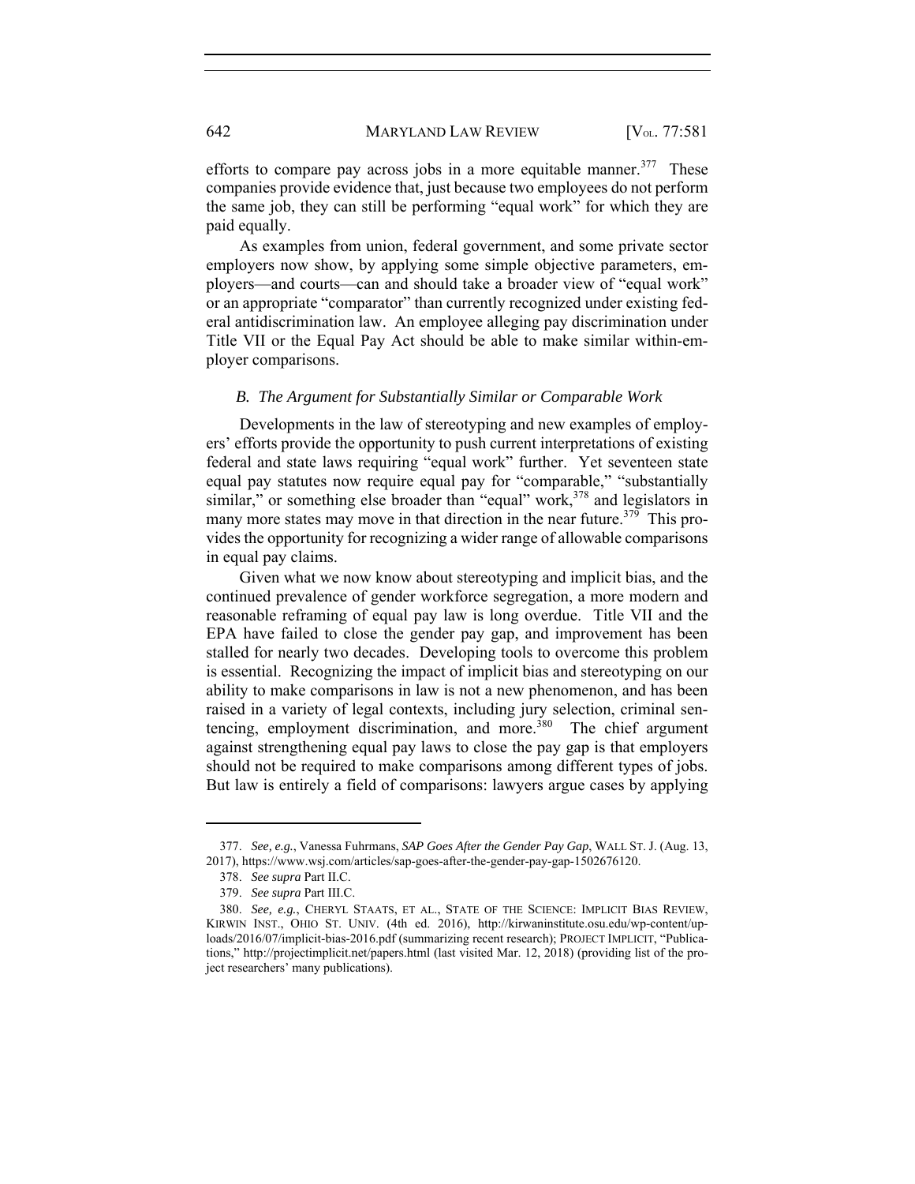efforts to compare pay across jobs in a more equitable manner.[377] These companies provide evidence that, just because two employees do not perform the same job, they can still be performing "equal work" for which they are paid equally.

As examples from union, federal government, and some private sector employers now show, by applying some simple objective parameters, employers—and courts—can and should take a broader view of "equal work" or an appropriate "comparator" than currently recognized under existing federal antidiscrimination law. An employee alleging pay discrimination under Title VII or the Equal Pay Act should be able to make similar within-employer comparisons.

### *B. The Argument for Substantially Similar or Comparable Work*

Developments in the law of stereotyping and new examples of employers' efforts provide the opportunity to push current interpretations of existing federal and state laws requiring "equal work" further. Yet seventeen state equal pay statutes now require equal pay for "comparable," "substantially similar," or something else broader than "equal" work,[378] and legislators in many more states may move in that direction in the near future.[379] This provides the opportunity for recognizing a wider range of allowable comparisons in equal pay claims.

Given what we now know about stereotyping and implicit bias, and the continued prevalence of gender workforce segregation, a more modern and reasonable reframing of equal pay law is long overdue. Title VII and the EPA have failed to close the gender pay gap, and improvement has been stalled for nearly two decades. Developing tools to overcome this problem is essential. Recognizing the impact of implicit bias and stereotyping on our ability to make comparisons in law is not a new phenomenon, and has been raised in a variety of legal contexts, including jury selection, criminal sentencing, employment discrimination, and more.[380] The chief argument against strengthening equal pay laws to close the pay gap is that employers should not be required to make comparisons among different types of jobs. But law is entirely a field of comparisons: lawyers argue cases by applying

---

377. *See, e.g.*, Vanessa Fuhrmans, *SAP Goes After the Gender Pay Gap*, WALL ST. J. (Aug. 13, 2017), https://www.wsj.com/articles/sap-goes-after-the-gender-pay-gap-1502676120.

378. *See supra* Part II.C.

379. *See supra* Part III.C.

380. *See, e.g.*, CHERYL STAATS, ET AL., STATE OF THE SCIENCE: IMPLICIT BIAS REVIEW, KIRWIN INST., OHIO ST. UNIV. (4th ed. 2016), http://kirwaninstitute.osu.edu/wp-content/uploads/2016/07/implicit-bias-2016.pdf (summarizing recent research); PROJECT IMPLICIT, "Publications," http://projectimplicit.net/papers.html (last visited Mar. 12, 2018) (providing list of the project researchers' many publications).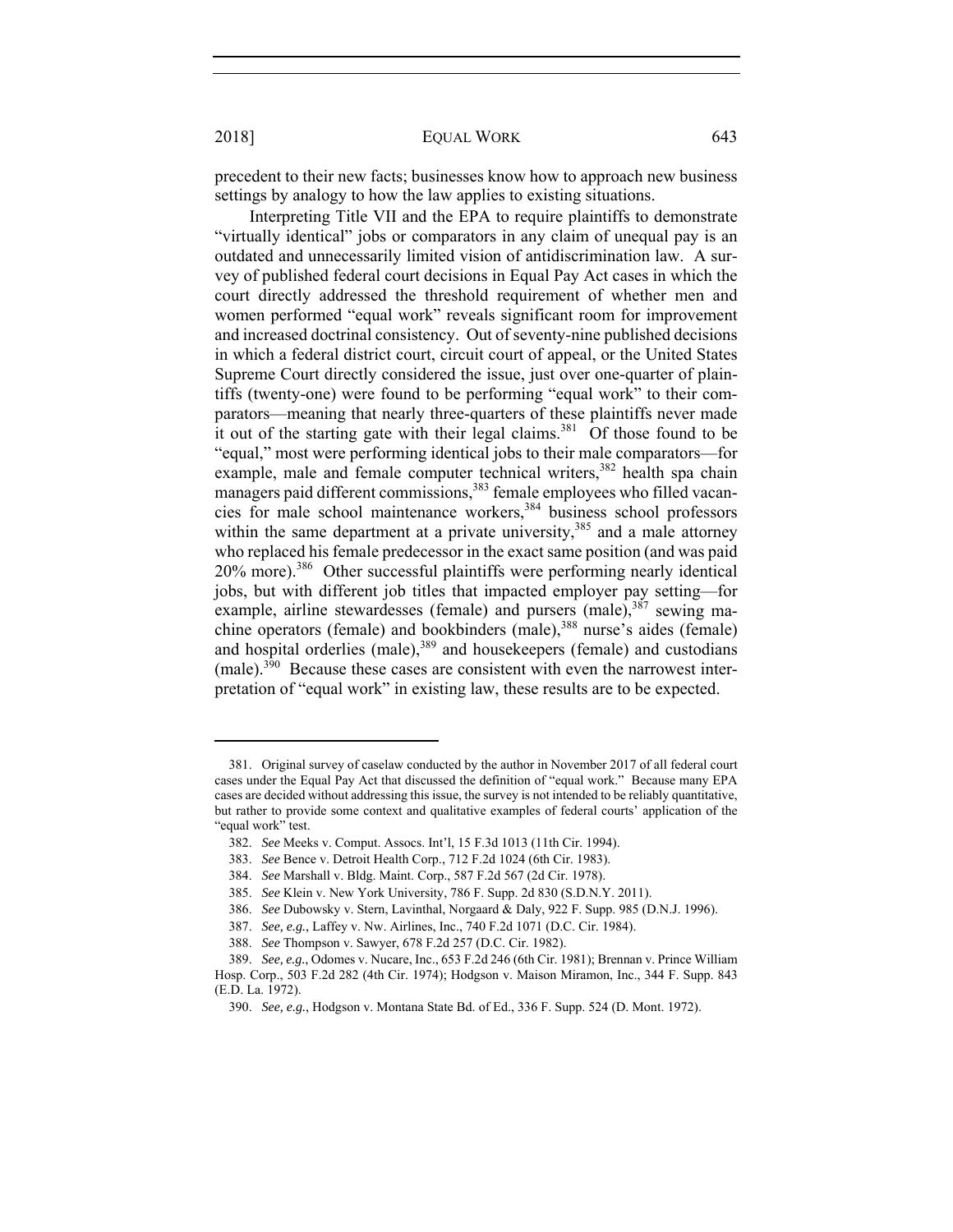precedent to their new facts; businesses know how to approach new business settings by analogy to how the law applies to existing situations.

Interpreting Title VII and the EPA to require plaintiffs to demonstrate "virtually identical" jobs or comparators in any claim of unequal pay is an outdated and unnecessarily limited vision of antidiscrimination law. A survey of published federal court decisions in Equal Pay Act cases in which the court directly addressed the threshold requirement of whether men and women performed "equal work" reveals significant room for improvement and increased doctrinal consistency. Out of seventy-nine published decisions in which a federal district court, circuit court of appeal, or the United States Supreme Court directly considered the issue, just over one-quarter of plaintiffs (twenty-one) were found to be performing "equal work" to their comparators—meaning that nearly three-quarters of these plaintiffs never made it out of the starting gate with their legal claims.[381] Of those found to be "equal," most were performing identical jobs to their male comparators—for example, male and female computer technical writers,[382] health spa chain managers paid different commissions,[383] female employees who filled vacancies for male school maintenance workers,[384] business school professors within the same department at a private university,[385] and a male attorney who replaced his female predecessor in the exact same position (and was paid 20% more).[386] Other successful plaintiffs were performing nearly identical jobs, but with different job titles that impacted employer pay setting—for example, airline stewardesses (female) and pursers (male),[387] sewing machine operators (female) and bookbinders (male),[388] nurse's aides (female) and hospital orderlies (male),[389] and housekeepers (female) and custodians (male).[390] Because these cases are consistent with even the narrowest interpretation of "equal work" in existing law, these results are to be expected.

---

381. Original survey of caselaw conducted by the author in November 2017 of all federal court cases under the Equal Pay Act that discussed the definition of "equal work." Because many EPA cases are decided without addressing this issue, the survey is not intended to be reliably quantitative, but rather to provide some context and qualitative examples of federal courts' application of the "equal work" test.

382. *See* Meeks v. Comput. Assocs. Int'l, 15 F.3d 1013 (11th Cir. 1994).

383. *See* Bence v. Detroit Health Corp., 712 F.2d 1024 (6th Cir. 1983).

384. *See* Marshall v. Bldg. Maint. Corp., 587 F.2d 567 (2d Cir. 1978).

385. *See* Klein v. New York University, 786 F. Supp. 2d 830 (S.D.N.Y. 2011).

386. *See* Dubowsky v. Stern, Lavinthal, Norgaard & Daly, 922 F. Supp. 985 (D.N.J. 1996).

387. *See, e.g.*, Laffey v. Nw. Airlines, Inc., 740 F.2d 1071 (D.C. Cir. 1984).

388. *See* Thompson v. Sawyer, 678 F.2d 257 (D.C. Cir. 1982).

389. *See, e.g.*, Odomes v. Nucare, Inc., 653 F.2d 246 (6th Cir. 1981); Brennan v. Prince William Hosp. Corp., 503 F.2d 282 (4th Cir. 1974); Hodgson v. Maison Miramon, Inc., 344 F. Supp. 843 (E.D. La. 1972).

390. *See, e.g.*, Hodgson v. Montana State Bd. of Ed., 336 F. Supp. 524 (D. Mont. 1972).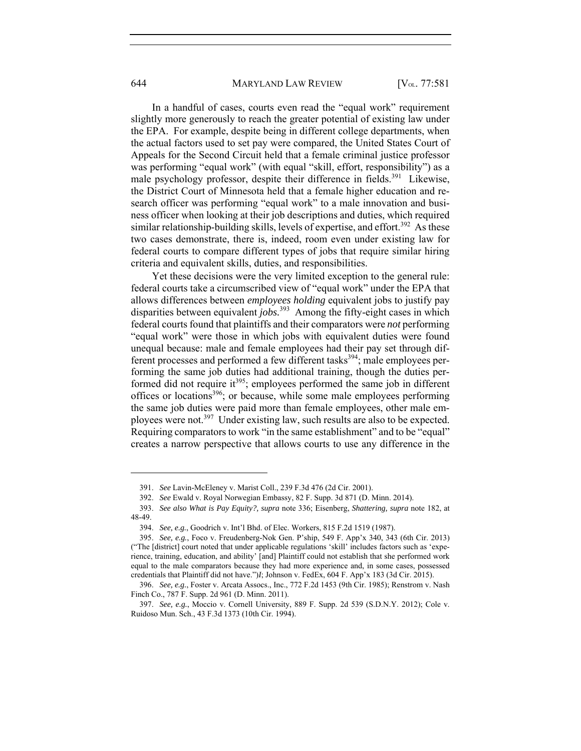In a handful of cases, courts even read the "equal work" requirement slightly more generously to reach the greater potential of existing law under the EPA. For example, despite being in different college departments, when the actual factors used to set pay were compared, the United States Court of Appeals for the Second Circuit held that a female criminal justice professor was performing "equal work" (with equal "skill, effort, responsibility") as a male psychology professor, despite their difference in fields.[391] Likewise, the District Court of Minnesota held that a female higher education and research officer was performing "equal work" to a male innovation and business officer when looking at their job descriptions and duties, which required similar relationship-building skills, levels of expertise, and effort.[392] As these two cases demonstrate, there is, indeed, room even under existing law for federal courts to compare different types of jobs that require similar hiring criteria and equivalent skills, duties, and responsibilities.

Yet these decisions were the very limited exception to the general rule: federal courts take a circumscribed view of "equal work" under the EPA that allows differences between *employees holding* equivalent jobs to justify pay disparities between equivalent *jobs*.[393] Among the fifty-eight cases in which federal courts found that plaintiffs and their comparators were *not* performing "equal work" were those in which jobs with equivalent duties were found unequal because: male and female employees had their pay set through different processes and performed a few different tasks[394]; male employees performing the same job duties had additional training, though the duties performed did not require it[395]; employees performed the same job in different offices or locations[396]; or because, while some male employees performing the same job duties were paid more than female employees, other male employees were not.[397] Under existing law, such results are also to be expected. Requiring comparators to work "in the same establishment" and to be "equal" creates a narrow perspective that allows courts to use any difference in the

---

391. *See* Lavin-McEleney v. Marist Coll., 239 F.3d 476 (2d Cir. 2001).

392. *See* Ewald v. Royal Norwegian Embassy, 82 F. Supp. 3d 871 (D. Minn. 2014).

393. *See also What is Pay Equity?, supra* note 336; Eisenberg, *Shattering, supra* note 182, at 48-49.

394. *See, e.g.*, Goodrich v. Int'l Bhd. of Elec. Workers, 815 F.2d 1519 (1987).

395. *See, e.g.*, Foco v. Freudenberg-Nok Gen. P'ship, 549 F. App'x 340, 343 (6th Cir. 2013) ("The [district] court noted that under applicable regulations 'skill' includes factors such as 'experience, training, education, and ability' [and] Plaintiff could not establish that she performed work equal to the male comparators because they had more experience and, in some cases, possessed credentials that Plaintiff did not have.")*I*; Johnson v. FedEx, 604 F. App'x 183 (3d Cir. 2015).

396. *See, e.g.*, Foster v. Arcata Assocs., Inc., 772 F.2d 1453 (9th Cir. 1985); Renstrom v. Nash Finch Co., 787 F. Supp. 2d 961 (D. Minn. 2011).

397. *See, e.g.*, Moccio v. Cornell University, 889 F. Supp. 2d 539 (S.D.N.Y. 2012); Cole v. Ruidoso Mun. Sch., 43 F.3d 1373 (10th Cir. 1994).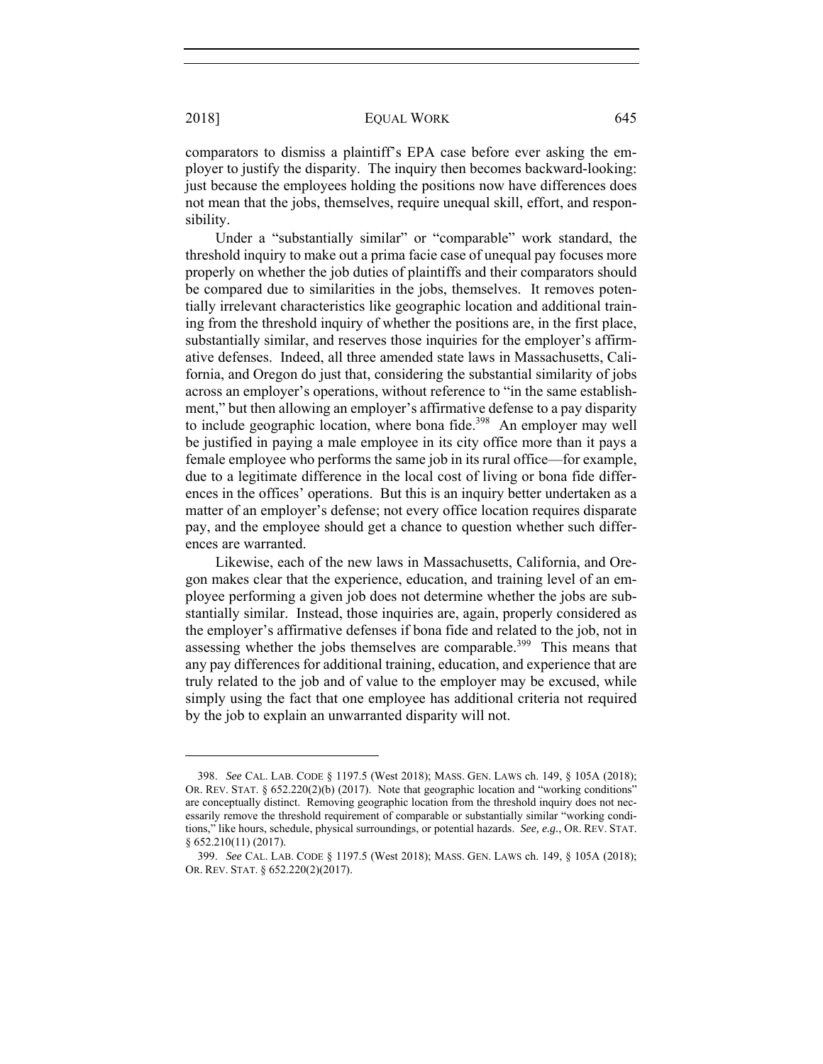comparators to dismiss a plaintiff's EPA case before ever asking the employer to justify the disparity. The inquiry then becomes backward-looking: just because the employees holding the positions now have differences does not mean that the jobs, themselves, require unequal skill, effort, and responsibility.

Under a "substantially similar" or "comparable" work standard, the threshold inquiry to make out a prima facie case of unequal pay focuses more properly on whether the job duties of plaintiffs and their comparators should be compared due to similarities in the jobs, themselves. It removes potentially irrelevant characteristics like geographic location and additional training from the threshold inquiry of whether the positions are, in the first place, substantially similar, and reserves those inquiries for the employer's affirmative defenses. Indeed, all three amended state laws in Massachusetts, California, and Oregon do just that, considering the substantial similarity of jobs across an employer's operations, without reference to "in the same establishment," but then allowing an employer's affirmative defense to a pay disparity to include geographic location, where bona fide.[398] An employer may well be justified in paying a male employee in its city office more than it pays a female employee who performs the same job in its rural office—for example, due to a legitimate difference in the local cost of living or bona fide differences in the offices' operations. But this is an inquiry better undertaken as a matter of an employer's defense; not every office location requires disparate pay, and the employee should get a chance to question whether such differences are warranted.

Likewise, each of the new laws in Massachusetts, California, and Oregon makes clear that the experience, education, and training level of an employee performing a given job does not determine whether the jobs are substantially similar. Instead, those inquiries are, again, properly considered as the employer's affirmative defenses if bona fide and related to the job, not in assessing whether the jobs themselves are comparable.[399] This means that any pay differences for additional training, education, and experience that are truly related to the job and of value to the employer may be excused, while simply using the fact that one employee has additional criteria not required by the job to explain an unwarranted disparity will not.

---

398. *See* CAL. LAB. CODE § 1197.5 (West 2018); MASS. GEN. LAWS ch. 149, § 105A (2018); OR. REV. STAT. § 652.220(2)(b) (2017). Note that geographic location and "working conditions" are conceptually distinct. Removing geographic location from the threshold inquiry does not necessarily remove the threshold requirement of comparable or substantially similar "working conditions," like hours, schedule, physical surroundings, or potential hazards. *See, e.g.*, OR. REV. STAT. § 652.210(11) (2017).

399. *See* CAL. LAB. CODE § 1197.5 (West 2018); MASS. GEN. LAWS ch. 149, § 105A (2018); OR. REV. STAT. § 652.220(2)(2017).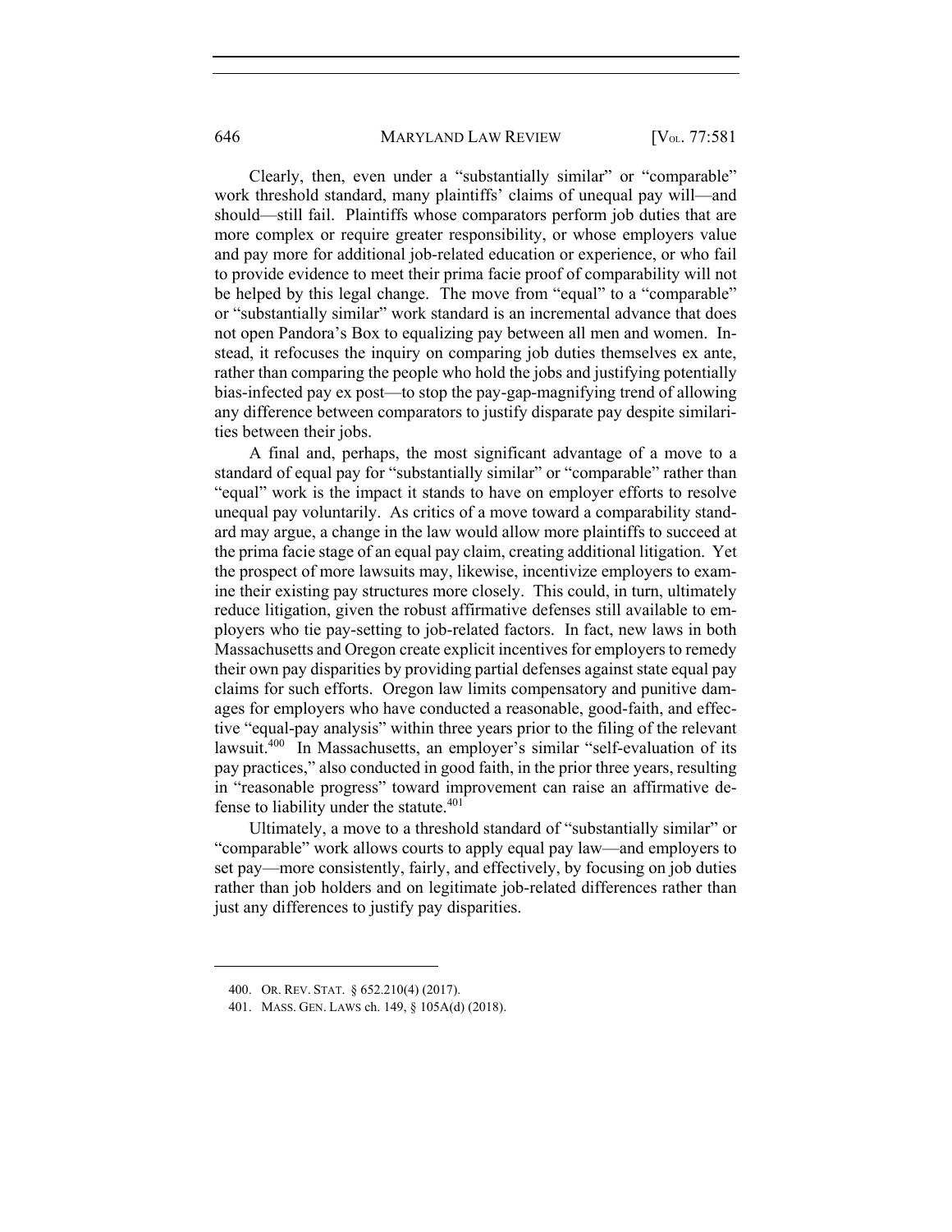Clearly, then, even under a "substantially similar" or "comparable" work threshold standard, many plaintiffs' claims of unequal pay will—and should—still fail. Plaintiffs whose comparators perform job duties that are more complex or require greater responsibility, or whose employers value and pay more for additional job-related education or experience, or who fail to provide evidence to meet their prima facie proof of comparability will not be helped by this legal change. The move from "equal" to a "comparable" or "substantially similar" work standard is an incremental advance that does not open Pandora's Box to equalizing pay between all men and women. Instead, it refocuses the inquiry on comparing job duties themselves ex ante, rather than comparing the people who hold the jobs and justifying potentially bias-infected pay ex post—to stop the pay-gap-magnifying trend of allowing any difference between comparators to justify disparate pay despite similarities between their jobs.

A final and, perhaps, the most significant advantage of a move to a standard of equal pay for "substantially similar" or "comparable" rather than "equal" work is the impact it stands to have on employer efforts to resolve unequal pay voluntarily. As critics of a move toward a comparability standard may argue, a change in the law would allow more plaintiffs to succeed at the prima facie stage of an equal pay claim, creating additional litigation. Yet the prospect of more lawsuits may, likewise, incentivize employers to examine their existing pay structures more closely. This could, in turn, ultimately reduce litigation, given the robust affirmative defenses still available to employers who tie pay-setting to job-related factors. In fact, new laws in both Massachusetts and Oregon create explicit incentives for employers to remedy their own pay disparities by providing partial defenses against state equal pay claims for such efforts. Oregon law limits compensatory and punitive damages for employers who have conducted a reasonable, good-faith, and effective "equal-pay analysis" within three years prior to the filing of the relevant lawsuit.[400] In Massachusetts, an employer's similar "self-evaluation of its pay practices," also conducted in good faith, in the prior three years, resulting in "reasonable progress" toward improvement can raise an affirmative defense to liability under the statute.[401]

Ultimately, a move to a threshold standard of "substantially similar" or "comparable" work allows courts to apply equal pay law—and employers to set pay—more consistently, fairly, and effectively, by focusing on job duties rather than job holders and on legitimate job-related differences rather than just any differences to justify pay disparities.

---

400. OR. REV. STAT. § 652.210(4) (2017).

401. MASS. GEN. LAWS ch. 149, § 105A(d) (2018).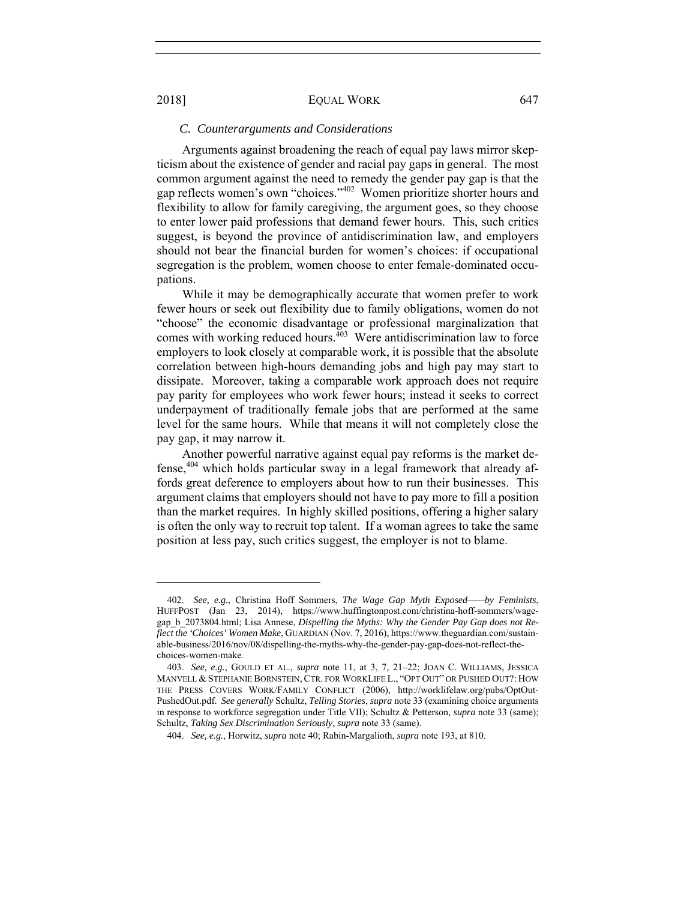### C. Counterarguments and Considerations

Arguments against broadening the reach of equal pay laws mirror skepticism about the existence of gender and racial pay gaps in general. The most common argument against the need to remedy the gender pay gap is that the gap reflects women's own "choices."[402] Women prioritize shorter hours and flexibility to allow for family caregiving, the argument goes, so they choose to enter lower paid professions that demand fewer hours. This, such critics suggest, is beyond the province of antidiscrimination law, and employers should not bear the financial burden for women's choices: if occupational segregation is the problem, women choose to enter female-dominated occupations.

While it may be demographically accurate that women prefer to work fewer hours or seek out flexibility due to family obligations, women do not "choose" the economic disadvantage or professional marginalization that comes with working reduced hours.[403] Were antidiscrimination law to force employers to look closely at comparable work, it is possible that the absolute correlation between high-hours demanding jobs and high pay may start to dissipate. Moreover, taking a comparable work approach does not require pay parity for employees who work fewer hours; instead it seeks to correct underpayment of traditionally female jobs that are performed at the same level for the same hours. While that means it will not completely close the pay gap, it may narrow it.

Another powerful narrative against equal pay reforms is the market defense,[404] which holds particular sway in a legal framework that already affords great deference to employers about how to run their businesses. This argument claims that employers should not have to pay more to fill a position than the market requires. In highly skilled positions, offering a higher salary is often the only way to recruit top talent. If a woman agrees to take the same position at less pay, such critics suggest, the employer is not to blame.

---

402. *See, e.g.*, Christina Hoff Sommers, *The Wage Gap Myth Exposed——by Feminists*, HUFFPOST (Jan 23, 2014), https://www.huffingtonpost.com/christina-hoff-sommers/wage-gap_b_2073804.html; Lisa Annese, *Dispelling the Myths: Why the Gender Pay Gap does not Reflect the 'Choices' Women Make*, GUARDIAN (Nov. 7, 2016), https://www.theguardian.com/sustainable-business/2016/nov/08/dispelling-the-myths-why-the-gender-pay-gap-does-not-reflect-the-choices-women-make.

403. *See, e.g.*, GOULD ET AL., *supra* note 11, at 3, 7, 21–22; JOAN C. WILLIAMS, JESSICA MANVELL & STEPHANIE BORNSTEIN, CTR. FOR WORKLIFE L., "OPT OUT" OR PUSHED OUT?: HOW THE PRESS COVERS WORK/FAMILY CONFLICT (2006), http://worklifelaw.org/pubs/OptOut-PushedOut.pdf. *See generally* Schultz, *Telling Stories*, *supra* note 33 (examining choice arguments in response to workforce segregation under Title VII); Schultz & Petterson, *supra* note 33 (same); Schultz, *Taking Sex Discrimination Seriously*, *supra* note 33 (same).

404. *See, e.g.*, Horwitz, *supra* note 40; Rabin-Margalioth, *supra* note 193, at 810.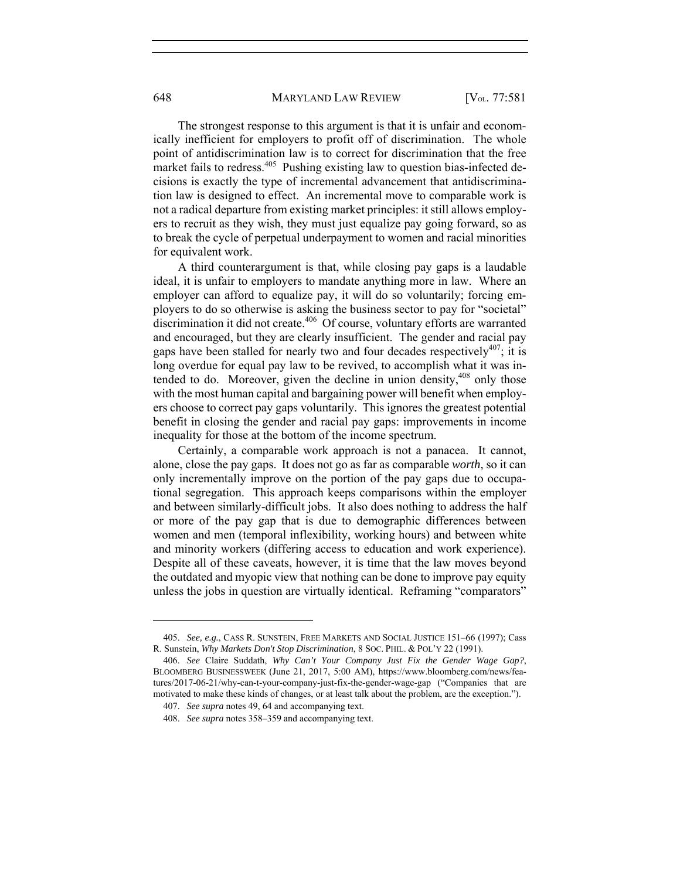The strongest response to this argument is that it is unfair and economically inefficient for employers to profit off of discrimination. The whole point of antidiscrimination law is to correct for discrimination that the free market fails to redress.[405] Pushing existing law to question bias-infected decisions is exactly the type of incremental advancement that antidiscrimination law is designed to effect. An incremental move to comparable work is not a radical departure from existing market principles: it still allows employers to recruit as they wish, they must just equalize pay going forward, so as to break the cycle of perpetual underpayment to women and racial minorities for equivalent work.

A third counterargument is that, while closing pay gaps is a laudable ideal, it is unfair to employers to mandate anything more in law. Where an employer can afford to equalize pay, it will do so voluntarily; forcing employers to do so otherwise is asking the business sector to pay for "societal" discrimination it did not create.[406] Of course, voluntary efforts are warranted and encouraged, but they are clearly insufficient. The gender and racial pay gaps have been stalled for nearly two and four decades respectively[407]; it is long overdue for equal pay law to be revived, to accomplish what it was intended to do. Moreover, given the decline in union density,[408] only those with the most human capital and bargaining power will benefit when employers choose to correct pay gaps voluntarily. This ignores the greatest potential benefit in closing the gender and racial pay gaps: improvements in income inequality for those at the bottom of the income spectrum.

Certainly, a comparable work approach is not a panacea. It cannot, alone, close the pay gaps. It does not go as far as comparable *worth*, so it can only incrementally improve on the portion of the pay gaps due to occupational segregation. This approach keeps comparisons within the employer and between similarly-difficult jobs. It also does nothing to address the half or more of the pay gap that is due to demographic differences between women and men (temporal inflexibility, working hours) and between white and minority workers (differing access to education and work experience). Despite all of these caveats, however, it is time that the law moves beyond the outdated and myopic view that nothing can be done to improve pay equity unless the jobs in question are virtually identical. Reframing "comparators"

---

405. *See, e.g.*, CASS R. SUNSTEIN, FREE MARKETS AND SOCIAL JUSTICE 151–66 (1997); Cass R. Sunstein, *Why Markets Don't Stop Discrimination*, 8 SOC. PHIL. & POL'Y 22 (1991).

406. *See* Claire Suddath, *Why Can't Your Company Just Fix the Gender Wage Gap?*, BLOOMBERG BUSINESSWEEK (June 21, 2017, 5:00 AM), https://www.bloomberg.com/news/features/2017-06-21/why-can-t-your-company-just-fix-the-gender-wage-gap ("Companies that are motivated to make these kinds of changes, or at least talk about the problem, are the exception.").

407. *See supra* notes 49, 64 and accompanying text.

408. *See supra* notes 358–359 and accompanying text.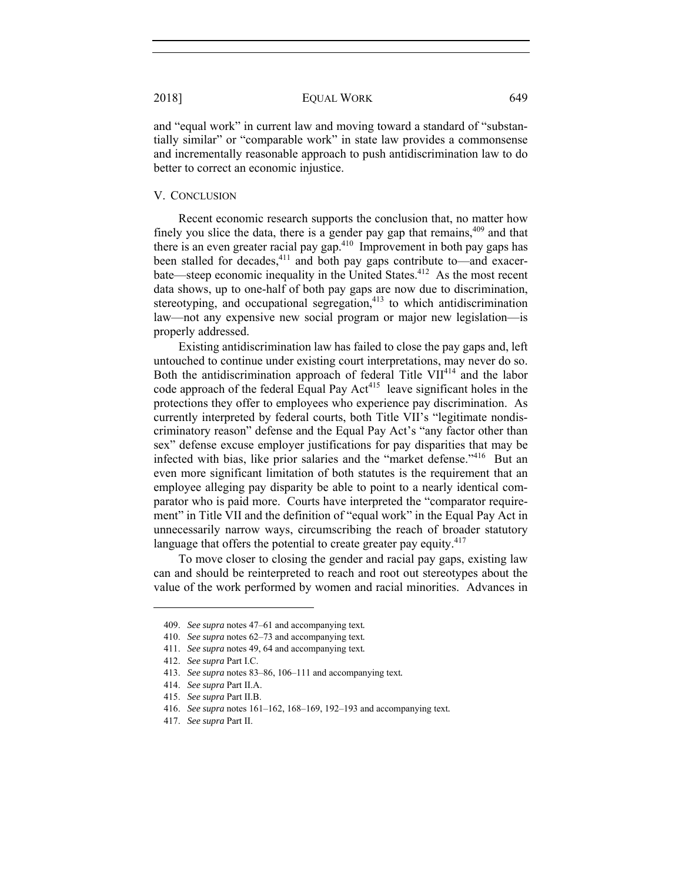and "equal work" in current law and moving toward a standard of "substantially similar" or "comparable work" in state law provides a commonsense and incrementally reasonable approach to push antidiscrimination law to do better to correct an economic injustice.

## V. Conclusion

Recent economic research supports the conclusion that, no matter how finely you slice the data, there is a gender pay gap that remains,[409] and that there is an even greater racial pay gap.[410] Improvement in both pay gaps has been stalled for decades,[411] and both pay gaps contribute to—and exacerbate—steep economic inequality in the United States.[412] As the most recent data shows, up to one-half of both pay gaps are now due to discrimination, stereotyping, and occupational segregation,[413] to which antidiscrimination law—not any expensive new social program or major new legislation—is properly addressed.

Existing antidiscrimination law has failed to close the pay gaps and, left untouched to continue under existing court interpretations, may never do so. Both the antidiscrimination approach of federal Title VII[414] and the labor code approach of the federal Equal Pay Act[415] leave significant holes in the protections they offer to employees who experience pay discrimination. As currently interpreted by federal courts, both Title VII's "legitimate nondiscriminatory reason" defense and the Equal Pay Act's "any factor other than sex" defense excuse employer justifications for pay disparities that may be infected with bias, like prior salaries and the "market defense."[416] But an even more significant limitation of both statutes is the requirement that an employee alleging pay disparity be able to point to a nearly identical comparator who is paid more. Courts have interpreted the "comparator requirement" in Title VII and the definition of "equal work" in the Equal Pay Act in unnecessarily narrow ways, circumscribing the reach of broader statutory language that offers the potential to create greater pay equity.[417]

To move closer to closing the gender and racial pay gaps, existing law can and should be reinterpreted to reach and root out stereotypes about the value of the work performed by women and racial minorities. Advances in

---

409. *See supra* notes 47–61 and accompanying text.

410. *See supra* notes 62–73 and accompanying text.

411. *See supra* notes 49, 64 and accompanying text.

412. *See supra* Part I.C.

413. *See supra* notes 83–86, 106–111 and accompanying text.

414. *See supra* Part II.A.

415. *See supra* Part II.B.

416. *See supra* notes 161–162, 168–169, 192–193 and accompanying text.

417. *See supra* Part II.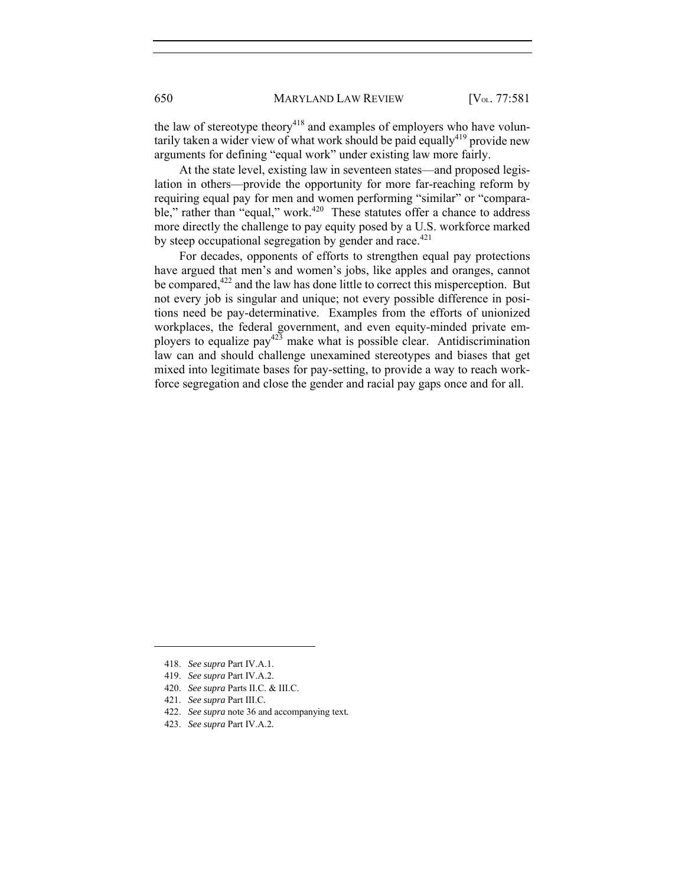the law of stereotype theory[418] and examples of employers who have voluntarily taken a wider view of what work should be paid equally[419] provide new arguments for defining "equal work" under existing law more fairly.

At the state level, existing law in seventeen states—and proposed legislation in others—provide the opportunity for more far-reaching reform by requiring equal pay for men and women performing "similar" or "comparable," rather than "equal," work.[420] These statutes offer a chance to address more directly the challenge to pay equity posed by a U.S. workforce marked by steep occupational segregation by gender and race.[421]

For decades, opponents of efforts to strengthen equal pay protections have argued that men's and women's jobs, like apples and oranges, cannot be compared,[422] and the law has done little to correct this misperception. But not every job is singular and unique; not every possible difference in positions need be pay-determinative. Examples from the efforts of unionized workplaces, the federal government, and even equity-minded private employers to equalize pay[423] make what is possible clear. Antidiscrimination law can and should challenge unexamined stereotypes and biases that get mixed into legitimate bases for pay-setting, to provide a way to reach workforce segregation and close the gender and racial pay gaps once and for all.

---

418. *See supra* Part IV.A.1.

419. *See supra* Part IV.A.2.

420. *See supra* Parts II.C. & III.C.

421. *See supra* Part III.C.

422. *See supra* note 36 and accompanying text.

423. *See supra* Part IV.A.2.